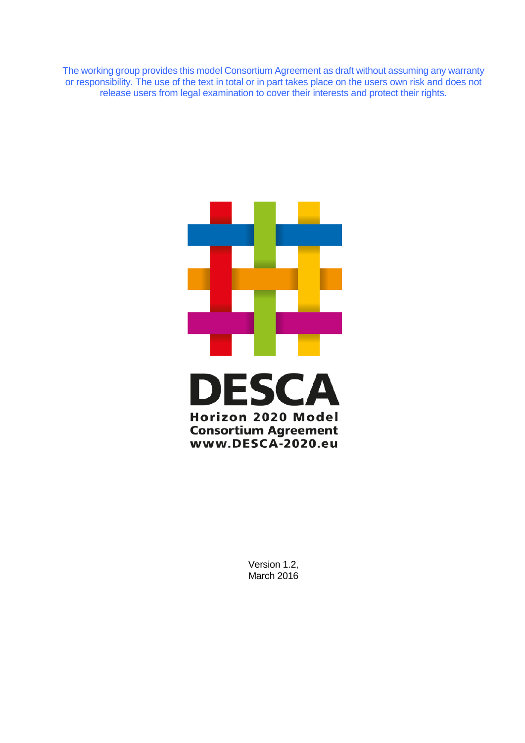The working group provides this model Consortium Agreement as draft without assuming any warranty or responsibility. The use of the text in total or in part takes place on the users own risk and does not release users from legal examination to cover their interests and protect their rights.

# DESCA

**Horizon 2020 Model Consortium Agreement**
**www.DESCA-2020.eu**

Version 1.2,
March 2016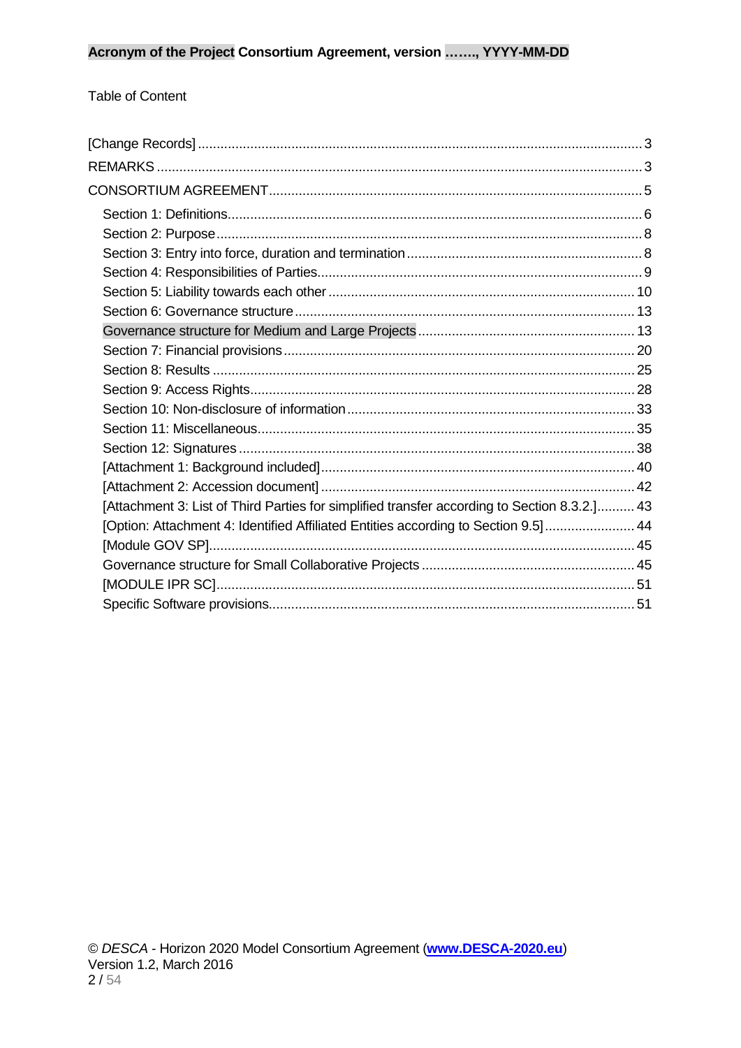Table of Content

[Change Records] 3
REMARKS 3
CONSORTIUM AGREEMENT 5
- Section 1: Definitions 6
- Section 2: Purpose 8
- Section 3: Entry into force, duration and termination 8
- Section 4: Responsibilities of Parties 9
- Section 5: Liability towards each other 10
- Section 6: Governance structure 13
- Governance structure for Medium and Large Projects 13
- Section 7: Financial provisions 20
- Section 8: Results 25
- Section 9: Access Rights 28
- Section 10: Non-disclosure of information 33
- Section 11: Miscellaneous 35
- Section 12: Signatures 38
- [Attachment 1: Background included] 40
- [Attachment 2: Accession document] 42
- [Attachment 3: List of Third Parties for simplified transfer according to Section 8.3.2.] 43
- [Option: Attachment 4: Identified Affiliated Entities according to Section 9.5] 44
- [Module GOV SP] 45
- Governance structure for Small Collaborative Projects 45
- [MODULE IPR SC] 51
- Specific Software provisions 51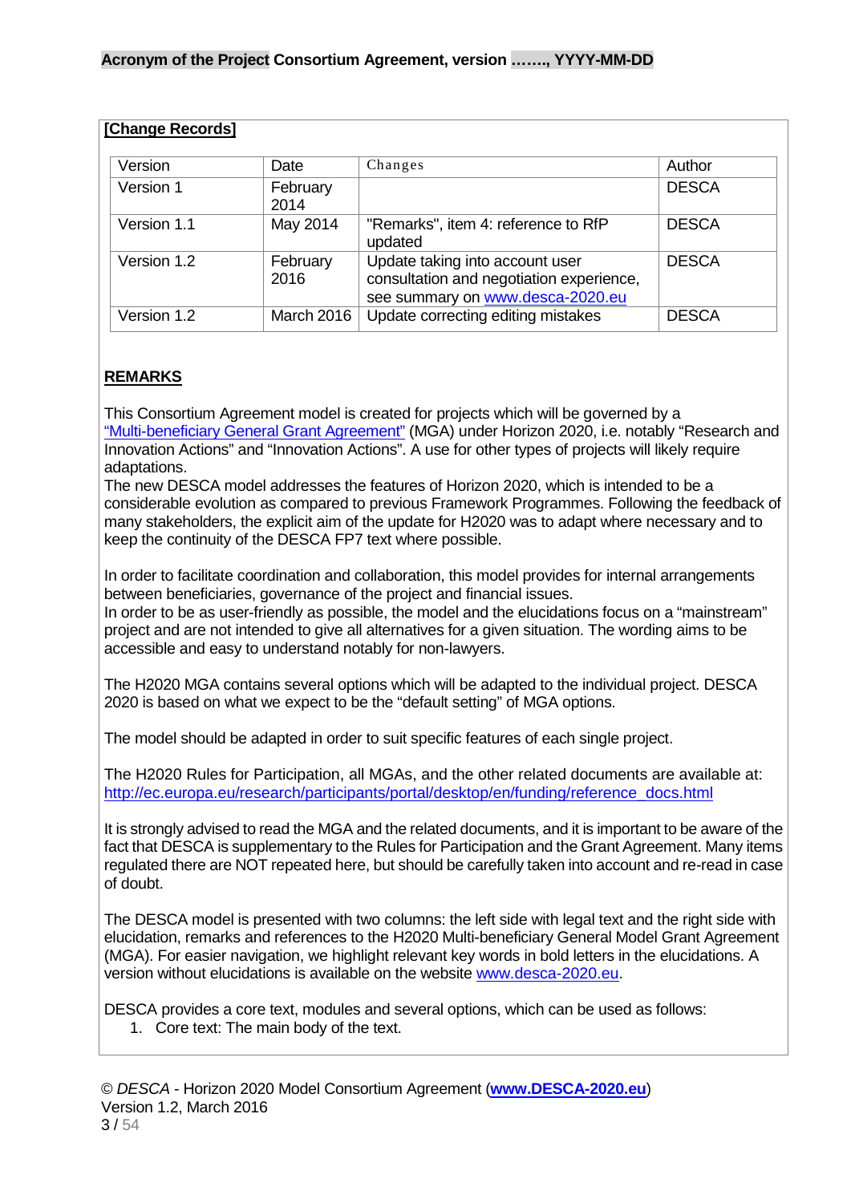**[Change Records]**

| Version | Date | Changes | Author |
|---|---|---|---|
| Version 1 | February 2014 | | DESCA |
| Version 1.1 | May 2014 | "Remarks", item 4: reference to RfP updated | DESCA |
| Version 1.2 | February 2016 | Update taking into account user consultation and negotiation experience, see summary on www.desca-2020.eu | DESCA |
| Version 1.2 | March 2016 | Update correcting editing mistakes | DESCA |

**REMARKS**

This Consortium Agreement model is created for projects which will be governed by a "Multi-beneficiary General Grant Agreement" (MGA) under Horizon 2020, i.e. notably "Research and Innovation Actions" and "Innovation Actions". A use for other types of projects will likely require adaptations.
The new DESCA model addresses the features of Horizon 2020, which is intended to be a considerable evolution as compared to previous Framework Programmes. Following the feedback of many stakeholders, the explicit aim of the update for H2020 was to adapt where necessary and to keep the continuity of the DESCA FP7 text where possible.

In order to facilitate coordination and collaboration, this model provides for internal arrangements between beneficiaries, governance of the project and financial issues.
In order to be as user-friendly as possible, the model and the elucidations focus on a "mainstream" project and are not intended to give all alternatives for a given situation. The wording aims to be accessible and easy to understand notably for non-lawyers.

The H2020 MGA contains several options which will be adapted to the individual project. DESCA 2020 is based on what we expect to be the "default setting" of MGA options.

The model should be adapted in order to suit specific features of each single project.

The H2020 Rules for Participation, all MGAs, and the other related documents are available at: http://ec.europa.eu/research/participants/portal/desktop/en/funding/reference_docs.html

It is strongly advised to read the MGA and the related documents, and it is important to be aware of the fact that DESCA is supplementary to the Rules for Participation and the Grant Agreement. Many items regulated there are NOT repeated here, but should be carefully taken into account and re-read in case of doubt.

The DESCA model is presented with two columns: the left side with legal text and the right side with elucidation, remarks and references to the H2020 Multi-beneficiary General Model Grant Agreement (MGA). For easier navigation, we highlight relevant key words in bold letters in the elucidations. A version without elucidations is available on the website www.desca-2020.eu.

DESCA provides a core text, modules and several options, which can be used as follows:

1. Core text: The main body of the text.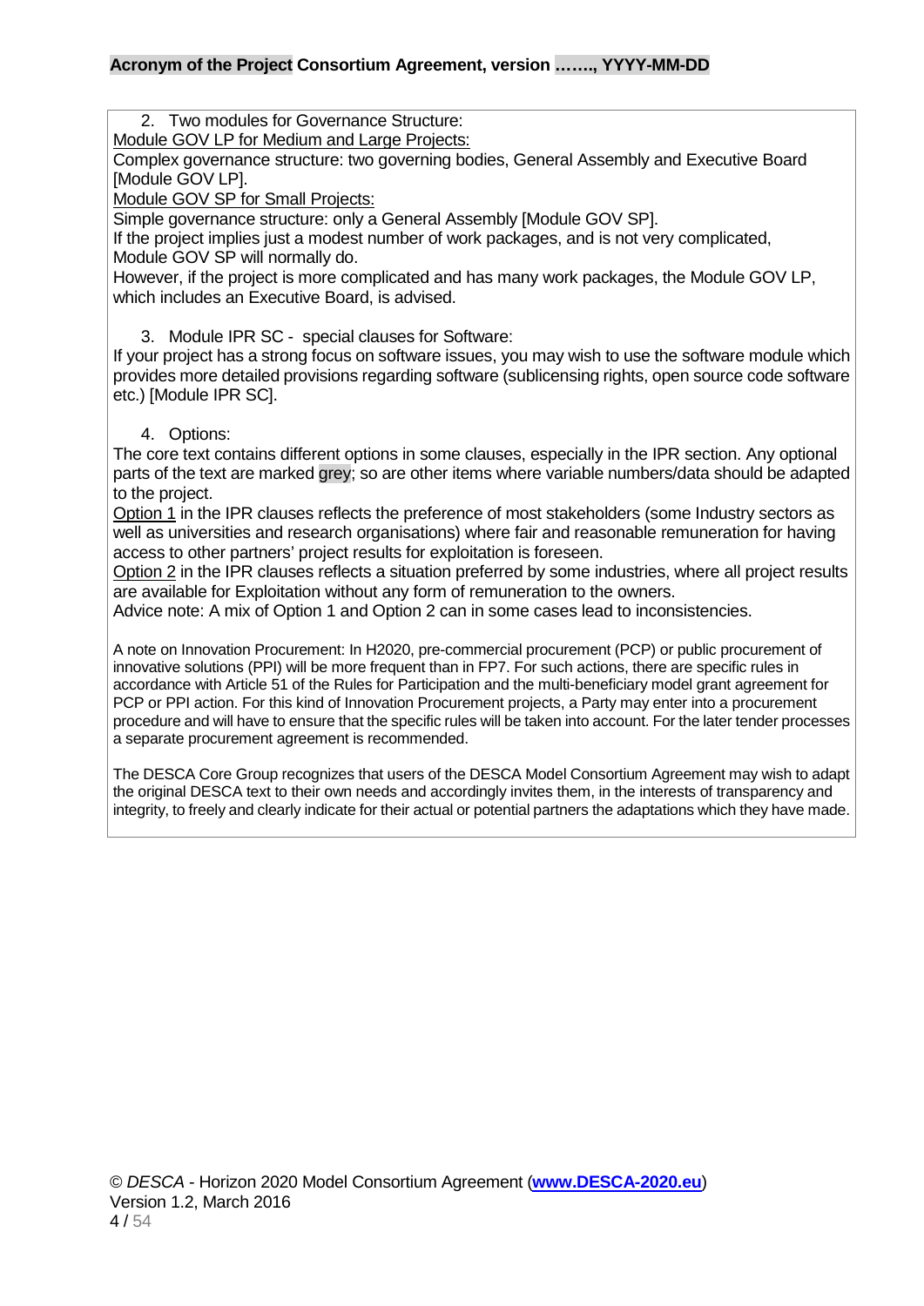2. Two modules for Governance Structure:

Module GOV LP for Medium and Large Projects:

Complex governance structure: two governing bodies, General Assembly and Executive Board [Module GOV LP].

Module GOV SP for Small Projects:

Simple governance structure: only a General Assembly [Module GOV SP].

If the project implies just a modest number of work packages, and is not very complicated, Module GOV SP will normally do.

However, if the project is more complicated and has many work packages, the Module GOV LP, which includes an Executive Board, is advised.

3. Module IPR SC - special clauses for Software:

If your project has a strong focus on software issues, you may wish to use the software module which provides more detailed provisions regarding software (sublicensing rights, open source code software etc.) [Module IPR SC].

4. Options:

The core text contains different options in some clauses, especially in the IPR section. Any optional parts of the text are marked grey; so are other items where variable numbers/data should be adapted to the project.

Option 1 in the IPR clauses reflects the preference of most stakeholders (some Industry sectors as well as universities and research organisations) where fair and reasonable remuneration for having access to other partners' project results for exploitation is foreseen.

Option 2 in the IPR clauses reflects a situation preferred by some industries, where all project results are available for Exploitation without any form of remuneration to the owners.

Advice note: A mix of Option 1 and Option 2 can in some cases lead to inconsistencies.

A note on Innovation Procurement: In H2020, pre-commercial procurement (PCP) or public procurement of innovative solutions (PPI) will be more frequent than in FP7. For such actions, there are specific rules in accordance with Article 51 of the Rules for Participation and the multi-beneficiary model grant agreement for PCP or PPI action. For this kind of Innovation Procurement projects, a Party may enter into a procurement procedure and will have to ensure that the specific rules will be taken into account. For the later tender processes a separate procurement agreement is recommended.

The DESCA Core Group recognizes that users of the DESCA Model Consortium Agreement may wish to adapt the original DESCA text to their own needs and accordingly invites them, in the interests of transparency and integrity, to freely and clearly indicate for their actual or potential partners the adaptations which they have made.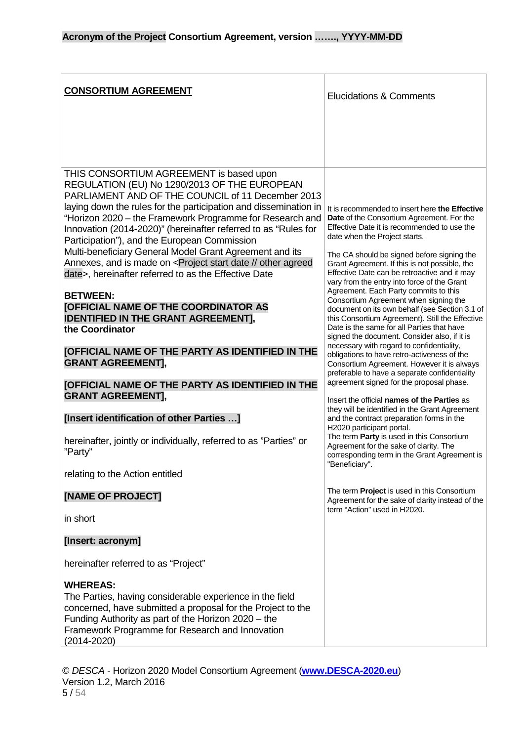| **<u>CONSORTIUM AGREEMENT</u>** | Elucidations & Comments |
| --- | --- |
| THIS CONSORTIUM AGREEMENT is based upon REGULATION (EU) No 1290/2013 OF THE EUROPEAN PARLIAMENT AND OF THE COUNCIL of 11 December 2013 laying down the rules for the participation and dissemination in "Horizon 2020 – the Framework Programme for Research and Innovation (2014-2020)" (hereinafter referred to as "Rules for Participation"), and the European Commission Multi-beneficiary General Model Grant Agreement and its Annexes, and is made on <Project start date // other agreed date>, hereinafter referred to as the Effective Date<br><br>**BETWEEN:**<br>**[OFFICIAL NAME OF THE COORDINATOR AS IDENTIFIED IN THE GRANT AGREEMENT],**<br>**the Coordinator**<br><br>**[OFFICIAL NAME OF THE PARTY AS IDENTIFIED IN THE GRANT AGREEMENT],**<br><br>**[OFFICIAL NAME OF THE PARTY AS IDENTIFIED IN THE GRANT AGREEMENT],**<br><br>**[Insert identification of other Parties …]**<br><br>hereinafter, jointly or individually, referred to as "Parties" or "Party"<br><br>relating to the Action entitled<br><br>**[NAME OF PROJECT]**<br><br>in short<br><br>**[Insert: acronym]**<br><br>hereinafter referred to as "Project"<br><br>**WHEREAS:**<br>The Parties, having considerable experience in the field concerned, have submitted a proposal for the Project to the Funding Authority as part of the Horizon 2020 – the Framework Programme for Research and Innovation (2014-2020) | It is recommended to insert here **the Effective Date** of the Consortium Agreement. For the Effective Date it is recommended to use the date when the Project starts.<br><br>The CA should be signed before signing the Grant Agreement. If this is not possible, the Effective Date can be retroactive and it may vary from the entry into force of the Grant Agreement. Each Party commits to this Consortium Agreement when signing the document on its own behalf (see Section 3.1 of this Consortium Agreement). Still the Effective Date is the same for all Parties that have signed the document. Consider also, if it is necessary with regard to confidentiality, obligations to have retro-activeness of the Consortium Agreement. However it is always preferable to have a separate confidentiality agreement signed for the proposal phase.<br><br>Insert the official **names of the Parties** as they will be identified in the Grant Agreement and the contract preparation forms in the H2020 participant portal.<br>The term **Party** is used in this Consortium Agreement for the sake of clarity. The corresponding term in the Grant Agreement is "Beneficiary".<br><br>The term **Project** is used in this Consortium Agreement for the sake of clarity instead of the term "Action" used in H2020. |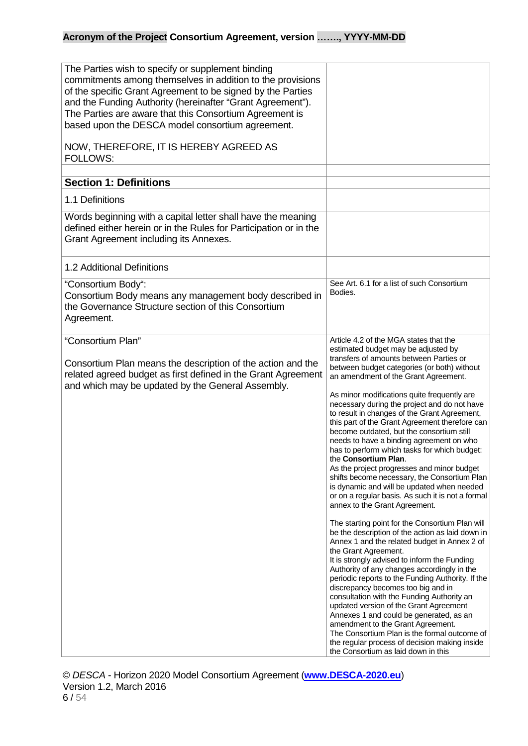| | |
|---|---|
| The Parties wish to specify or supplement binding commitments among themselves in addition to the provisions of the specific Grant Agreement to be signed by the Parties and the Funding Authority (hereinafter "Grant Agreement"). The Parties are aware that this Consortium Agreement is based upon the DESCA model consortium agreement.<br><br>NOW, THEREFORE, IT IS HEREBY AGREED AS FOLLOWS: | |
| | |
| **Section 1: Definitions** | |
| 1.1 Definitions | |
| Words beginning with a capital letter shall have the meaning defined either herein or in the Rules for Participation or in the Grant Agreement including its Annexes. | |
| 1.2 Additional Definitions | |
| "Consortium Body":<br>Consortium Body means any management body described in the Governance Structure section of this Consortium Agreement. | See Art. 6.1 for a list of such Consortium Bodies. |
| "Consortium Plan"<br><br>Consortium Plan means the description of the action and the related agreed budget as first defined in the Grant Agreement and which may be updated by the General Assembly. | Article 4.2 of the MGA states that the estimated budget may be adjusted by transfers of amounts between Parties or between budget categories (or both) without an amendment of the Grant Agreement.<br><br>As minor modifications quite frequently are necessary during the project and do not have to result in changes of the Grant Agreement, this part of the Grant Agreement therefore can become outdated, but the consortium still needs to have a binding agreement on who has to perform which tasks for which budget: the **Consortium Plan**.<br>As the project progresses and minor budget shifts become necessary, the Consortium Plan is dynamic and will be updated when needed or on a regular basis. As such it is not a formal annex to the Grant Agreement.<br><br>The starting point for the Consortium Plan will be the description of the action as laid down in Annex 1 and the related budget in Annex 2 of the Grant Agreement.<br>It is strongly advised to inform the Funding Authority of any changes accordingly in the periodic reports to the Funding Authority. If the discrepancy becomes too big and in consultation with the Funding Authority an updated version of the Grant Agreement Annexes 1 and could be generated, as an amendment to the Grant Agreement.<br>The Consortium Plan is the formal outcome of the regular process of decision making inside the Consortium as laid down in this |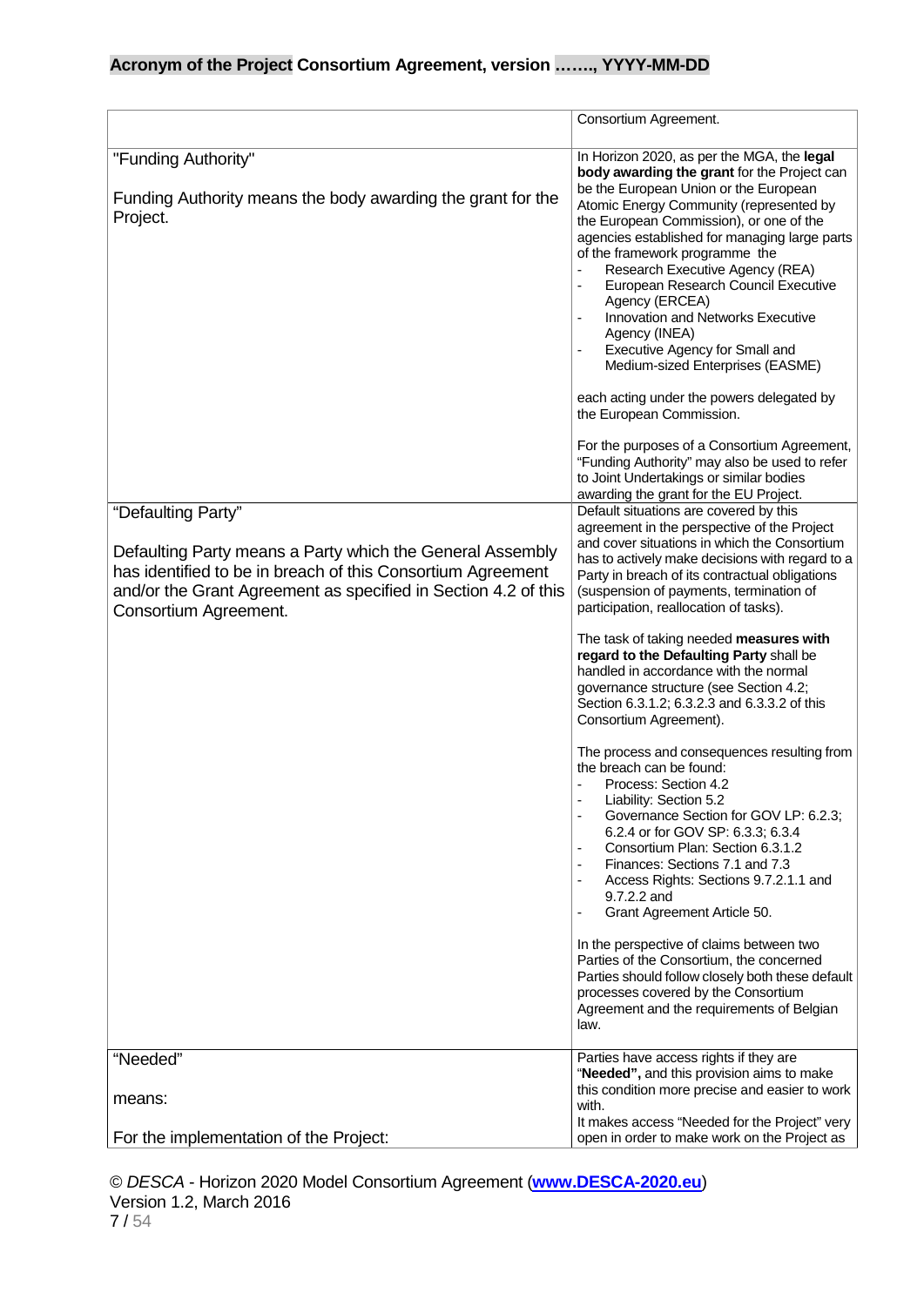| | |
|---|---|
| | Consortium Agreement. |
| "Funding Authority"<br><br>Funding Authority means the body awarding the grant for the Project. | In Horizon 2020, as per the MGA, the **legal body awarding the grant** for the Project can be the European Union or the European Atomic Energy Community (represented by the European Commission), or one of the agencies established for managing large parts of the framework programme the<br>- Research Executive Agency (REA)<br>- European Research Council Executive Agency (ERCEA)<br>- Innovation and Networks Executive Agency (INEA)<br>- Executive Agency for Small and Medium-sized Enterprises (EASME)<br><br>each acting under the powers delegated by the European Commission.<br><br>For the purposes of a Consortium Agreement, "Funding Authority" may also be used to refer to Joint Undertakings or similar bodies awarding the grant for the EU Project. |
| "Defaulting Party"<br><br>Defaulting Party means a Party which the General Assembly has identified to be in breach of this Consortium Agreement and/or the Grant Agreement as specified in Section 4.2 of this Consortium Agreement. | Default situations are covered by this agreement in the perspective of the Project and cover situations in which the Consortium has to actively make decisions with regard to a Party in breach of its contractual obligations (suspension of payments, termination of participation, reallocation of tasks).<br><br>The task of taking needed **measures with regard to the Defaulting Party** shall be handled in accordance with the normal governance structure (see Section 4.2; Section 6.3.1.2; 6.3.2.3 and 6.3.3.2 of this Consortium Agreement).<br><br>The process and consequences resulting from the breach can be found:<br>- Process: Section 4.2<br>- Liability: Section 5.2<br>- Governance Section for GOV LP: 6.2.3; 6.2.4 or for GOV SP: 6.3.3; 6.3.4<br>- Consortium Plan: Section 6.3.1.2<br>- Finances: Sections 7.1 and 7.3<br>- Access Rights: Sections 9.7.2.1.1 and 9.7.2.2 and<br>- Grant Agreement Article 50.<br><br>In the perspective of claims between two Parties of the Consortium, the concerned Parties should follow closely both these default processes covered by the Consortium Agreement and the requirements of Belgian law. |
| "Needed"<br><br>means:<br><br>For the implementation of the Project: | Parties have access rights if they are "**Needed",** and this provision aims to make this condition more precise and easier to work with.<br>It makes access "Needed for the Project" very open in order to make work on the Project as |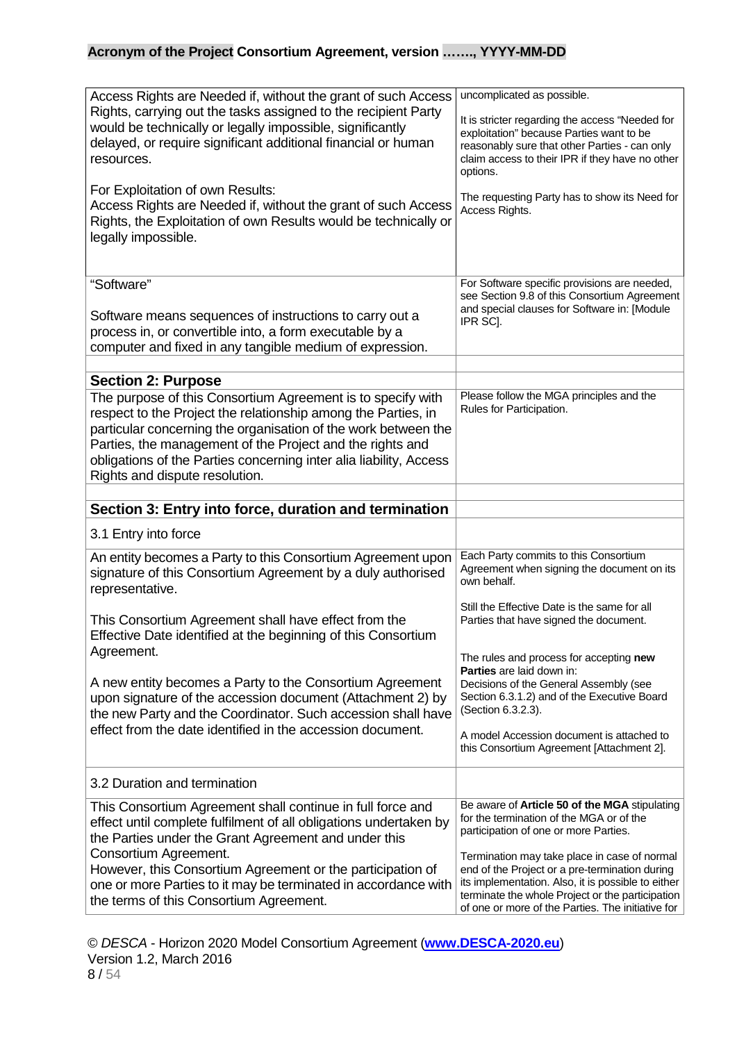| | |
|---|---|
| Access Rights are Needed if, without the grant of such Access Rights, carrying out the tasks assigned to the recipient Party would be technically or legally impossible, significantly delayed, or require significant additional financial or human resources.<br><br>For Exploitation of own Results:<br>Access Rights are Needed if, without the grant of such Access Rights, the Exploitation of own Results would be technically or legally impossible. | uncomplicated as possible.<br><br>It is stricter regarding the access "Needed for exploitation" because Parties want to be reasonably sure that other Parties - can only claim access to their IPR if they have no other options.<br><br>The requesting Party has to show its Need for Access Rights. |
| "Software"<br><br>Software means sequences of instructions to carry out a process in, or convertible into, a form executable by a computer and fixed in any tangible medium of expression. | For Software specific provisions are needed, see Section 9.8 of this Consortium Agreement and special clauses for Software in: [Module IPR SC]. |
| | |
| **Section 2: Purpose** | |
| The purpose of this Consortium Agreement is to specify with respect to the Project the relationship among the Parties, in particular concerning the organisation of the work between the Parties, the management of the Project and the rights and obligations of the Parties concerning inter alia liability, Access Rights and dispute resolution. | Please follow the MGA principles and the Rules for Participation. |
| | |
| **Section 3: Entry into force, duration and termination** | |
| 3.1 Entry into force | |
| An entity becomes a Party to this Consortium Agreement upon signature of this Consortium Agreement by a duly authorised representative.<br><br>This Consortium Agreement shall have effect from the Effective Date identified at the beginning of this Consortium Agreement.<br><br>A new entity becomes a Party to the Consortium Agreement upon signature of the accession document (Attachment 2) by the new Party and the Coordinator. Such accession shall have effect from the date identified in the accession document. | Each Party commits to this Consortium Agreement when signing the document on its own behalf.<br><br>Still the Effective Date is the same for all Parties that have signed the document.<br><br>The rules and process for accepting **new Parties** are laid down in:<br>Decisions of the General Assembly (see Section 6.3.1.2) and of the Executive Board (Section 6.3.2.3).<br><br>A model Accession document is attached to this Consortium Agreement [Attachment 2]. |
| 3.2 Duration and termination | |
| This Consortium Agreement shall continue in full force and effect until complete fulfilment of all obligations undertaken by the Parties under the Grant Agreement and under this Consortium Agreement.<br>However, this Consortium Agreement or the participation of one or more Parties to it may be terminated in accordance with the terms of this Consortium Agreement. | Be aware of **Article 50 of the MGA** stipulating for the termination of the MGA or of the participation of one or more Parties.<br><br>Termination may take place in case of normal end of the Project or a pre-termination during its implementation. Also, it is possible to either terminate the whole Project or the participation of one or more of the Parties. The initiative for |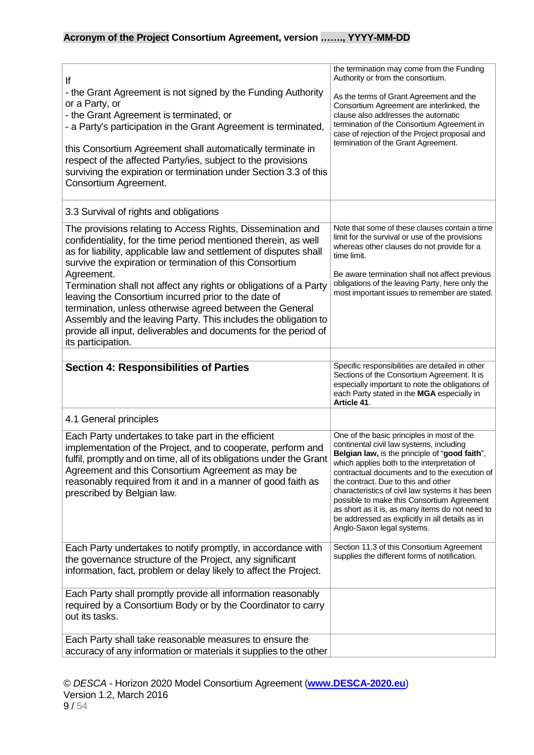| | |
|---|---|
| If<br>- the Grant Agreement is not signed by the Funding Authority or a Party, or<br>- the Grant Agreement is terminated, or<br>- a Party's participation in the Grant Agreement is terminated,<br><br>this Consortium Agreement shall automatically terminate in respect of the affected Party/ies, subject to the provisions surviving the expiration or termination under Section 3.3 of this Consortium Agreement. | the termination may come from the Funding Authority or from the consortium.<br><br>As the terms of Grant Agreement and the Consortium Agreement are interlinked, the clause also addresses the automatic termination of the Consortium Agreement in case of rejection of the Project proposal and termination of the Grant Agreement. |
| 3.3 Survival of rights and obligations | |
| The provisions relating to Access Rights, Dissemination and confidentiality, for the time period mentioned therein, as well as for liability, applicable law and settlement of disputes shall survive the expiration or termination of this Consortium Agreement.<br>Termination shall not affect any rights or obligations of a Party leaving the Consortium incurred prior to the date of termination, unless otherwise agreed between the General Assembly and the leaving Party. This includes the obligation to provide all input, deliverables and documents for the period of its participation. | Note that some of these clauses contain a time limit for the survival or use of the provisions whereas other clauses do not provide for a time limit.<br><br>Be aware termination shall not affect previous obligations of the leaving Party, here only the most important issues to remember are stated. |
| | |
| **Section 4: Responsibilities of Parties** | Specific responsibilities are detailed in other Sections of the Consortium Agreement. It is especially important to note the obligations of each Party stated in the **MGA** especially in **Article 41**. |
| 4.1 General principles | |
| Each Party undertakes to take part in the efficient implementation of the Project, and to cooperate, perform and fulfil, promptly and on time, all of its obligations under the Grant Agreement and this Consortium Agreement as may be reasonably required from it and in a manner of good faith as prescribed by Belgian law. | One of the basic principles in most of the continental civil law systems, including **Belgian law,** is the principle of "**good faith**", which applies both to the interpretation of contractual documents and to the execution of the contract. Due to this and other characteristics of civil law systems it has been possible to make this Consortium Agreement as short as it is, as many items do not need to be addressed as explicitly in all details as in Anglo-Saxon legal systems. |
| Each Party undertakes to notify promptly, in accordance with the governance structure of the Project, any significant information, fact, problem or delay likely to affect the Project. | Section 11.3 of this Consortium Agreement supplies the different forms of notification. |
| Each Party shall promptly provide all information reasonably required by a Consortium Body or by the Coordinator to carry out its tasks. | |
| Each Party shall take reasonable measures to ensure the accuracy of any information or materials it supplies to the other | |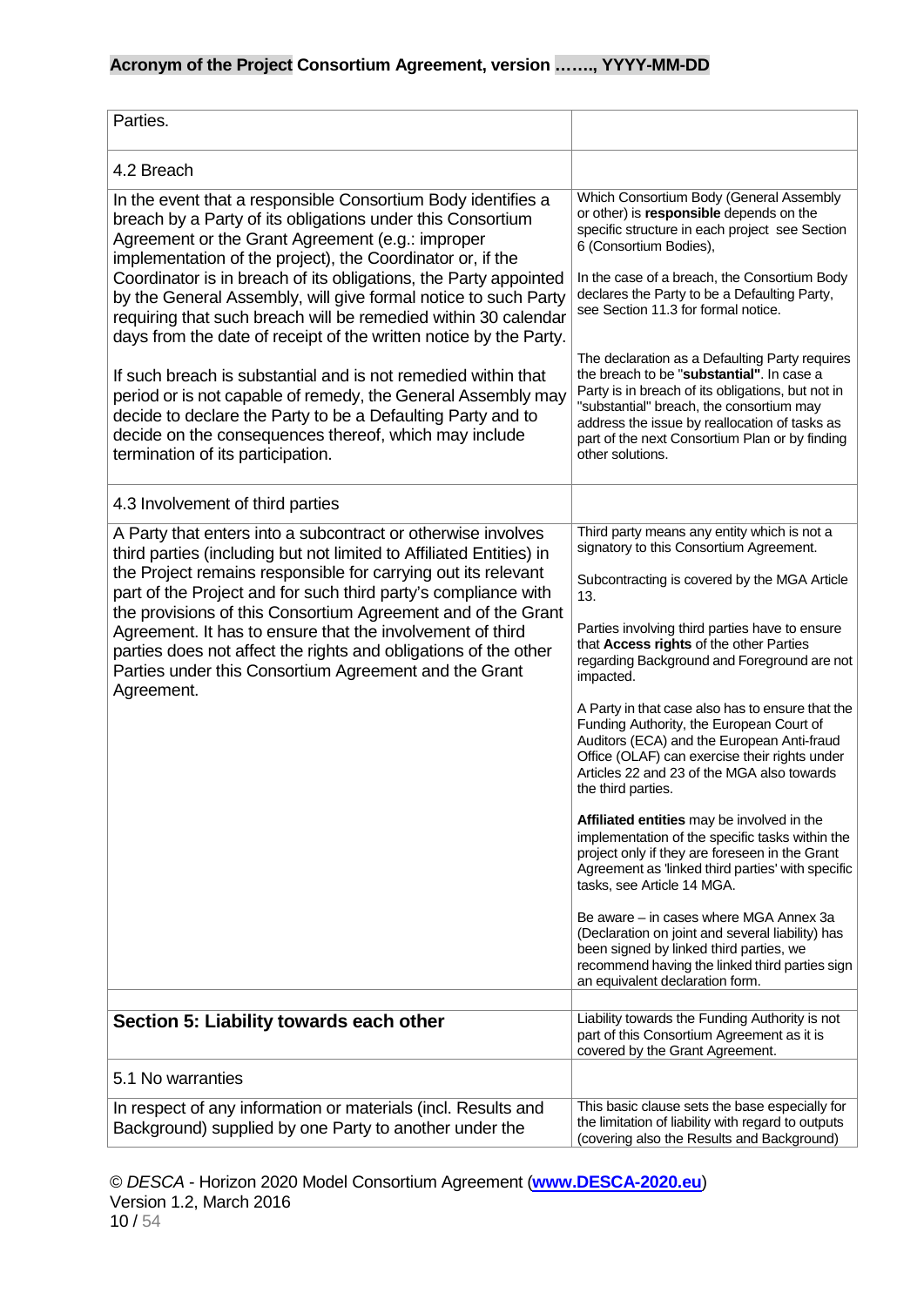| | |
|---|---|
| Parties. | |
| 4.2 Breach | |
| In the event that a responsible Consortium Body identifies a breach by a Party of its obligations under this Consortium Agreement or the Grant Agreement (e.g.: improper implementation of the project), the Coordinator or, if the Coordinator is in breach of its obligations, the Party appointed by the General Assembly, will give formal notice to such Party requiring that such breach will be remedied within 30 calendar days from the date of receipt of the written notice by the Party.<br><br>If such breach is substantial and is not remedied within that period or is not capable of remedy, the General Assembly may decide to declare the Party to be a Defaulting Party and to decide on the consequences thereof, which may include termination of its participation. | Which Consortium Body (General Assembly or other) is **responsible** depends on the specific structure in each project see Section 6 (Consortium Bodies),<br><br>In the case of a breach, the Consortium Body declares the Party to be a Defaulting Party, see Section 11.3 for formal notice.<br><br>The declaration as a Defaulting Party requires the breach to be "**substantial**". In case a Party is in breach of its obligations, but not in "substantial" breach, the consortium may address the issue by reallocation of tasks as part of the next Consortium Plan or by finding other solutions. |
| 4.3 Involvement of third parties | |
| A Party that enters into a subcontract or otherwise involves third parties (including but not limited to Affiliated Entities) in the Project remains responsible for carrying out its relevant part of the Project and for such third party's compliance with the provisions of this Consortium Agreement and of the Grant Agreement. It has to ensure that the involvement of third parties does not affect the rights and obligations of the other Parties under this Consortium Agreement and the Grant Agreement. | Third party means any entity which is not a signatory to this Consortium Agreement.<br><br>Subcontracting is covered by the MGA Article 13.<br><br>Parties involving third parties have to ensure that **Access rights** of the other Parties regarding Background and Foreground are not impacted.<br><br>A Party in that case also has to ensure that the Funding Authority, the European Court of Auditors (ECA) and the European Anti-fraud Office (OLAF) can exercise their rights under Articles 22 and 23 of the MGA also towards the third parties.<br><br>**Affiliated entities** may be involved in the implementation of the specific tasks within the project only if they are foreseen in the Grant Agreement as 'linked third parties' with specific tasks, see Article 14 MGA.<br><br>Be aware – in cases where MGA Annex 3a (Declaration on joint and several liability) has been signed by linked third parties, we recommend having the linked third parties sign an equivalent declaration form. |
| | |
| **Section 5: Liability towards each other** | Liability towards the Funding Authority is not part of this Consortium Agreement as it is covered by the Grant Agreement. |
| 5.1 No warranties | |
| In respect of any information or materials (incl. Results and Background) supplied by one Party to another under the | This basic clause sets the base especially for the limitation of liability with regard to outputs (covering also the Results and Background) |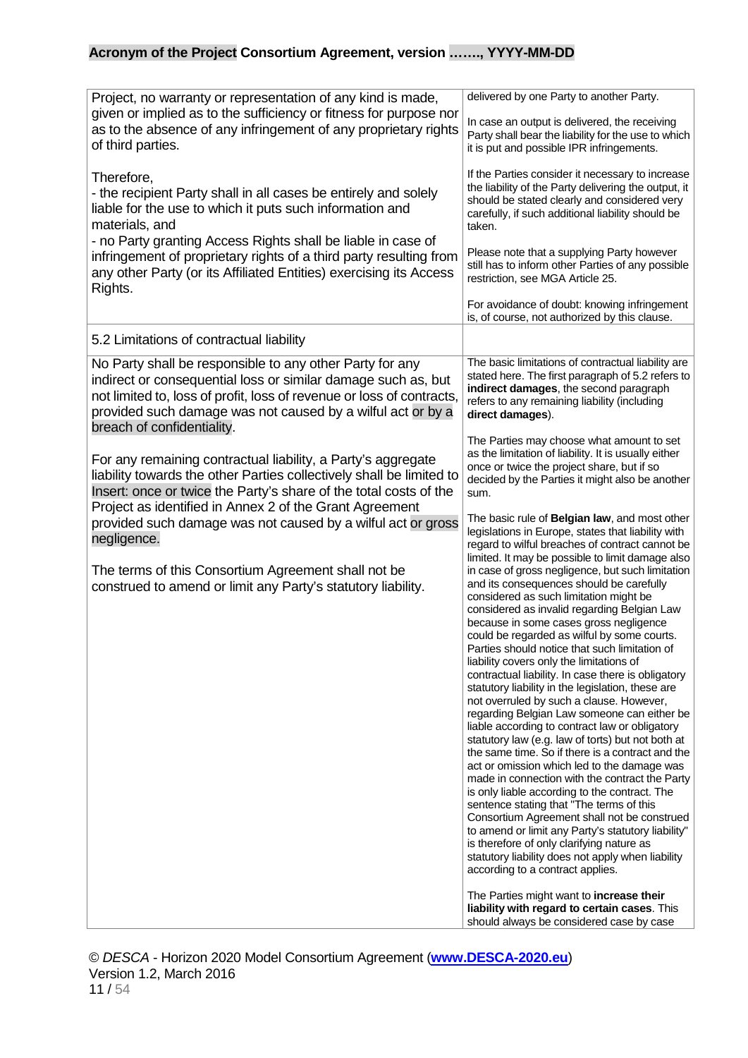| | |
|---|---|
| Project, no warranty or representation of any kind is made, given or implied as to the sufficiency or fitness for purpose nor as to the absence of any infringement of any proprietary rights of third parties.<br><br>Therefore,<br>- the recipient Party shall in all cases be entirely and solely liable for the use to which it puts such information and materials, and<br>- no Party granting Access Rights shall be liable in case of infringement of proprietary rights of a third party resulting from any other Party (or its Affiliated Entities) exercising its Access Rights. | delivered by one Party to another Party.<br><br>In case an output is delivered, the receiving Party shall bear the liability for the use to which it is put and possible IPR infringements.<br><br>If the Parties consider it necessary to increase the liability of the Party delivering the output, it should be stated clearly and considered very carefully, if such additional liability should be taken.<br><br>Please note that a supplying Party however still has to inform other Parties of any possible restriction, see MGA Article 25.<br><br>For avoidance of doubt: knowing infringement is, of course, not authorized by this clause. |
| 5.2 Limitations of contractual liability | |
| No Party shall be responsible to any other Party for any indirect or consequential loss or similar damage such as, but not limited to, loss of profit, loss of revenue or loss of contracts, provided such damage was not caused by a wilful act or by a breach of confidentiality.<br><br>For any remaining contractual liability, a Party's aggregate liability towards the other Parties collectively shall be limited to Insert: once or twice the Party's share of the total costs of the Project as identified in Annex 2 of the Grant Agreement provided such damage was not caused by a wilful act or gross negligence.<br><br>The terms of this Consortium Agreement shall not be construed to amend or limit any Party's statutory liability. | The basic limitations of contractual liability are stated here. The first paragraph of 5.2 refers to **indirect damages**, the second paragraph refers to any remaining liability (including **direct damages**).<br><br>The Parties may choose what amount to set as the limitation of liability. It is usually either once or twice the project share, but if so decided by the Parties it might also be another sum.<br><br>The basic rule of **Belgian law**, and most other legislations in Europe, states that liability with regard to wilful breaches of contract cannot be limited. It may be possible to limit damage also in case of gross negligence, but such limitation and its consequences should be carefully considered as such limitation might be considered as invalid regarding Belgian Law because in some cases gross negligence could be regarded as wilful by some courts. Parties should notice that such limitation of liability covers only the limitations of contractual liability. In case there is obligatory statutory liability in the legislation, these are not overruled by such a clause. However, regarding Belgian Law someone can either be liable according to contract law or obligatory statutory law (e.g. law of torts) but not both at the same time. So if there is a contract and the act or omission which led to the damage was made in connection with the contract the Party is only liable according to the contract. The sentence stating that "The terms of this Consortium Agreement shall not be construed to amend or limit any Party's statutory liability" is therefore of only clarifying nature as statutory liability does not apply when liability according to a contract applies.<br><br>The Parties might want to **increase their liability with regard to certain cases**. This should always be considered case by case |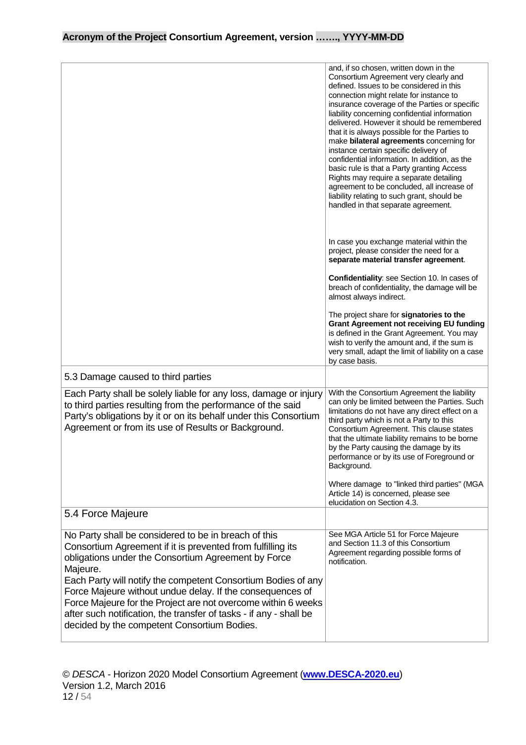| | |
|---|---|
| | and, if so chosen, written down in the Consortium Agreement very clearly and defined. Issues to be considered in this connection might relate for instance to insurance coverage of the Parties or specific liability concerning confidential information delivered. However it should be remembered that it is always possible for the Parties to make **bilateral agreements** concerning for instance certain specific delivery of confidential information. In addition, as the basic rule is that a Party granting Access Rights may require a separate detailing agreement to be concluded, all increase of liability relating to such grant, should be handled in that separate agreement.<br><br>In case you exchange material within the project, please consider the need for a **separate material transfer agreement**.<br><br>**Confidentiality**: see Section 10. In cases of breach of confidentiality, the damage will be almost always indirect.<br><br>The project share for **signatories to the Grant Agreement not receiving EU funding** is defined in the Grant Agreement. You may wish to verify the amount and, if the sum is very small, adapt the limit of liability on a case by case basis. |
| 5.3 Damage caused to third parties | |
| Each Party shall be solely liable for any loss, damage or injury to third parties resulting from the performance of the said Party's obligations by it or on its behalf under this Consortium Agreement or from its use of Results or Background. | With the Consortium Agreement the liability can only be limited between the Parties. Such limitations do not have any direct effect on a third party which is not a Party to this Consortium Agreement. This clause states that the ultimate liability remains to be borne by the Party causing the damage by its performance or by its use of Foreground or Background.<br><br>Where damage to "linked third parties" (MGA Article 14) is concerned, please see elucidation on Section 4.3. |
| 5.4 Force Majeure | |
| No Party shall be considered to be in breach of this Consortium Agreement if it is prevented from fulfilling its obligations under the Consortium Agreement by Force Majeure.<br>Each Party will notify the competent Consortium Bodies of any Force Majeure without undue delay. If the consequences of Force Majeure for the Project are not overcome within 6 weeks after such notification, the transfer of tasks - if any - shall be decided by the competent Consortium Bodies. | See MGA Article 51 for Force Majeure and Section 11.3 of this Consortium Agreement regarding possible forms of notification. |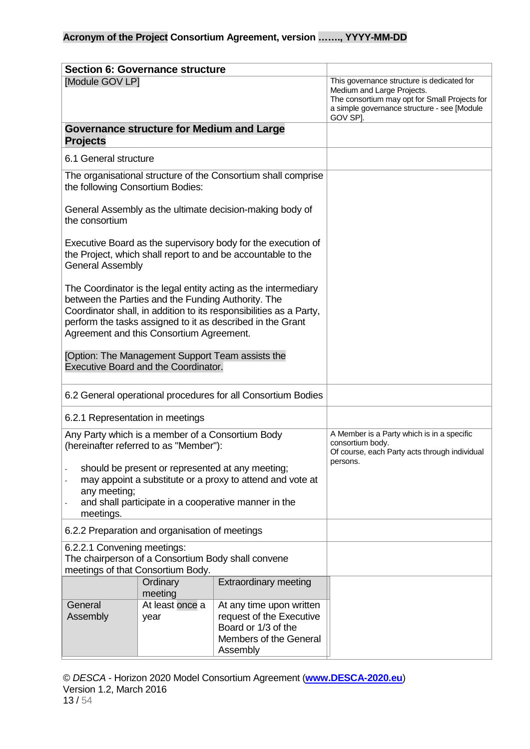## Section 6: Governance structure

[Module GOV LP]

This governance structure is dedicated for Medium and Large Projects.
The consortium may opt for Small Projects for a simple governance structure - see [Module GOV SP].

### Governance structure for Medium and Large Projects

6.1 General structure

The organisational structure of the Consortium shall comprise the following Consortium Bodies:

General Assembly as the ultimate decision-making body of the consortium

Executive Board as the supervisory body for the execution of the Project, which shall report to and be accountable to the General Assembly

The Coordinator is the legal entity acting as the intermediary between the Parties and the Funding Authority. The Coordinator shall, in addition to its responsibilities as a Party, perform the tasks assigned to it as described in the Grant Agreement and this Consortium Agreement.

[Option: The Management Support Team assists the Executive Board and the Coordinator.

6.2 General operational procedures for all Consortium Bodies

6.2.1 Representation in meetings

Any Party which is a member of a Consortium Body (hereinafter referred to as "Member"):

- should be present or represented at any meeting;
- may appoint a substitute or a proxy to attend and vote at any meeting;
- and shall participate in a cooperative manner in the meetings.

A Member is a Party which is in a specific consortium body.
Of course, each Party acts through individual persons.

6.2.2 Preparation and organisation of meetings

6.2.2.1 Convening meetings:
The chairperson of a Consortium Body shall convene meetings of that Consortium Body.

| | Ordinary meeting | Extraordinary meeting |
|---|---|---|
| General Assembly | At least once a year | At any time upon written request of the Executive Board or 1/3 of the Members of the General Assembly |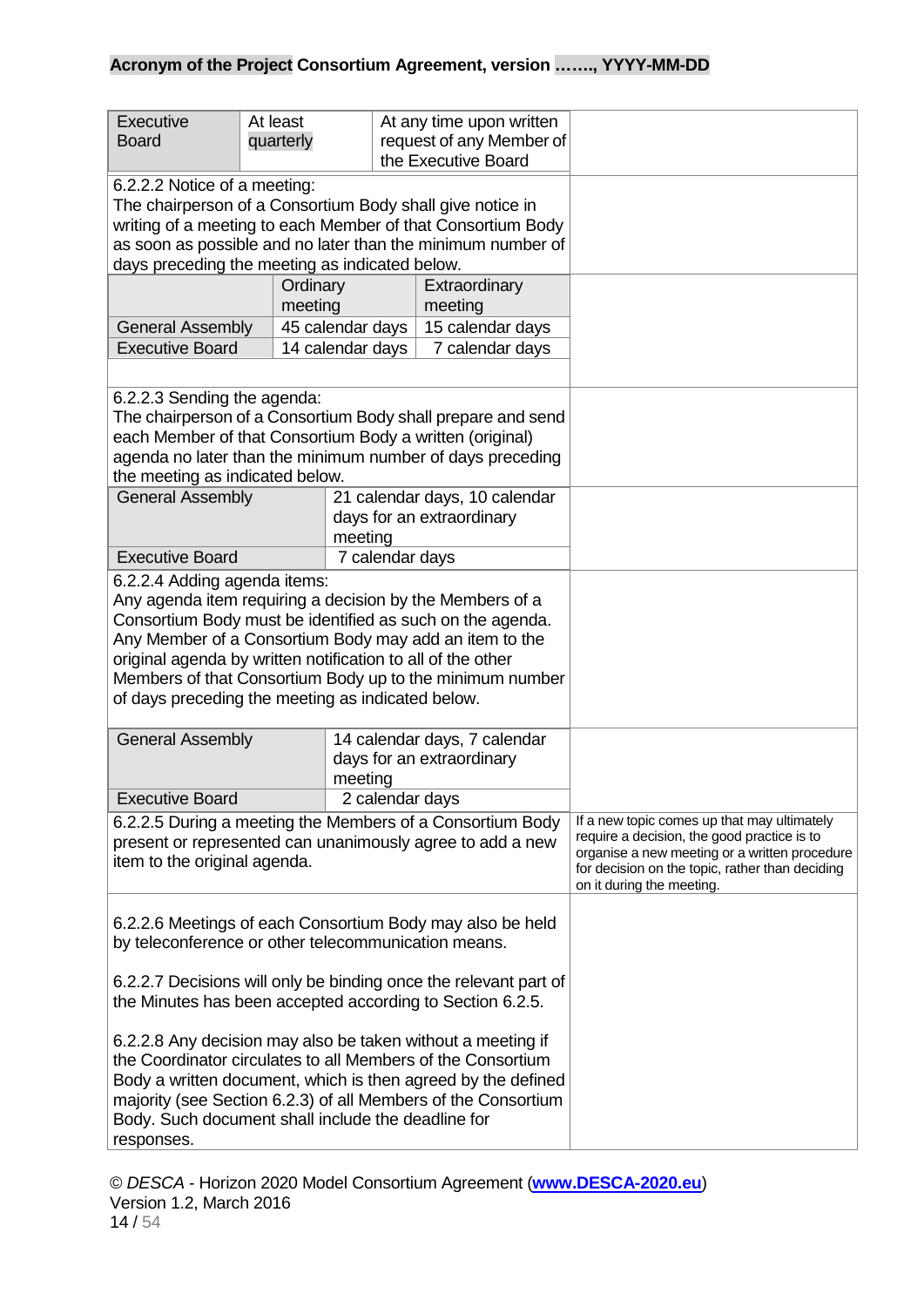| Executive Board | At least quarterly | At any time upon written request of any Member of the Executive Board |
|---|---|---|

6.2.2.2 Notice of a meeting:
The chairperson of a Consortium Body shall give notice in writing of a meeting to each Member of that Consortium Body as soon as possible and no later than the minimum number of days preceding the meeting as indicated below.

| | Ordinary meeting | Extraordinary meeting |
|---|---|---|
| General Assembly | 45 calendar days | 15 calendar days |
| Executive Board | 14 calendar days | 7 calendar days |

6.2.2.3 Sending the agenda:
The chairperson of a Consortium Body shall prepare and send each Member of that Consortium Body a written (original) agenda no later than the minimum number of days preceding the meeting as indicated below.

| | |
|---|---|
| General Assembly | 21 calendar days, 10 calendar days for an extraordinary meeting |
| Executive Board | 7 calendar days |

6.2.2.4 Adding agenda items:
Any agenda item requiring a decision by the Members of a Consortium Body must be identified as such on the agenda. Any Member of a Consortium Body may add an item to the original agenda by written notification to all of the other Members of that Consortium Body up to the minimum number of days preceding the meeting as indicated below.

| | |
|---|---|
| General Assembly | 14 calendar days, 7 calendar days for an extraordinary meeting |
| Executive Board | 2 calendar days |

6.2.2.5 During a meeting the Members of a Consortium Body present or represented can unanimously agree to add a new item to the original agenda.

*If a new topic comes up that may ultimately require a decision, the good practice is to organise a new meeting or a written procedure for decision on the topic, rather than deciding on it during the meeting.*

6.2.2.6 Meetings of each Consortium Body may also be held by teleconference or other telecommunication means.

6.2.2.7 Decisions will only be binding once the relevant part of the Minutes has been accepted according to Section 6.2.5.

6.2.2.8 Any decision may also be taken without a meeting if the Coordinator circulates to all Members of the Consortium Body a written document, which is then agreed by the defined majority (see Section 6.2.3) of all Members of the Consortium Body. Such document shall include the deadline for responses.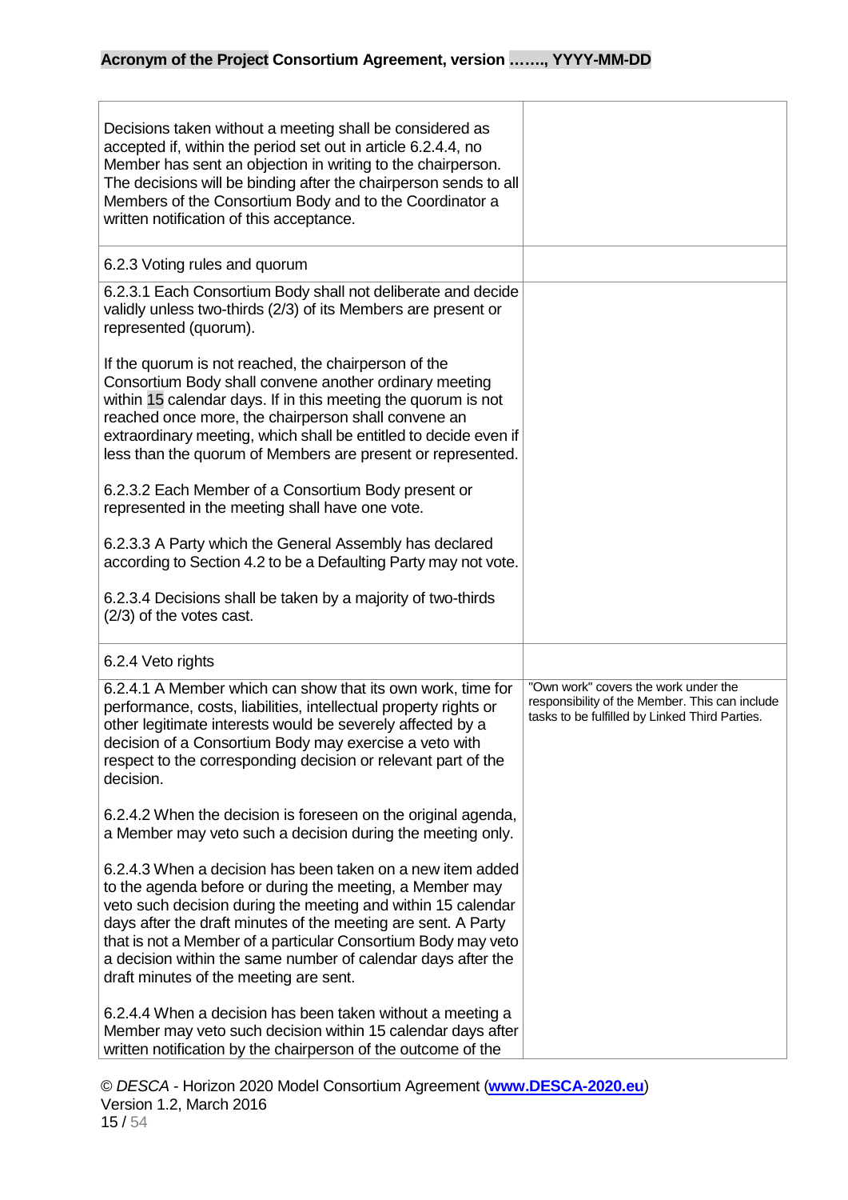| | |
|---|---|
| Decisions taken without a meeting shall be considered as accepted if, within the period set out in article 6.2.4.4, no Member has sent an objection in writing to the chairperson. The decisions will be binding after the chairperson sends to all Members of the Consortium Body and to the Coordinator a written notification of this acceptance. | |
| 6.2.3 Voting rules and quorum | |
| 6.2.3.1 Each Consortium Body shall not deliberate and decide validly unless two-thirds (2/3) of its Members are present or represented (quorum).<br><br>If the quorum is not reached, the chairperson of the Consortium Body shall convene another ordinary meeting within 15 calendar days. If in this meeting the quorum is not reached once more, the chairperson shall convene an extraordinary meeting, which shall be entitled to decide even if less than the quorum of Members are present or represented.<br><br>6.2.3.2 Each Member of a Consortium Body present or represented in the meeting shall have one vote.<br><br>6.2.3.3 A Party which the General Assembly has declared according to Section 4.2 to be a Defaulting Party may not vote.<br><br>6.2.3.4 Decisions shall be taken by a majority of two-thirds (2/3) of the votes cast. | |
| 6.2.4 Veto rights | |
| 6.2.4.1 A Member which can show that its own work, time for performance, costs, liabilities, intellectual property rights or other legitimate interests would be severely affected by a decision of a Consortium Body may exercise a veto with respect to the corresponding decision or relevant part of the decision.<br><br>6.2.4.2 When the decision is foreseen on the original agenda, a Member may veto such a decision during the meeting only.<br><br>6.2.4.3 When a decision has been taken on a new item added to the agenda before or during the meeting, a Member may veto such decision during the meeting and within 15 calendar days after the draft minutes of the meeting are sent. A Party that is not a Member of a particular Consortium Body may veto a decision within the same number of calendar days after the draft minutes of the meeting are sent.<br><br>6.2.4.4 When a decision has been taken without a meeting a Member may veto such decision within 15 calendar days after written notification by the chairperson of the outcome of the | "Own work" covers the work under the responsibility of the Member. This can include tasks to be fulfilled by Linked Third Parties. |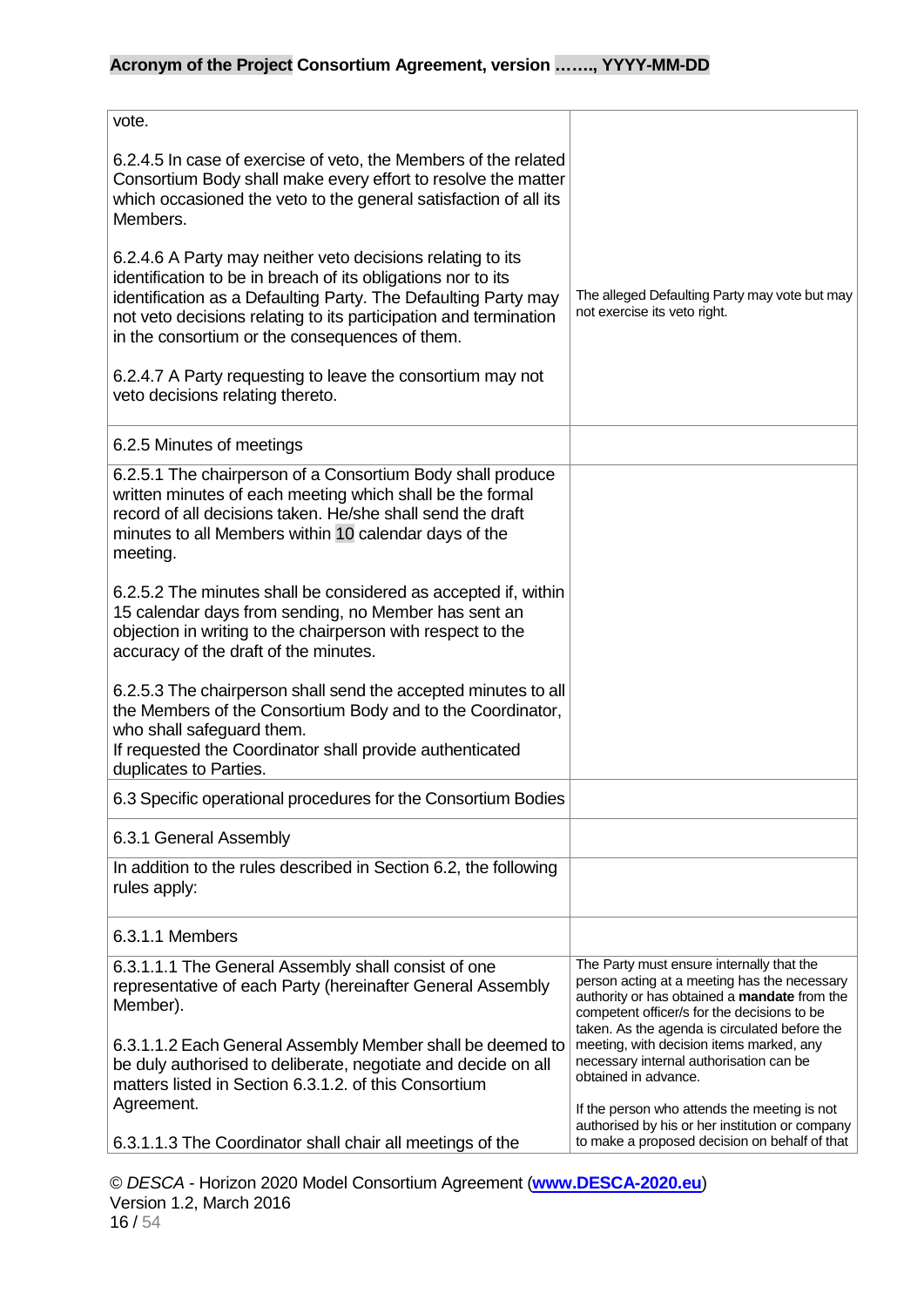| | |
|---|---|
| vote.<br><br>6.2.4.5 In case of exercise of veto, the Members of the related Consortium Body shall make every effort to resolve the matter which occasioned the veto to the general satisfaction of all its Members.<br><br>6.2.4.6 A Party may neither veto decisions relating to its identification to be in breach of its obligations nor to its identification as a Defaulting Party. The Defaulting Party may not veto decisions relating to its participation and termination in the consortium or the consequences of them.<br><br>6.2.4.7 A Party requesting to leave the consortium may not veto decisions relating thereto. | The alleged Defaulting Party may vote but may not exercise its veto right. |
| 6.2.5 Minutes of meetings | |
| 6.2.5.1 The chairperson of a Consortium Body shall produce written minutes of each meeting which shall be the formal record of all decisions taken. He/she shall send the draft minutes to all Members within 10 calendar days of the meeting.<br><br>6.2.5.2 The minutes shall be considered as accepted if, within 15 calendar days from sending, no Member has sent an objection in writing to the chairperson with respect to the accuracy of the draft of the minutes.<br><br>6.2.5.3 The chairperson shall send the accepted minutes to all the Members of the Consortium Body and to the Coordinator, who shall safeguard them.<br>If requested the Coordinator shall provide authenticated duplicates to Parties. | |
| 6.3 Specific operational procedures for the Consortium Bodies | |
| 6.3.1 General Assembly | |
| In addition to the rules described in Section 6.2, the following rules apply: | |
| 6.3.1.1 Members | |
| 6.3.1.1.1 The General Assembly shall consist of one representative of each Party (hereinafter General Assembly Member).<br><br>6.3.1.1.2 Each General Assembly Member shall be deemed to be duly authorised to deliberate, negotiate and decide on all matters listed in Section 6.3.1.2. of this Consortium Agreement.<br><br>6.3.1.1.3 The Coordinator shall chair all meetings of the | The Party must ensure internally that the person acting at a meeting has the necessary authority or has obtained a **mandate** from the competent officer/s for the decisions to be taken. As the agenda is circulated before the meeting, with decision items marked, any necessary internal authorisation can be obtained in advance.<br><br>If the person who attends the meeting is not authorised by his or her institution or company to make a proposed decision on behalf of that |

© *DESCA* - Horizon 2020 Model Consortium Agreement (**www.DESCA-2020.eu**)
Version 1.2, March 2016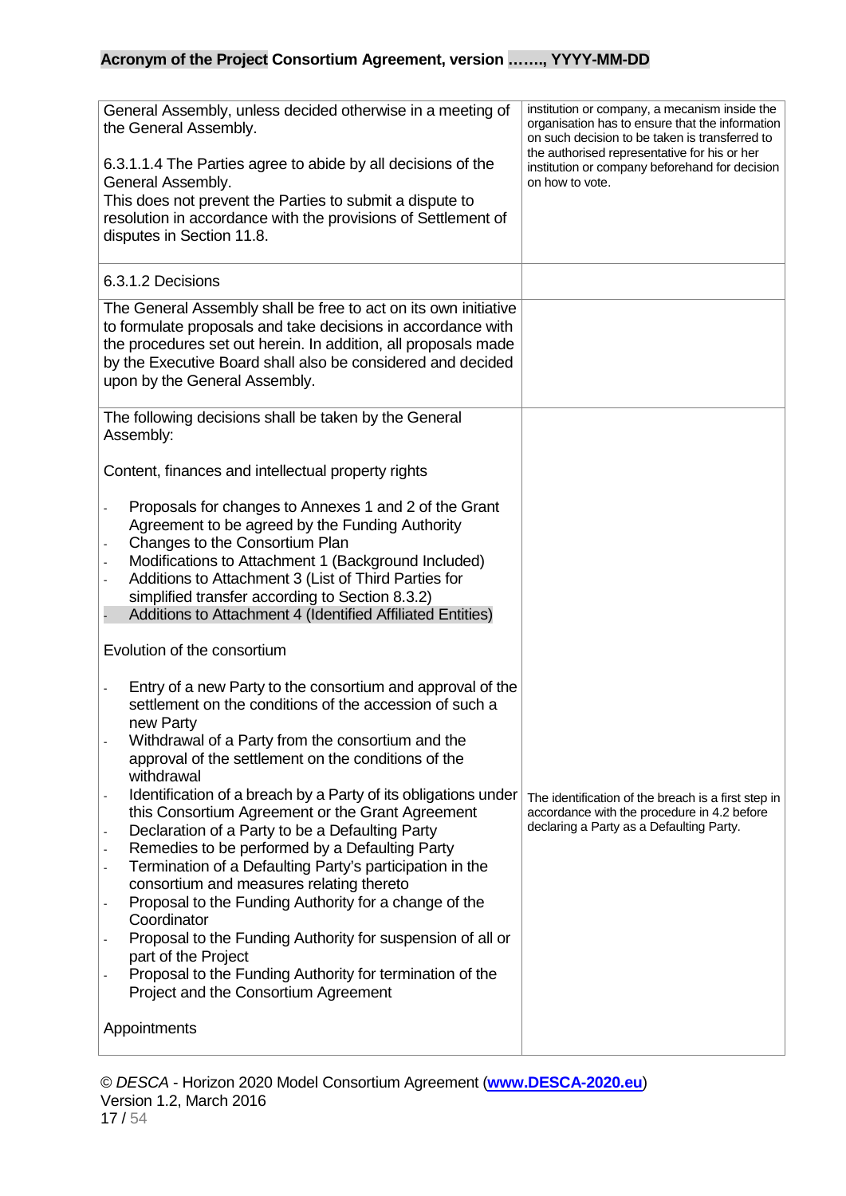| | |
|---|---|
| General Assembly, unless decided otherwise in a meeting of the General Assembly.<br><br>6.3.1.1.4 The Parties agree to abide by all decisions of the General Assembly.<br>This does not prevent the Parties to submit a dispute to resolution in accordance with the provisions of Settlement of disputes in Section 11.8. | institution or company, a mecanism inside the organisation has to ensure that the information on such decision to be taken is transferred to the authorised representative for his or her institution or company beforehand for decision on how to vote. |
| 6.3.1.2 Decisions | |
| The General Assembly shall be free to act on its own initiative to formulate proposals and take decisions in accordance with the procedures set out herein. In addition, all proposals made by the Executive Board shall also be considered and decided upon by the General Assembly. | |
| The following decisions shall be taken by the General Assembly:<br><br>Content, finances and intellectual property rights<br><br>- Proposals for changes to Annexes 1 and 2 of the Grant Agreement to be agreed by the Funding Authority<br>- Changes to the Consortium Plan<br>- Modifications to Attachment 1 (Background Included)<br>- Additions to Attachment 3 (List of Third Parties for simplified transfer according to Section 8.3.2)<br>- Additions to Attachment 4 (Identified Affiliated Entities)<br><br>Evolution of the consortium<br><br>- Entry of a new Party to the consortium and approval of the settlement on the conditions of the accession of such a new Party<br>- Withdrawal of a Party from the consortium and the approval of the settlement on the conditions of the withdrawal<br>- Identification of a breach by a Party of its obligations under this Consortium Agreement or the Grant Agreement<br>- Declaration of a Party to be a Defaulting Party<br>- Remedies to be performed by a Defaulting Party<br>- Termination of a Defaulting Party's participation in the consortium and measures relating thereto<br>- Proposal to the Funding Authority for a change of the Coordinator<br>- Proposal to the Funding Authority for suspension of all or part of the Project<br>- Proposal to the Funding Authority for termination of the Project and the Consortium Agreement<br><br>Appointments | The identification of the breach is a first step in accordance with the procedure in 4.2 before declaring a Party as a Defaulting Party. |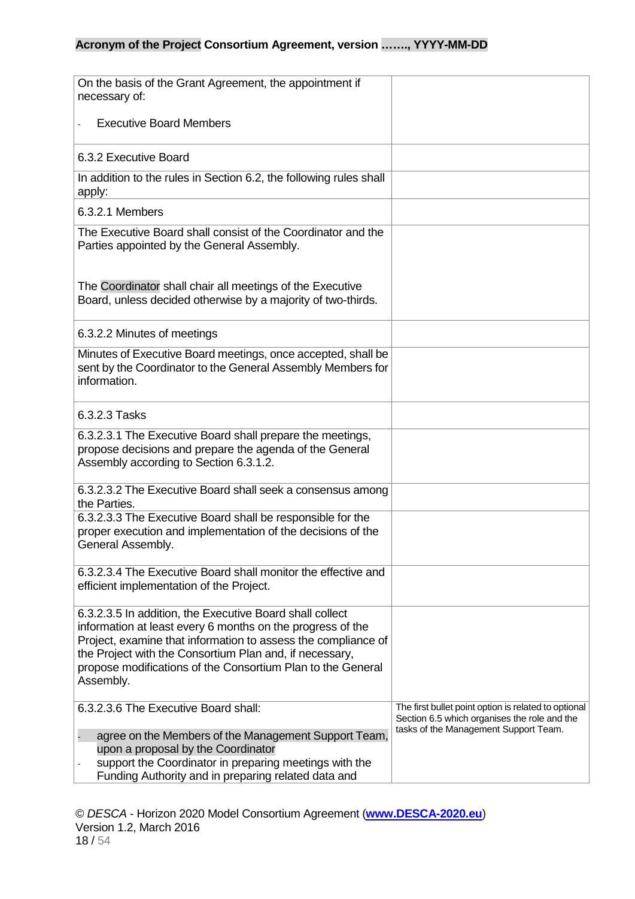| | |
|---|---|
| On the basis of the Grant Agreement, the appointment if necessary of:<br><br>- Executive Board Members | |
| 6.3.2 Executive Board | |
| In addition to the rules in Section 6.2, the following rules shall apply: | |
| 6.3.2.1 Members | |
| The Executive Board shall consist of the Coordinator and the Parties appointed by the General Assembly.<br><br>The Coordinator shall chair all meetings of the Executive Board, unless decided otherwise by a majority of two-thirds. | |
| 6.3.2.2 Minutes of meetings | |
| Minutes of Executive Board meetings, once accepted, shall be sent by the Coordinator to the General Assembly Members for information. | |
| 6.3.2.3 Tasks | |
| 6.3.2.3.1 The Executive Board shall prepare the meetings, propose decisions and prepare the agenda of the General Assembly according to Section 6.3.1.2. | |
| 6.3.2.3.2 The Executive Board shall seek a consensus among the Parties. | |
| 6.3.2.3.3 The Executive Board shall be responsible for the proper execution and implementation of the decisions of the General Assembly. | |
| 6.3.2.3.4 The Executive Board shall monitor the effective and efficient implementation of the Project. | |
| 6.3.2.3.5 In addition, the Executive Board shall collect information at least every 6 months on the progress of the Project, examine that information to assess the compliance of the Project with the Consortium Plan and, if necessary, propose modifications of the Consortium Plan to the General Assembly. | |
| 6.3.2.3.6 The Executive Board shall:<br><br>- agree on the Members of the Management Support Team, upon a proposal by the Coordinator<br>- support the Coordinator in preparing meetings with the Funding Authority and in preparing related data and | The first bullet point option is related to optional Section 6.5 which organises the role and the tasks of the Management Support Team. |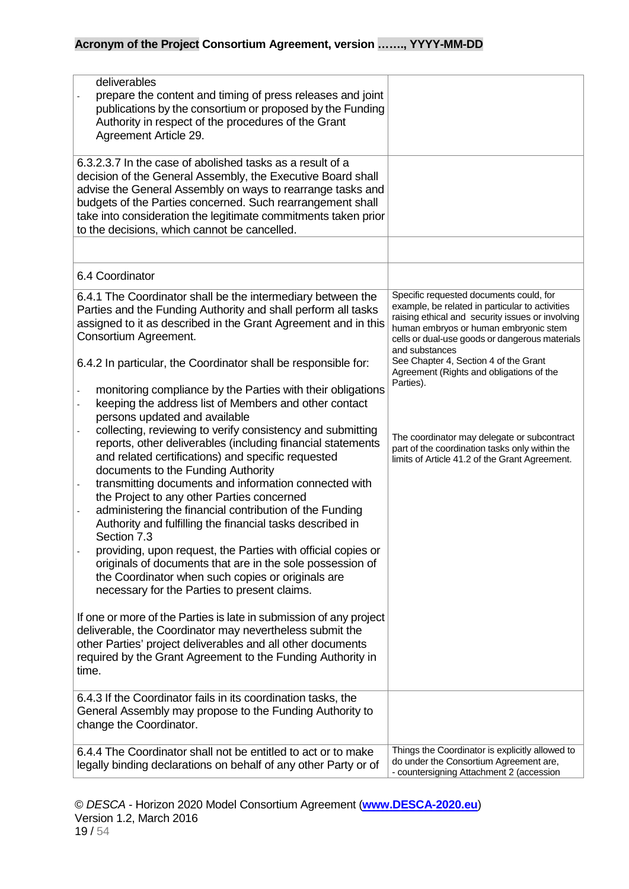| | |
|---|---|
| deliverables<br>- prepare the content and timing of press releases and joint publications by the consortium or proposed by the Funding Authority in respect of the procedures of the Grant Agreement Article 29. | |
| 6.3.2.3.7 In the case of abolished tasks as a result of a decision of the General Assembly, the Executive Board shall advise the General Assembly on ways to rearrange tasks and budgets of the Parties concerned. Such rearrangement shall take into consideration the legitimate commitments taken prior to the decisions, which cannot be cancelled. | |
| | |
| 6.4 Coordinator | |
| 6.4.1 The Coordinator shall be the intermediary between the Parties and the Funding Authority and shall perform all tasks assigned to it as described in the Grant Agreement and in this Consortium Agreement.<br><br>6.4.2 In particular, the Coordinator shall be responsible for:<br><br>- monitoring compliance by the Parties with their obligations<br>- keeping the address list of Members and other contact persons updated and available<br>- collecting, reviewing to verify consistency and submitting reports, other deliverables (including financial statements and related certifications) and specific requested documents to the Funding Authority<br>- transmitting documents and information connected with the Project to any other Parties concerned<br>- administering the financial contribution of the Funding Authority and fulfilling the financial tasks described in Section 7.3<br>- providing, upon request, the Parties with official copies or originals of documents that are in the sole possession of the Coordinator when such copies or originals are necessary for the Parties to present claims.<br><br>If one or more of the Parties is late in submission of any project deliverable, the Coordinator may nevertheless submit the other Parties' project deliverables and all other documents required by the Grant Agreement to the Funding Authority in time. | Specific requested documents could, for example, be related in particular to activities raising ethical and security issues or involving human embryos or human embryonic stem cells or dual-use goods or dangerous materials and substances<br>See Chapter 4, Section 4 of the Grant Agreement (Rights and obligations of the Parties).<br><br>The coordinator may delegate or subcontract part of the coordination tasks only within the limits of Article 41.2 of the Grant Agreement. |
| 6.4.3 If the Coordinator fails in its coordination tasks, the General Assembly may propose to the Funding Authority to change the Coordinator. | |
| 6.4.4 The Coordinator shall not be entitled to act or to make legally binding declarations on behalf of any other Party or of | Things the Coordinator is explicitly allowed to do under the Consortium Agreement are,<br>- countersigning Attachment 2 (accession |

© *DESCA* - Horizon 2020 Model Consortium Agreement (**www.DESCA-2020.eu**)
Version 1.2, March 2016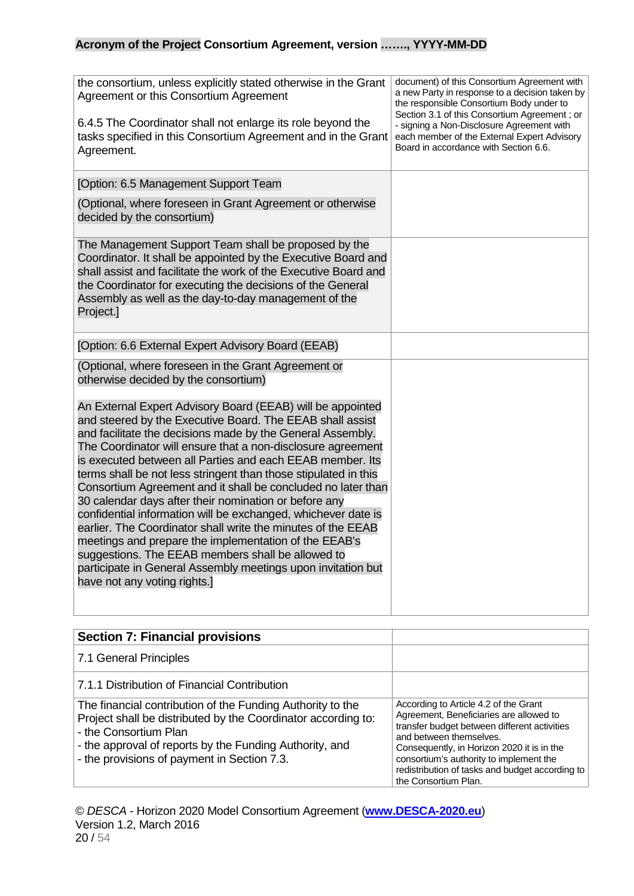| | |
|---|---|
| the consortium, unless explicitly stated otherwise in the Grant Agreement or this Consortium Agreement<br><br>6.4.5 The Coordinator shall not enlarge its role beyond the tasks specified in this Consortium Agreement and in the Grant Agreement. | document) of this Consortium Agreement with a new Party in response to a decision taken by the responsible Consortium Body under to Section 3.1 of this Consortium Agreement ; or<br>- signing a Non-Disclosure Agreement with each member of the External Expert Advisory Board in accordance with Section 6.6. |
| [Option: 6.5 Management Support Team<br><br>(Optional, where foreseen in Grant Agreement or otherwise decided by the consortium) | |
| The Management Support Team shall be proposed by the Coordinator. It shall be appointed by the Executive Board and shall assist and facilitate the work of the Executive Board and the Coordinator for executing the decisions of the General Assembly as well as the day-to-day management of the Project.] | |
| [Option: 6.6 External Expert Advisory Board (EEAB) | |
| (Optional, where foreseen in the Grant Agreement or otherwise decided by the consortium)<br><br>An External Expert Advisory Board (EEAB) will be appointed and steered by the Executive Board. The EEAB shall assist and facilitate the decisions made by the General Assembly. The Coordinator will ensure that a non-disclosure agreement is executed between all Parties and each EEAB member. Its terms shall be not less stringent than those stipulated in this Consortium Agreement and it shall be concluded no later than 30 calendar days after their nomination or before any confidential information will be exchanged, whichever date is earlier. The Coordinator shall write the minutes of the EEAB meetings and prepare the implementation of the EEAB's suggestions. The EEAB members shall be allowed to participate in General Assembly meetings upon invitation but have not any voting rights.] | |

| **Section 7: Financial provisions** | |
|---|---|
| 7.1 General Principles | |
| 7.1.1 Distribution of Financial Contribution | |
| The financial contribution of the Funding Authority to the Project shall be distributed by the Coordinator according to:<br>- the Consortium Plan<br>- the approval of reports by the Funding Authority, and<br>- the provisions of payment in Section 7.3. | According to Article 4.2 of the Grant Agreement, Beneficiaries are allowed to transfer budget between different activities and between themselves.<br>Consequently, in Horizon 2020 it is in the consortium's authority to implement the redistribution of tasks and budget according to the Consortium Plan. |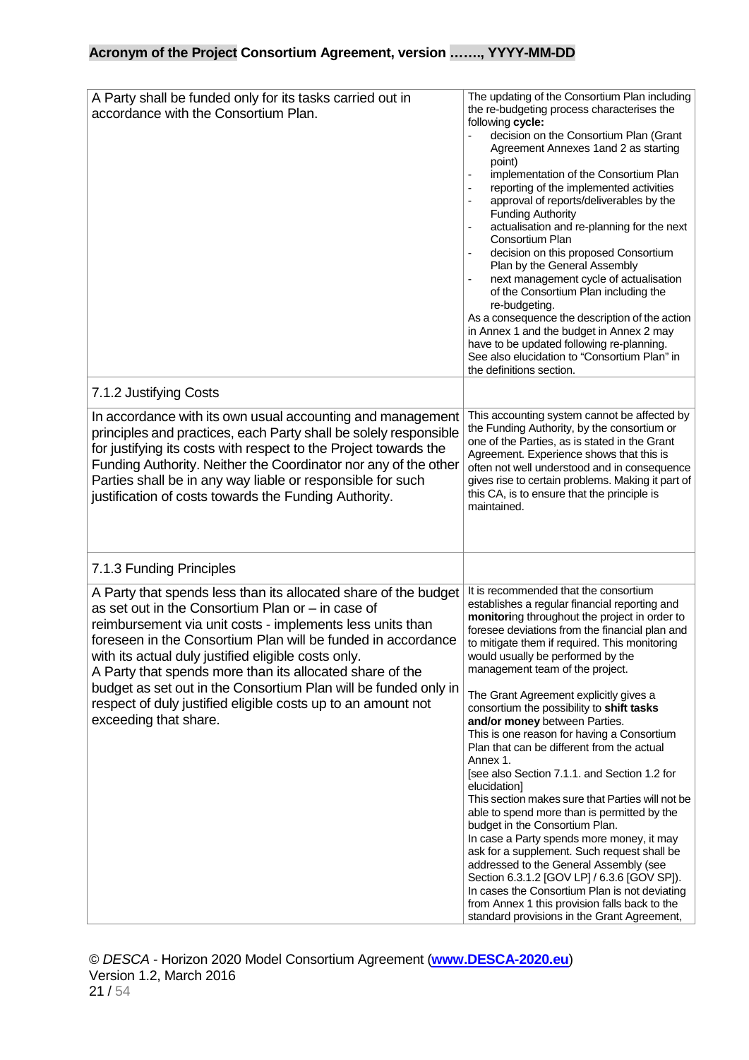| | |
|---|---|
| A Party shall be funded only for its tasks carried out in accordance with the Consortium Plan. | The updating of the Consortium Plan including the re-budgeting process characterises the following **cycle:**<br>- decision on the Consortium Plan (Grant Agreement Annexes 1and 2 as starting point)<br>- implementation of the Consortium Plan<br>- reporting of the implemented activities<br>- approval of reports/deliverables by the Funding Authority<br>- actualisation and re-planning for the next Consortium Plan<br>- decision on this proposed Consortium Plan by the General Assembly<br>- next management cycle of actualisation of the Consortium Plan including the re-budgeting.<br>As a consequence the description of the action in Annex 1 and the budget in Annex 2 may have to be updated following re-planning.<br>See also elucidation to "Consortium Plan" in the definitions section. |
| 7.1.2 Justifying Costs | |
| In accordance with its own usual accounting and management principles and practices, each Party shall be solely responsible for justifying its costs with respect to the Project towards the Funding Authority. Neither the Coordinator nor any of the other Parties shall be in any way liable or responsible for such justification of costs towards the Funding Authority. | This accounting system cannot be affected by the Funding Authority, by the consortium or one of the Parties, as is stated in the Grant Agreement. Experience shows that this is often not well understood and in consequence gives rise to certain problems. Making it part of this CA, is to ensure that the principle is maintained. |
| 7.1.3 Funding Principles | |
| A Party that spends less than its allocated share of the budget as set out in the Consortium Plan or – in case of reimbursement via unit costs - implements less units than foreseen in the Consortium Plan will be funded in accordance with its actual duly justified eligible costs only.<br>A Party that spends more than its allocated share of the budget as set out in the Consortium Plan will be funded only in respect of duly justified eligible costs up to an amount not exceeding that share. | It is recommended that the consortium establishes a regular financial reporting and **monitoring** throughout the project in order to foresee deviations from the financial plan and to mitigate them if required. This monitoring would usually be performed by the management team of the project.<br><br>The Grant Agreement explicitly gives a consortium the possibility to **shift tasks and/or money** between Parties.<br>This is one reason for having a Consortium Plan that can be different from the actual Annex 1.<br>[see also Section 7.1.1. and Section 1.2 for elucidation]<br>This section makes sure that Parties will not be able to spend more than is permitted by the budget in the Consortium Plan.<br>In case a Party spends more money, it may ask for a supplement. Such request shall be addressed to the General Assembly (see Section 6.3.1.2 [GOV LP] / 6.3.6 [GOV SP]).<br>In cases the Consortium Plan is not deviating from Annex 1 this provision falls back to the standard provisions in the Grant Agreement, |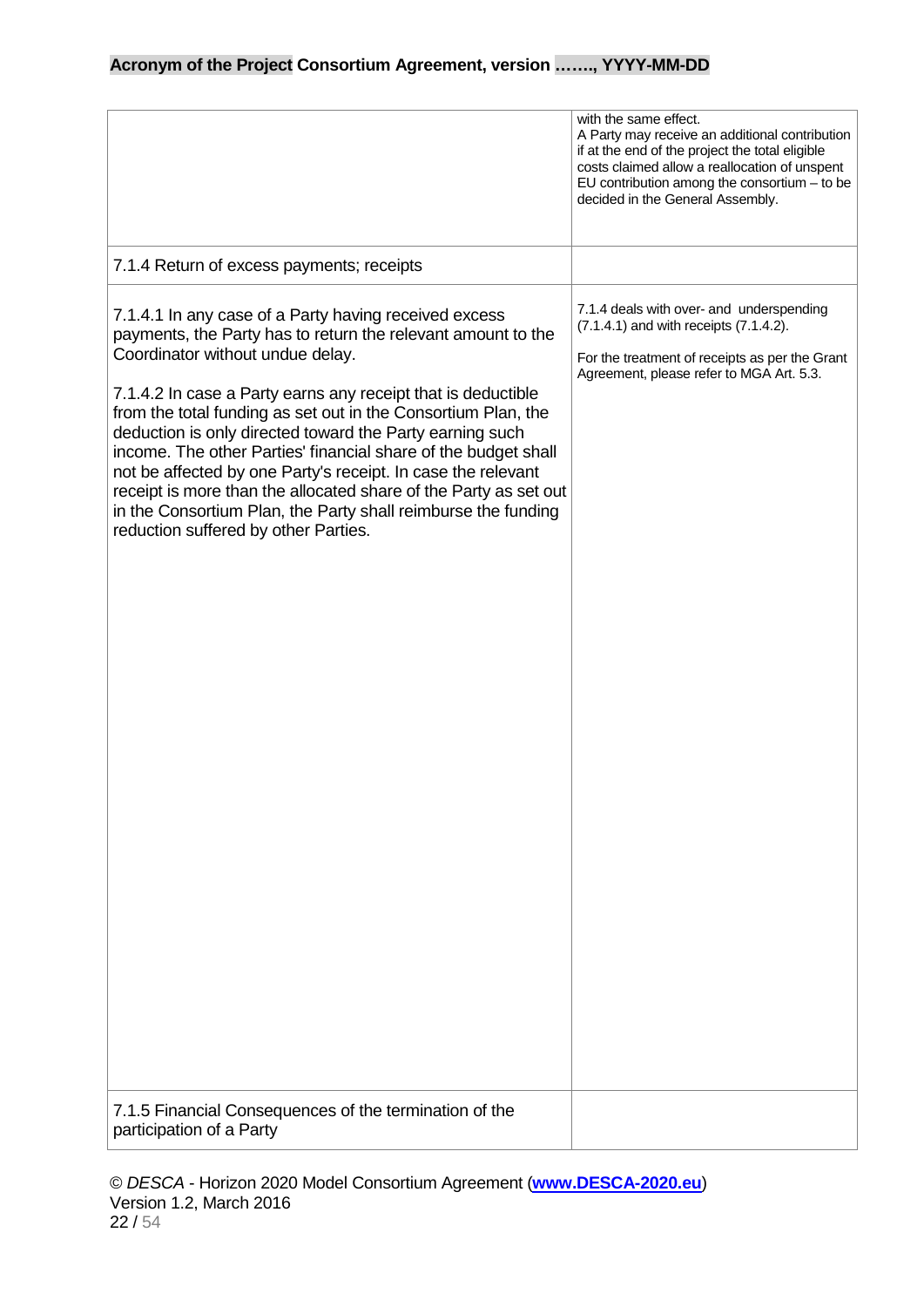| | |
|---|---|
| | with the same effect.<br>A Party may receive an additional contribution if at the end of the project the total eligible costs claimed allow a reallocation of unspent EU contribution among the consortium – to be decided in the General Assembly. |
| 7.1.4 Return of excess payments; receipts | |
| 7.1.4.1 In any case of a Party having received excess payments, the Party has to return the relevant amount to the Coordinator without undue delay.<br><br>7.1.4.2 In case a Party earns any receipt that is deductible from the total funding as set out in the Consortium Plan, the deduction is only directed toward the Party earning such income. The other Parties' financial share of the budget shall not be affected by one Party's receipt. In case the relevant receipt is more than the allocated share of the Party as set out in the Consortium Plan, the Party shall reimburse the funding reduction suffered by other Parties. | 7.1.4 deals with over- and underspending (7.1.4.1) and with receipts (7.1.4.2).<br><br>For the treatment of receipts as per the Grant Agreement, please refer to MGA Art. 5.3. |
| 7.1.5 Financial Consequences of the termination of the participation of a Party | |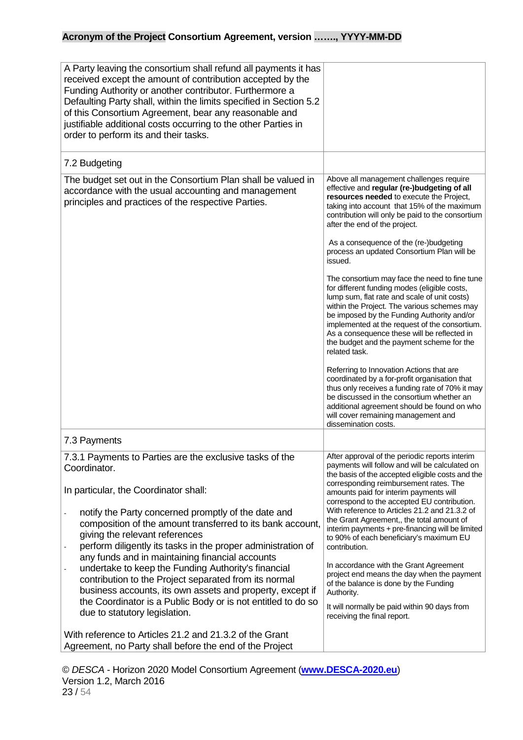| | |
|---|---|
| A Party leaving the consortium shall refund all payments it has received except the amount of contribution accepted by the Funding Authority or another contributor. Furthermore a Defaulting Party shall, within the limits specified in Section 5.2 of this Consortium Agreement, bear any reasonable and justifiable additional costs occurring to the other Parties in order to perform its and their tasks. | |
| 7.2 Budgeting | |
| The budget set out in the Consortium Plan shall be valued in accordance with the usual accounting and management principles and practices of the respective Parties. | Above all management challenges require effective and **regular (re-)budgeting of all resources needed** to execute the Project, taking into account that 15% of the maximum contribution will only be paid to the consortium after the end of the project.<br><br>As a consequence of the (re-)budgeting process an updated Consortium Plan will be issued.<br><br>The consortium may face the need to fine tune for different funding modes (eligible costs, lump sum, flat rate and scale of unit costs) within the Project. The various schemes may be imposed by the Funding Authority and/or implemented at the request of the consortium. As a consequence these will be reflected in the budget and the payment scheme for the related task.<br><br>Referring to Innovation Actions that are coordinated by a for-profit organisation that thus only receives a funding rate of 70% it may be discussed in the consortium whether an additional agreement should be found on who will cover remaining management and dissemination costs. |
| 7.3 Payments | |
| 7.3.1 Payments to Parties are the exclusive tasks of the Coordinator.<br><br>In particular, the Coordinator shall:<br><br>- notify the Party concerned promptly of the date and composition of the amount transferred to its bank account, giving the relevant references<br>- perform diligently its tasks in the proper administration of any funds and in maintaining financial accounts<br>- undertake to keep the Funding Authority's financial contribution to the Project separated from its normal business accounts, its own assets and property, except if the Coordinator is a Public Body or is not entitled to do so due to statutory legislation.<br><br>With reference to Articles 21.2 and 21.3.2 of the Grant Agreement, no Party shall before the end of the Project | After approval of the periodic reports interim payments will follow and will be calculated on the basis of the accepted eligible costs and the corresponding reimbursement rates. The amounts paid for interim payments will correspond to the accepted EU contribution. With reference to Articles 21.2 and 21.3.2 of the Grant Agreement,, the total amount of interim payments + pre-financing will be limited to 90% of each beneficiary's maximum EU contribution.<br><br>In accordance with the Grant Agreement project end means the day when the payment of the balance is done by the Funding Authority.<br><br>It will normally be paid within 90 days from receiving the final report. |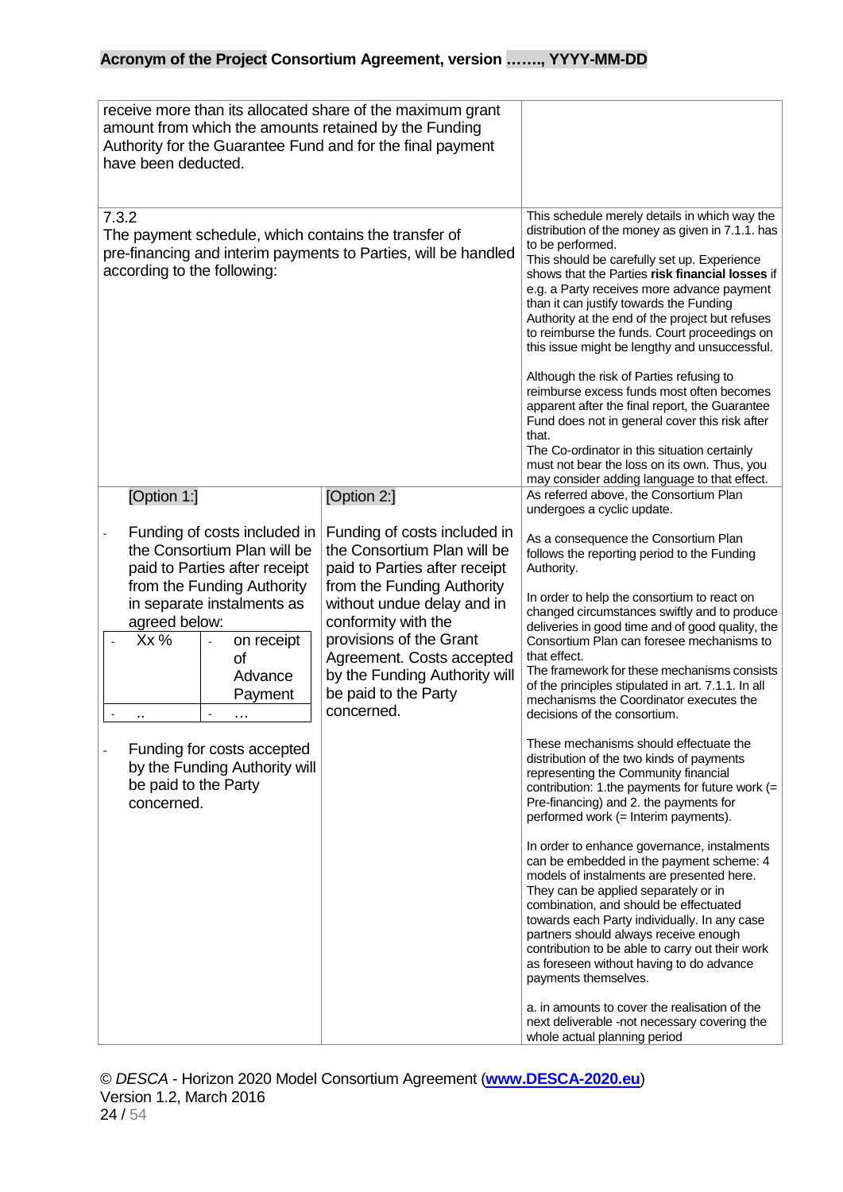| | |
|---|---|
| receive more than its allocated share of the maximum grant amount from which the amounts retained by the Funding Authority for the Guarantee Fund and for the final payment have been deducted. | |
| 7.3.2<br>The payment schedule, which contains the transfer of pre-financing and interim payments to Parties, will be handled according to the following: | This schedule merely details in which way the distribution of the money as given in 7.1.1. has to be performed.<br>This should be carefully set up. Experience shows that the Parties **risk financial losses** if e.g. a Party receives more advance payment than it can justify towards the Funding Authority at the end of the project but refuses to reimburse the funds. Court proceedings on this issue might be lengthy and unsuccessful.<br><br>Although the risk of Parties refusing to reimburse excess funds most often becomes apparent after the final report, the Guarantee Fund does not in general cover this risk after that.<br>The Co-ordinator in this situation certainly must not bear the loss on its own. Thus, you may consider adding language to that effect. |

| [Option 1:] | [Option 2:] | |
|---|---|---|
| - Funding of costs included in the Consortium Plan will be paid to Parties after receipt from the Funding Authority in separate instalments as agreed below:<br>- Xx % - on receipt of Advance Payment<br>- .. - …<br><br>- Funding for costs accepted by the Funding Authority will be paid to the Party concerned. | Funding of costs included in the Consortium Plan will be paid to Parties after receipt from the Funding Authority without undue delay and in conformity with the provisions of the Grant Agreement. Costs accepted by the Funding Authority will be paid to the Party concerned. | As referred above, the Consortium Plan undergoes a cyclic update.<br><br>As a consequence the Consortium Plan follows the reporting period to the Funding Authority.<br><br>In order to help the consortium to react on changed circumstances swiftly and to produce deliveries in good time and of good quality, the Consortium Plan can foresee mechanisms to that effect.<br>The framework for these mechanisms consists of the principles stipulated in art. 7.1.1. In all mechanisms the Coordinator executes the decisions of the consortium.<br><br>These mechanisms should effectuate the distribution of the two kinds of payments representing the Community financial contribution: 1.the payments for future work (= Pre-financing) and 2. the payments for performed work (= Interim payments).<br><br>In order to enhance governance, instalments can be embedded in the payment scheme: 4 models of instalments are presented here. They can be applied separately or in combination, and should be effectuated towards each Party individually. In any case partners should always receive enough contribution to be able to carry out their work as foreseen without having to do advance payments themselves.<br><br>a. in amounts to cover the realisation of the next deliverable -not necessary covering the whole actual planning period |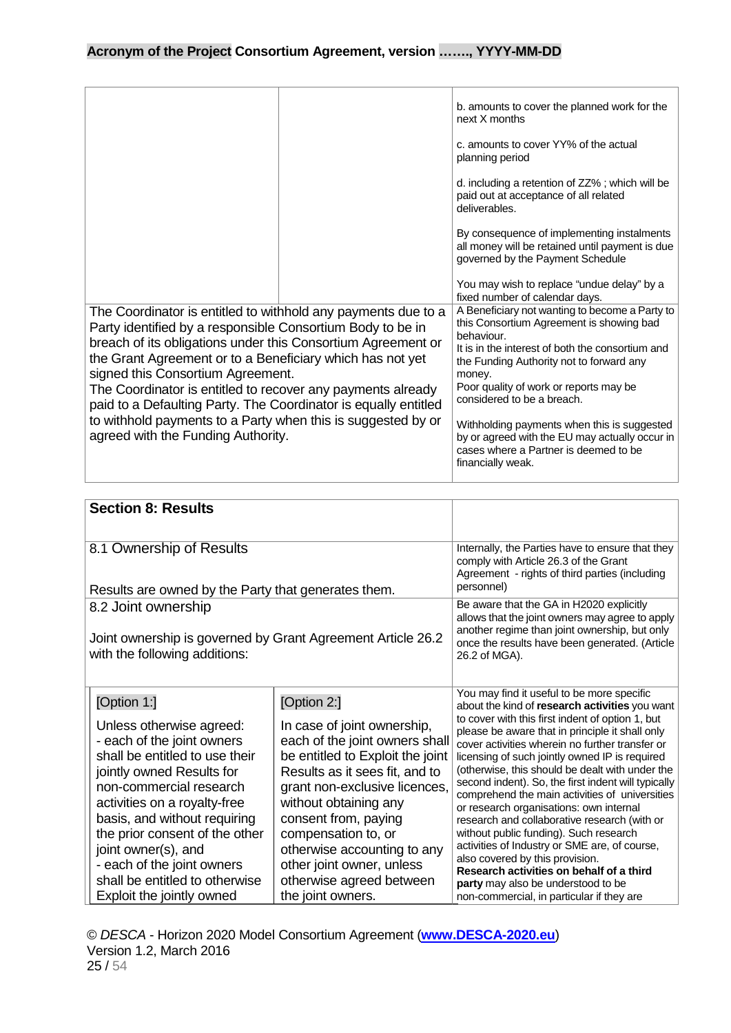| | | |
|---|---|---|
| | | b. amounts to cover the planned work for the next X months<br><br>c. amounts to cover YY% of the actual planning period<br><br>d. including a retention of ZZ% ; which will be paid out at acceptance of all related deliverables.<br><br>By consequence of implementing instalments all money will be retained until payment is due governed by the Payment Schedule<br><br>You may wish to replace "undue delay" by a fixed number of calendar days. |
| The Coordinator is entitled to withhold any payments due to a Party identified by a responsible Consortium Body to be in breach of its obligations under this Consortium Agreement or the Grant Agreement or to a Beneficiary which has not yet signed this Consortium Agreement.<br>The Coordinator is entitled to recover any payments already paid to a Defaulting Party. The Coordinator is equally entitled to withhold payments to a Party when this is suggested by or agreed with the Funding Authority. | | A Beneficiary not wanting to become a Party to this Consortium Agreement is showing bad behaviour.<br>It is in the interest of both the consortium and the Funding Authority not to forward any money.<br>Poor quality of work or reports may be considered to be a breach.<br><br>Withholding payments when this is suggested by or agreed with the EU may actually occur in cases where a Partner is deemed to be financially weak. |

| | | |
|---|---|---|
| **Section 8: Results** | | |
| 8.1 Ownership of Results<br><br>Results are owned by the Party that generates them. | | Internally, the Parties have to ensure that they comply with Article 26.3 of the Grant Agreement - rights of third parties (including personnel) |
| 8.2 Joint ownership<br><br>Joint ownership is governed by Grant Agreement Article 26.2 with the following additions: | | Be aware that the GA in H2020 explicitly allows that the joint owners may agree to apply another regime than joint ownership, but only once the results have been generated. (Article 26.2 of MGA). |
| [Option 1:]<br><br>Unless otherwise agreed:<br>- each of the joint owners shall be entitled to use their jointly owned Results for non-commercial research activities on a royalty-free basis, and without requiring the prior consent of the other joint owner(s), and<br>- each of the joint owners shall be entitled to otherwise Exploit the jointly owned | [Option 2:]<br><br>In case of joint ownership, each of the joint owners shall be entitled to Exploit the joint Results as it sees fit, and to grant non-exclusive licences, without obtaining any consent from, paying compensation to, or otherwise accounting to any other joint owner, unless otherwise agreed between the joint owners. | You may find it useful to be more specific about the kind of **research activities** you want to cover with this first indent of option 1, but please be aware that in principle it shall only cover activities wherein no further transfer or licensing of such jointly owned IP is required (otherwise, this should be dealt with under the second indent). So, the first indent will typically comprehend the main activities of universities or research organisations: own internal research and collaborative research (with or without public funding). Such research activities of Industry or SME are, of course, also covered by this provision.<br>**Research activities on behalf of a third party** may also be understood to be non-commercial, in particular if they are |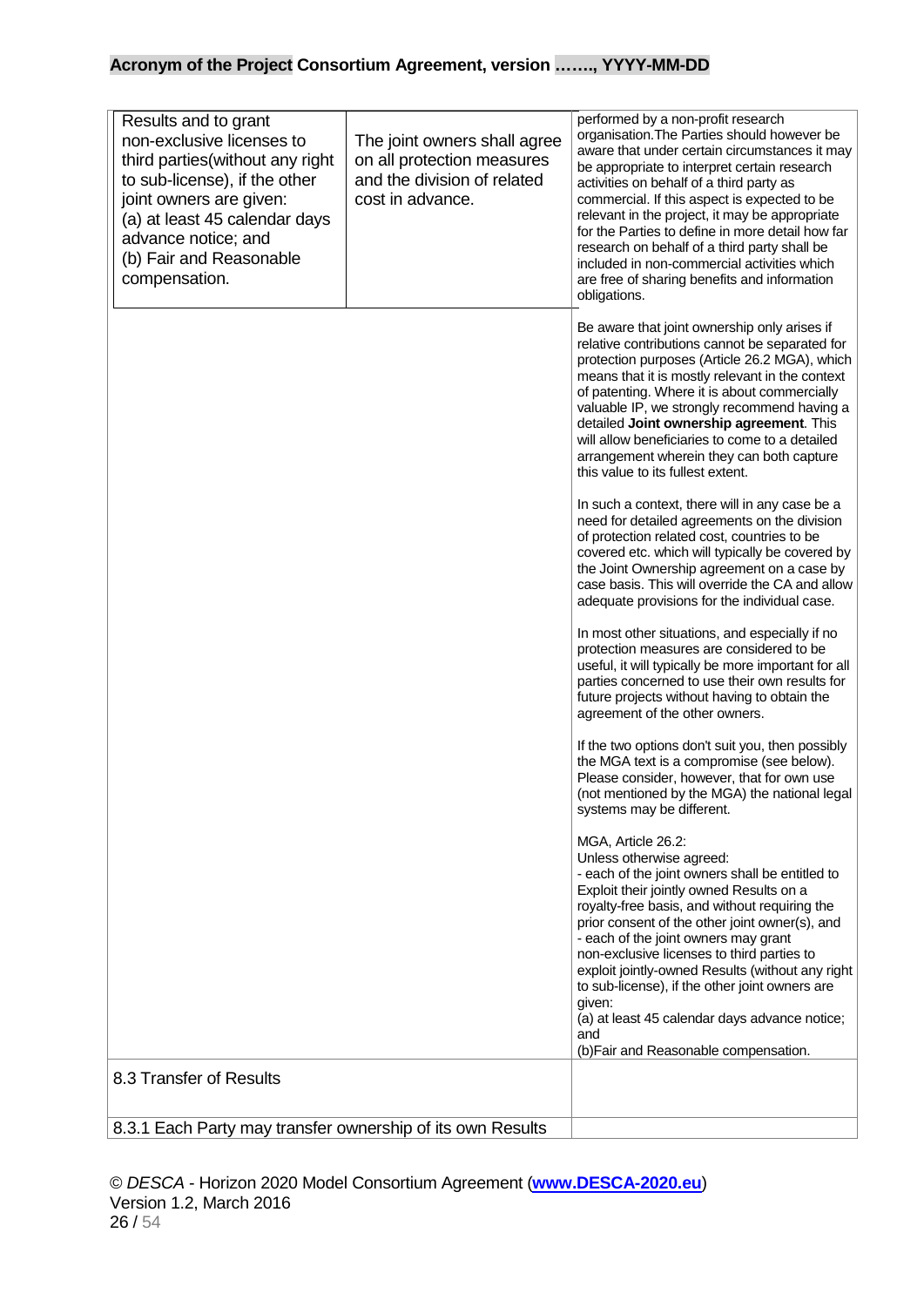| | | |
|---|---|---|
| Results and to grant non-exclusive licenses to third parties(without any right to sub-license), if the other joint owners are given:<br>(a) at least 45 calendar days advance notice; and<br>(b) Fair and Reasonable compensation. | The joint owners shall agree on all protection measures and the division of related cost in advance. | performed by a non-profit research organisation.The Parties should however be aware that under certain circumstances it may be appropriate to interpret certain research activities on behalf of a third party as commercial. If this aspect is expected to be relevant in the project, it may be appropriate for the Parties to define in more detail how far research on behalf of a third party shall be included in non-commercial activities which are free of sharing benefits and information obligations.<br><br>Be aware that joint ownership only arises if relative contributions cannot be separated for protection purposes (Article 26.2 MGA), which means that it is mostly relevant in the context of patenting. Where it is about commercially valuable IP, we strongly recommend having a detailed **Joint ownership agreement**. This will allow beneficiaries to come to a detailed arrangement wherein they can both capture this value to its fullest extent.<br><br>In such a context, there will in any case be a need for detailed agreements on the division of protection related cost, countries to be covered etc. which will typically be covered by the Joint Ownership agreement on a case by case basis. This will override the CA and allow adequate provisions for the individual case.<br><br>In most other situations, and especially if no protection measures are considered to be useful, it will typically be more important for all parties concerned to use their own results for future projects without having to obtain the agreement of the other owners.<br><br>If the two options don't suit you, then possibly the MGA text is a compromise (see below). Please consider, however, that for own use (not mentioned by the MGA) the national legal systems may be different.<br><br>MGA, Article 26.2:<br>Unless otherwise agreed:<br>- each of the joint owners shall be entitled to Exploit their jointly owned Results on a royalty-free basis, and without requiring the prior consent of the other joint owner(s), and<br>- each of the joint owners may grant non-exclusive licenses to third parties to exploit jointly-owned Results (without any right to sub-license), if the other joint owners are given:<br>(a) at least 45 calendar days advance notice; and<br>(b)Fair and Reasonable compensation. |
| 8.3 Transfer of Results | | |
| 8.3.1 Each Party may transfer ownership of its own Results | | |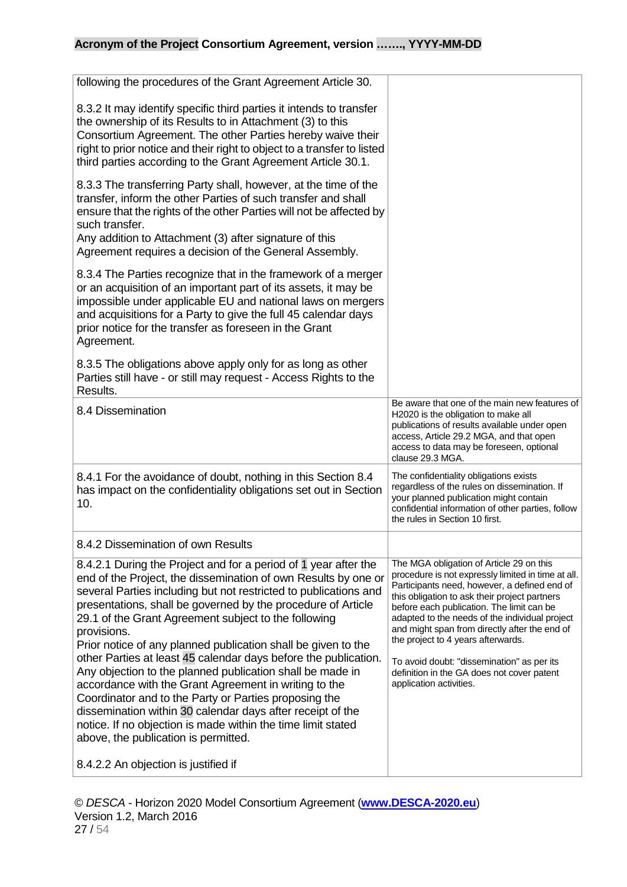| | |
|---|---|
| following the procedures of the Grant Agreement Article 30.<br><br>8.3.2 It may identify specific third parties it intends to transfer the ownership of its Results to in Attachment (3) to this Consortium Agreement. The other Parties hereby waive their right to prior notice and their right to object to a transfer to listed third parties according to the Grant Agreement Article 30.1.<br><br>8.3.3 The transferring Party shall, however, at the time of the transfer, inform the other Parties of such transfer and shall ensure that the rights of the other Parties will not be affected by such transfer.<br>Any addition to Attachment (3) after signature of this Agreement requires a decision of the General Assembly.<br><br>8.3.4 The Parties recognize that in the framework of a merger or an acquisition of an important part of its assets, it may be impossible under applicable EU and national laws on mergers and acquisitions for a Party to give the full 45 calendar days prior notice for the transfer as foreseen in the Grant Agreement.<br><br>8.3.5 The obligations above apply only for as long as other Parties still have - or still may request - Access Rights to the Results. | |
| 8.4 Dissemination | Be aware that one of the main new features of H2020 is the obligation to make all publications of results available under open access, Article 29.2 MGA, and that open access to data may be foreseen, optional clause 29.3 MGA. |
| 8.4.1 For the avoidance of doubt, nothing in this Section 8.4 has impact on the confidentiality obligations set out in Section 10. | The confidentiality obligations exists regardless of the rules on dissemination. If your planned publication might contain confidential information of other parties, follow the rules in Section 10 first. |
| 8.4.2 Dissemination of own Results | |
| 8.4.2.1 During the Project and for a period of 1 year after the end of the Project, the dissemination of own Results by one or several Parties including but not restricted to publications and presentations, shall be governed by the procedure of Article 29.1 of the Grant Agreement subject to the following provisions.<br>Prior notice of any planned publication shall be given to the other Parties at least 45 calendar days before the publication. Any objection to the planned publication shall be made in accordance with the Grant Agreement in writing to the Coordinator and to the Party or Parties proposing the dissemination within 30 calendar days after receipt of the notice. If no objection is made within the time limit stated above, the publication is permitted.<br><br>8.4.2.2 An objection is justified if | The MGA obligation of Article 29 on this procedure is not expressly limited in time at all. Participants need, however, a defined end of this obligation to ask their project partners before each publication. The limit can be adapted to the needs of the individual project and might span from directly after the end of the project to 4 years afterwards.<br><br>To avoid doubt: "dissemination" as per its definition in the GA does not cover patent application activities. |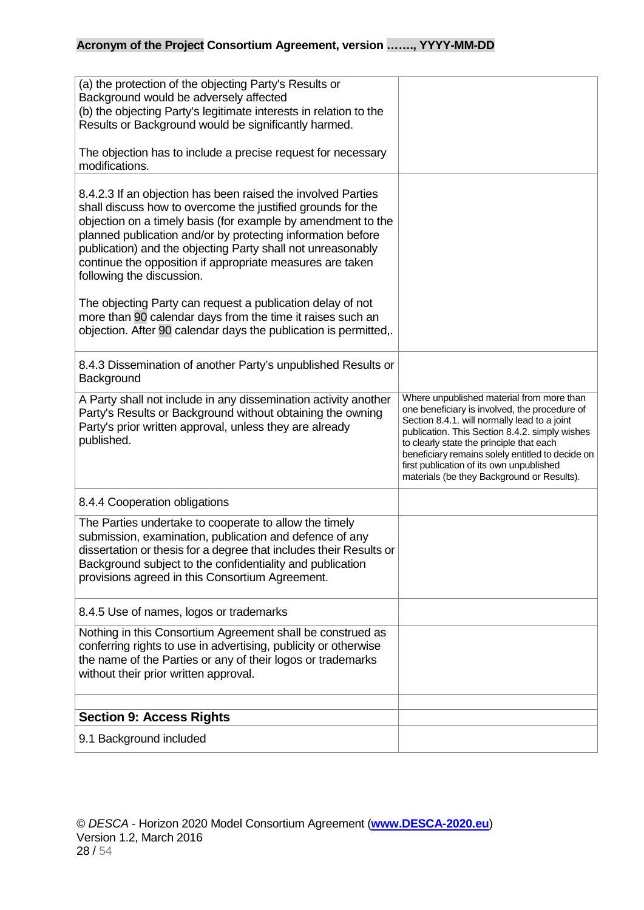| | |
|---|---|
| (a) the protection of the objecting Party's Results or Background would be adversely affected<br>(b) the objecting Party's legitimate interests in relation to the Results or Background would be significantly harmed.<br><br>The objection has to include a precise request for necessary modifications. | |
| 8.4.2.3 If an objection has been raised the involved Parties shall discuss how to overcome the justified grounds for the objection on a timely basis (for example by amendment to the planned publication and/or by protecting information before publication) and the objecting Party shall not unreasonably continue the opposition if appropriate measures are taken following the discussion.<br><br>The objecting Party can request a publication delay of not more than 90 calendar days from the time it raises such an objection. After 90 calendar days the publication is permitted,. | |
| 8.4.3 Dissemination of another Party's unpublished Results or Background | |
| A Party shall not include in any dissemination activity another Party's Results or Background without obtaining the owning Party's prior written approval, unless they are already published. | Where unpublished material from more than one beneficiary is involved, the procedure of Section 8.4.1. will normally lead to a joint publication. This Section 8.4.2. simply wishes to clearly state the principle that each beneficiary remains solely entitled to decide on first publication of its own unpublished materials (be they Background or Results). |
| 8.4.4 Cooperation obligations | |
| The Parties undertake to cooperate to allow the timely submission, examination, publication and defence of any dissertation or thesis for a degree that includes their Results or Background subject to the confidentiality and publication provisions agreed in this Consortium Agreement. | |
| 8.4.5 Use of names, logos or trademarks | |
| Nothing in this Consortium Agreement shall be construed as conferring rights to use in advertising, publicity or otherwise the name of the Parties or any of their logos or trademarks without their prior written approval. | |
| | |
| **Section 9: Access Rights** | |
| 9.1 Background included | |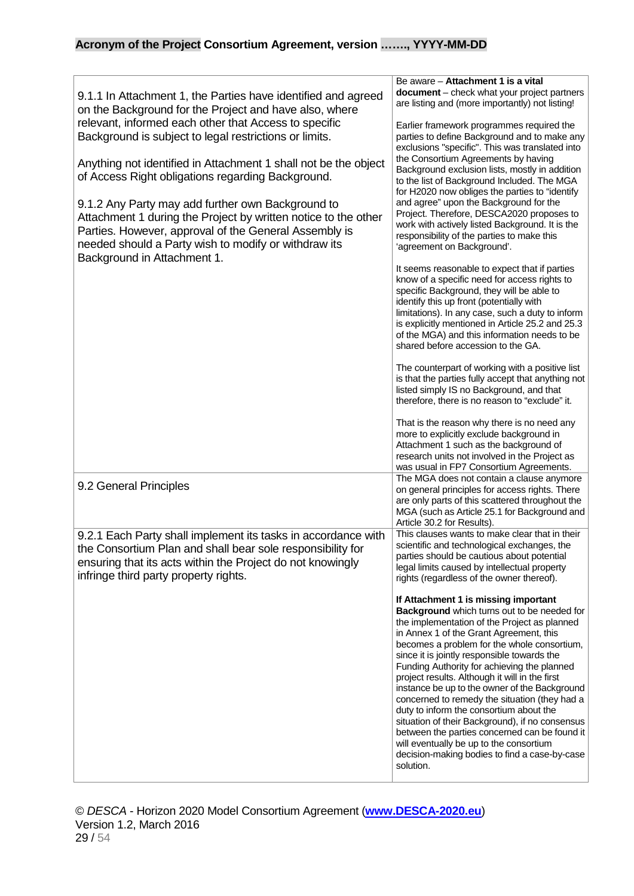| | |
|---|---|
| 9.1.1 In Attachment 1, the Parties have identified and agreed on the Background for the Project and have also, where relevant, informed each other that Access to specific Background is subject to legal restrictions or limits.<br><br>Anything not identified in Attachment 1 shall not be the object of Access Right obligations regarding Background.<br><br>9.1.2 Any Party may add further own Background to Attachment 1 during the Project by written notice to the other Parties. However, approval of the General Assembly is needed should a Party wish to modify or withdraw its Background in Attachment 1. | Be aware – **Attachment 1 is a vital document** – check what your project partners are listing and (more importantly) not listing!<br><br>Earlier framework programmes required the parties to define Background and to make any exclusions "specific". This was translated into the Consortium Agreements by having Background exclusion lists, mostly in addition to the list of Background Included. The MGA for H2020 now obliges the parties to "identify and agree" upon the Background for the Project. Therefore, DESCA2020 proposes to work with actively listed Background. It is the responsibility of the parties to make this 'agreement on Background'.<br><br>It seems reasonable to expect that if parties know of a specific need for access rights to specific Background, they will be able to identify this up front (potentially with limitations). In any case, such a duty to inform is explicitly mentioned in Article 25.2 and 25.3 of the MGA) and this information needs to be shared before accession to the GA.<br><br>The counterpart of working with a positive list is that the parties fully accept that anything not listed simply IS no Background, and that therefore, there is no reason to "exclude" it.<br><br>That is the reason why there is no need any more to explicitly exclude background in Attachment 1 such as the background of research units not involved in the Project as was usual in FP7 Consortium Agreements. |
| 9.2 General Principles | The MGA does not contain a clause anymore on general principles for access rights. There are only parts of this scattered throughout the MGA (such as Article 25.1 for Background and Article 30.2 for Results). |
| 9.2.1 Each Party shall implement its tasks in accordance with the Consortium Plan and shall bear sole responsibility for ensuring that its acts within the Project do not knowingly infringe third party property rights. | This clauses wants to make clear that in their scientific and technological exchanges, the parties should be cautious about potential legal limits caused by intellectual property rights (regardless of the owner thereof).<br><br>**If Attachment 1 is missing important Background** which turns out to be needed for the implementation of the Project as planned in Annex 1 of the Grant Agreement, this becomes a problem for the whole consortium, since it is jointly responsible towards the Funding Authority for achieving the planned project results. Although it will in the first instance be up to the owner of the Background concerned to remedy the situation (they had a duty to inform the consortium about the situation of their Background), if no consensus between the parties concerned can be found it will eventually be up to the consortium decision-making bodies to find a case-by-case solution. |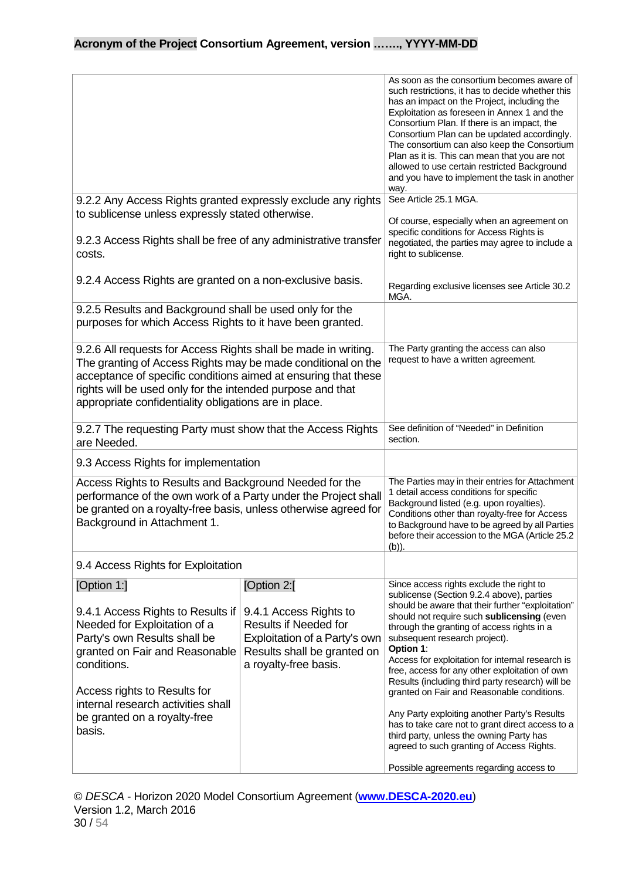| | | |
|---|---|---|
| | | As soon as the consortium becomes aware of such restrictions, it has to decide whether this has an impact on the Project, including the Exploitation as foreseen in Annex 1 and the Consortium Plan. If there is an impact, the Consortium Plan can be updated accordingly. The consortium can also keep the Consortium Plan as it is. This can mean that you are not allowed to use certain restricted Background and you have to implement the task in another way. |
| 9.2.2 Any Access Rights granted expressly exclude any rights to sublicense unless expressly stated otherwise.<br><br>9.2.3 Access Rights shall be free of any administrative transfer costs.<br><br>9.2.4 Access Rights are granted on a non-exclusive basis. | | See Article 25.1 MGA.<br><br>Of course, especially when an agreement on specific conditions for Access Rights is negotiated, the parties may agree to include a right to sublicense.<br><br>Regarding exclusive licenses see Article 30.2 MGA. |
| 9.2.5 Results and Background shall be used only for the purposes for which Access Rights to it have been granted. | | |
| 9.2.6 All requests for Access Rights shall be made in writing. The granting of Access Rights may be made conditional on the acceptance of specific conditions aimed at ensuring that these rights will be used only for the intended purpose and that appropriate confidentiality obligations are in place. | | The Party granting the access can also request to have a written agreement. |
| 9.2.7 The requesting Party must show that the Access Rights are Needed. | | See definition of "Needed" in Definition section. |
| 9.3 Access Rights for implementation | | |
| Access Rights to Results and Background Needed for the performance of the own work of a Party under the Project shall be granted on a royalty-free basis, unless otherwise agreed for Background in Attachment 1. | | The Parties may in their entries for Attachment 1 detail access conditions for specific Background listed (e.g. upon royalties). Conditions other than royalty-free for Access to Background have to be agreed by all Parties before their accession to the MGA (Article 25.2 (b)). |
| 9.4 Access Rights for Exploitation | | |
| [Option 1:]<br><br>9.4.1 Access Rights to Results if Needed for Exploitation of a Party's own Results shall be granted on Fair and Reasonable conditions.<br><br>Access rights to Results for internal research activities shall be granted on a royalty-free basis. | [Option 2:[<br><br>9.4.1 Access Rights to Results if Needed for Exploitation of a Party's own Results shall be granted on a royalty-free basis. | Since access rights exclude the right to sublicense (Section 9.2.4 above), parties should be aware that their further "exploitation" should not require such **sublicensing** (even through the granting of access rights in a subsequent research project).<br>**Option 1**:<br>Access for exploitation for internal research is free, access for any other exploitation of own Results (including third party research) will be granted on Fair and Reasonable conditions.<br><br>Any Party exploiting another Party's Results has to take care not to grant direct access to a third party, unless the owning Party has agreed to such granting of Access Rights.<br><br>Possible agreements regarding access to |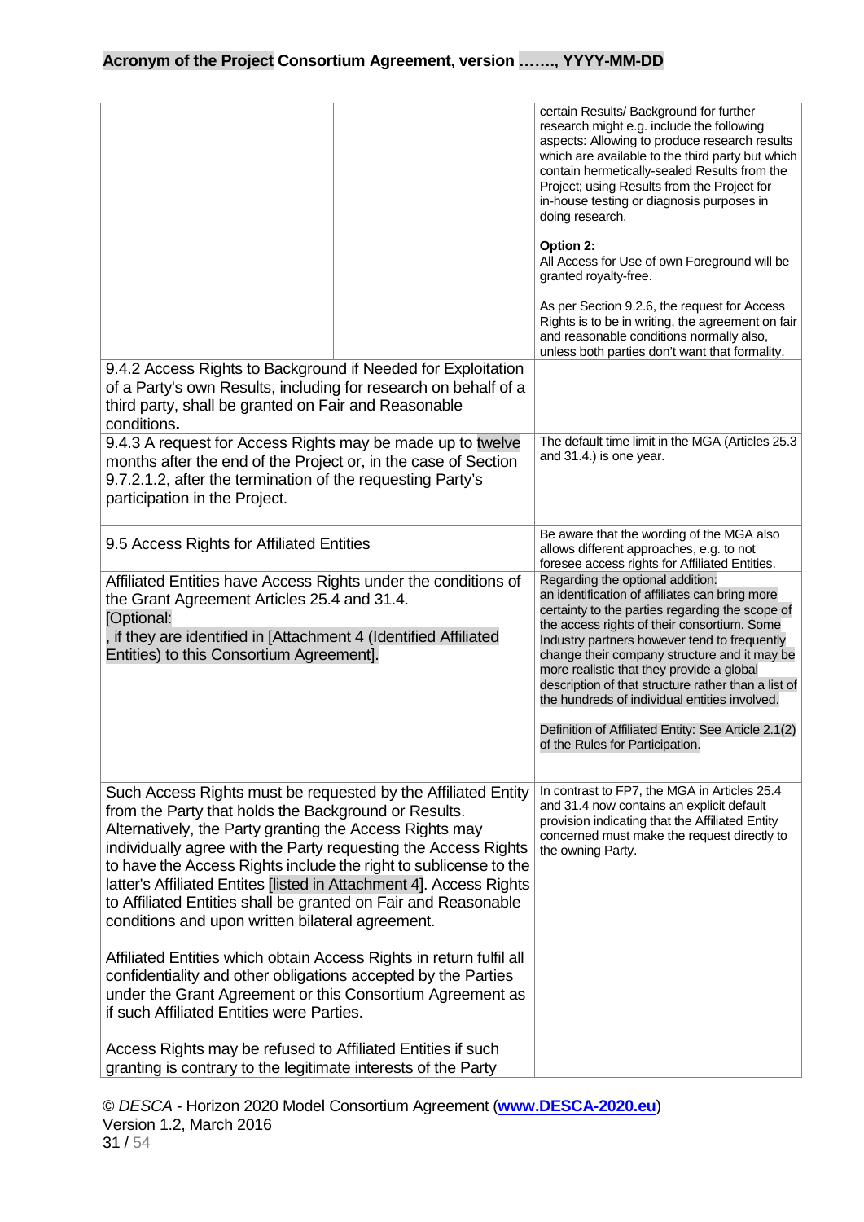| | |
|---|---|
| | certain Results/ Background for further research might e.g. include the following aspects: Allowing to produce research results which are available to the third party but which contain hermetically-sealed Results from the Project; using Results from the Project for in-house testing or diagnosis purposes in doing research.<br><br>**Option 2:**<br>All Access for Use of own Foreground will be granted royalty-free.<br><br>As per Section 9.2.6, the request for Access Rights is to be in writing, the agreement on fair and reasonable conditions normally also, unless both parties don't want that formality. |
| 9.4.2 Access Rights to Background if Needed for Exploitation of a Party's own Results, including for research on behalf of a third party, shall be granted on Fair and Reasonable conditions**.** | |
| 9.4.3 A request for Access Rights may be made up to twelve months after the end of the Project or, in the case of Section 9.7.2.1.2, after the termination of the requesting Party's participation in the Project. | The default time limit in the MGA (Articles 25.3 and 31.4.) is one year. |
| 9.5 Access Rights for Affiliated Entities | Be aware that the wording of the MGA also allows different approaches, e.g. to not foresee access rights for Affiliated Entities. |
| Affiliated Entities have Access Rights under the conditions of the Grant Agreement Articles 25.4 and 31.4.<br>[Optional:<br>, if they are identified in [Attachment 4 (Identified Affiliated Entities) to this Consortium Agreement]. | Regarding the optional addition:<br>an identification of affiliates can bring more certainty to the parties regarding the scope of the access rights of their consortium. Some Industry partners however tend to frequently change their company structure and it may be more realistic that they provide a global description of that structure rather than a list of the hundreds of individual entities involved.<br><br>Definition of Affiliated Entity: See Article 2.1(2) of the Rules for Participation. |
| Such Access Rights must be requested by the Affiliated Entity from the Party that holds the Background or Results. Alternatively, the Party granting the Access Rights may individually agree with the Party requesting the Access Rights to have the Access Rights include the right to sublicense to the latter's Affiliated Entites [listed in Attachment 4]. Access Rights to Affiliated Entities shall be granted on Fair and Reasonable conditions and upon written bilateral agreement.<br><br>Affiliated Entities which obtain Access Rights in return fulfil all confidentiality and other obligations accepted by the Parties under the Grant Agreement or this Consortium Agreement as if such Affiliated Entities were Parties.<br><br>Access Rights may be refused to Affiliated Entities if such granting is contrary to the legitimate interests of the Party | In contrast to FP7, the MGA in Articles 25.4 and 31.4 now contains an explicit default provision indicating that the Affiliated Entity concerned must make the request directly to the owning Party. |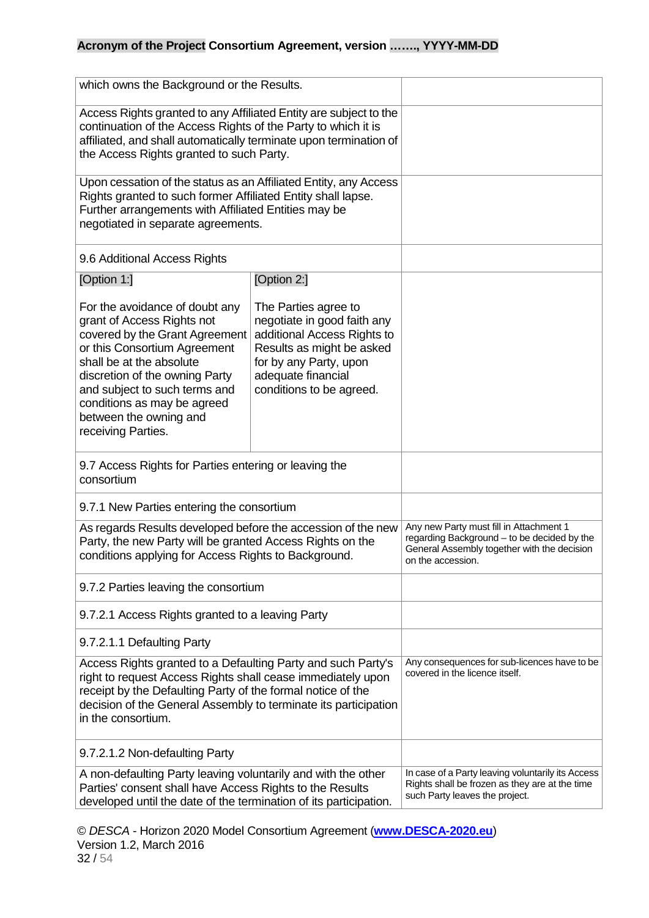| | |
|---|---|
| which owns the Background or the Results. | |
| Access Rights granted to any Affiliated Entity are subject to the continuation of the Access Rights of the Party to which it is affiliated, and shall automatically terminate upon termination of the Access Rights granted to such Party. | |
| Upon cessation of the status as an Affiliated Entity, any Access Rights granted to such former Affiliated Entity shall lapse. Further arrangements with Affiliated Entities may be negotiated in separate agreements. | |
| 9.6 Additional Access Rights | |
| [Option 1:] For the avoidance of doubt any grant of Access Rights not covered by the Grant Agreement or this Consortium Agreement shall be at the absolute discretion of the owning Party and subject to such terms and conditions as may be agreed between the owning and receiving Parties. [Option 2:] The Parties agree to negotiate in good faith any additional Access Rights to Results as might be asked for by any Party, upon adequate financial conditions to be agreed. | |
| 9.7 Access Rights for Parties entering or leaving the consortium | |
| 9.7.1 New Parties entering the consortium | |
| As regards Results developed before the accession of the new Party, the new Party will be granted Access Rights on the conditions applying for Access Rights to Background. | Any new Party must fill in Attachment 1 regarding Background – to be decided by the General Assembly together with the decision on the accession. |
| 9.7.2 Parties leaving the consortium | |
| 9.7.2.1 Access Rights granted to a leaving Party | |
| 9.7.2.1.1 Defaulting Party | |
| Access Rights granted to a Defaulting Party and such Party's right to request Access Rights shall cease immediately upon receipt by the Defaulting Party of the formal notice of the decision of the General Assembly to terminate its participation in the consortium. | Any consequences for sub-licences have to be covered in the licence itself. |
| 9.7.2.1.2 Non-defaulting Party | |
| A non-defaulting Party leaving voluntarily and with the other Parties' consent shall have Access Rights to the Results developed until the date of the termination of its participation. | In case of a Party leaving voluntarily its Access Rights shall be frozen as they are at the time such Party leaves the project. |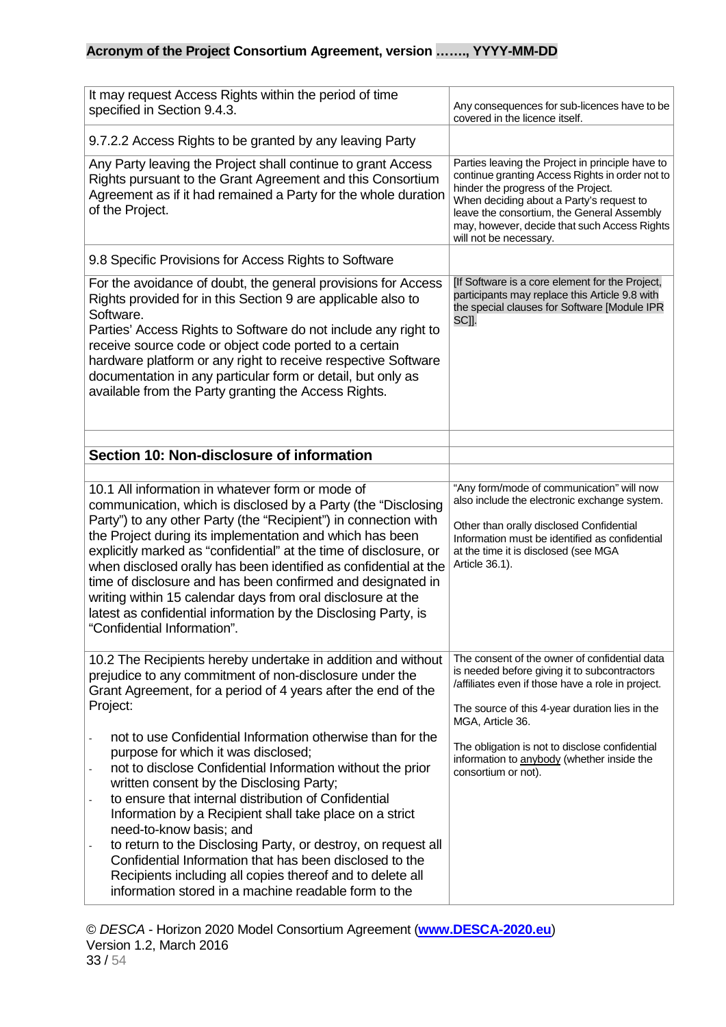| | |
|---|---|
| It may request Access Rights within the period of time specified in Section 9.4.3. | Any consequences for sub-licences have to be covered in the licence itself. |
| 9.7.2.2 Access Rights to be granted by any leaving Party | |
| Any Party leaving the Project shall continue to grant Access Rights pursuant to the Grant Agreement and this Consortium Agreement as if it had remained a Party for the whole duration of the Project. | Parties leaving the Project in principle have to continue granting Access Rights in order not to hinder the progress of the Project. When deciding about a Party's request to leave the consortium, the General Assembly may, however, decide that such Access Rights will not be necessary. |
| 9.8 Specific Provisions for Access Rights to Software | |
| For the avoidance of doubt, the general provisions for Access Rights provided for in this Section 9 are applicable also to Software. Parties' Access Rights to Software do not include any right to receive source code or object code ported to a certain hardware platform or any right to receive respective Software documentation in any particular form or detail, but only as available from the Party granting the Access Rights. | [If Software is a core element for the Project, participants may replace this Article 9.8 with the special clauses for Software [Module IPR SC]]. |
| | |
| **Section 10: Non-disclosure of information** | |
| | |
| 10.1 All information in whatever form or mode of communication, which is disclosed by a Party (the "Disclosing Party") to any other Party (the "Recipient") in connection with the Project during its implementation and which has been explicitly marked as "confidential" at the time of disclosure, or when disclosed orally has been identified as confidential at the time of disclosure and has been confirmed and designated in writing within 15 calendar days from oral disclosure at the latest as confidential information by the Disclosing Party, is "Confidential Information". | "Any form/mode of communication" will now also include the electronic exchange system. <br><br> Other than orally disclosed Confidential Information must be identified as confidential at the time it is disclosed (see MGA Article 36.1). |
| 10.2 The Recipients hereby undertake in addition and without prejudice to any commitment of non-disclosure under the Grant Agreement, for a period of 4 years after the end of the Project: <br><br> - not to use Confidential Information otherwise than for the purpose for which it was disclosed; <br> - not to disclose Confidential Information without the prior written consent by the Disclosing Party; <br> - to ensure that internal distribution of Confidential Information by a Recipient shall take place on a strict need-to-know basis; and <br> - to return to the Disclosing Party, or destroy, on request all Confidential Information that has been disclosed to the Recipients including all copies thereof and to delete all information stored in a machine readable form to the | The consent of the owner of confidential data is needed before giving it to subcontractors /affiliates even if those have a role in project. <br><br> The source of this 4-year duration lies in the MGA, Article 36. <br><br> The obligation is not to disclose confidential information to anybody (whether inside the consortium or not). |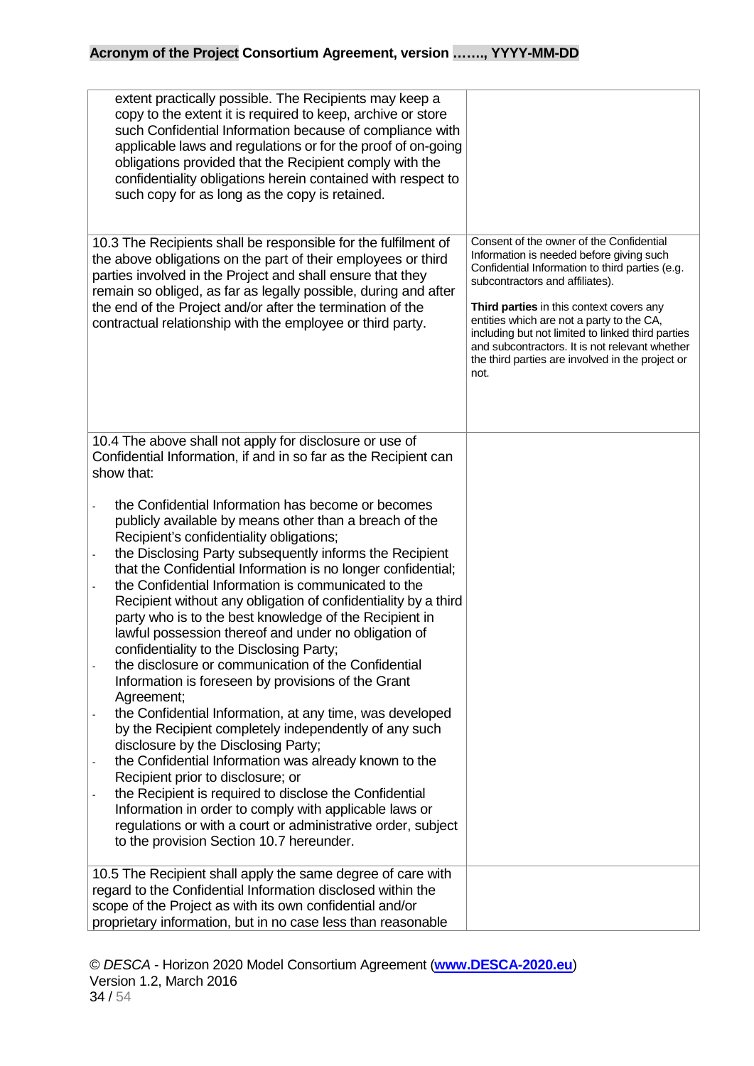| | |
|---|---|
| extent practically possible. The Recipients may keep a copy to the extent it is required to keep, archive or store such Confidential Information because of compliance with applicable laws and regulations or for the proof of on-going obligations provided that the Recipient comply with the confidentiality obligations herein contained with respect to such copy for as long as the copy is retained. | |
| 10.3 The Recipients shall be responsible for the fulfilment of the above obligations on the part of their employees or third parties involved in the Project and shall ensure that they remain so obliged, as far as legally possible, during and after the end of the Project and/or after the termination of the contractual relationship with the employee or third party. | Consent of the owner of the Confidential Information is needed before giving such Confidential Information to third parties (e.g. subcontractors and affiliates).<br><br>**Third parties** in this context covers any entities which are not a party to the CA, including but not limited to linked third parties and subcontractors. It is not relevant whether the third parties are involved in the project or not. |
| 10.4 The above shall not apply for disclosure or use of Confidential Information, if and in so far as the Recipient can show that:<br><br>- the Confidential Information has become or becomes publicly available by means other than a breach of the Recipient's confidentiality obligations;<br>- the Disclosing Party subsequently informs the Recipient that the Confidential Information is no longer confidential;<br>- the Confidential Information is communicated to the Recipient without any obligation of confidentiality by a third party who is to the best knowledge of the Recipient in lawful possession thereof and under no obligation of confidentiality to the Disclosing Party;<br>- the disclosure or communication of the Confidential Information is foreseen by provisions of the Grant Agreement;<br>- the Confidential Information, at any time, was developed by the Recipient completely independently of any such disclosure by the Disclosing Party;<br>- the Confidential Information was already known to the Recipient prior to disclosure; or<br>- the Recipient is required to disclose the Confidential Information in order to comply with applicable laws or regulations or with a court or administrative order, subject to the provision Section 10.7 hereunder. | |
| 10.5 The Recipient shall apply the same degree of care with regard to the Confidential Information disclosed within the scope of the Project as with its own confidential and/or proprietary information, but in no case less than reasonable | |

© *DESCA* - Horizon 2020 Model Consortium Agreement (**www.DESCA-2020.eu**)
Version 1.2, March 2016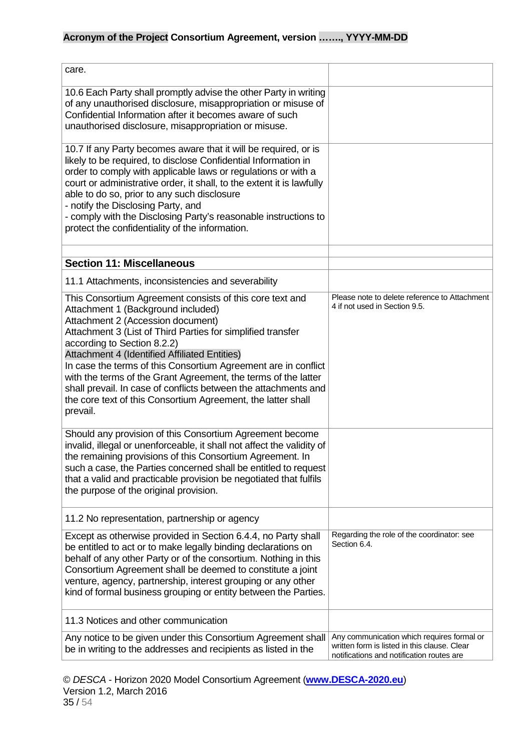| | |
|---|---|
| care. | |
| 10.6 Each Party shall promptly advise the other Party in writing of any unauthorised disclosure, misappropriation or misuse of Confidential Information after it becomes aware of such unauthorised disclosure, misappropriation or misuse. | |
| 10.7 If any Party becomes aware that it will be required, or is likely to be required, to disclose Confidential Information in order to comply with applicable laws or regulations or with a court or administrative order, it shall, to the extent it is lawfully able to do so, prior to any such disclosure<br>- notify the Disclosing Party, and<br>- comply with the Disclosing Party's reasonable instructions to protect the confidentiality of the information. | |
| | |
| **Section 11: Miscellaneous** | |
| 11.1 Attachments, inconsistencies and severability | |
| This Consortium Agreement consists of this core text and<br>Attachment 1 (Background included)<br>Attachment 2 (Accession document)<br>Attachment 3 (List of Third Parties for simplified transfer according to Section 8.2.2)<br>Attachment 4 (Identified Affiliated Entities)<br>In case the terms of this Consortium Agreement are in conflict with the terms of the Grant Agreement, the terms of the latter shall prevail. In case of conflicts between the attachments and the core text of this Consortium Agreement, the latter shall prevail. | Please note to delete reference to Attachment 4 if not used in Section 9.5. |
| Should any provision of this Consortium Agreement become invalid, illegal or unenforceable, it shall not affect the validity of the remaining provisions of this Consortium Agreement. In such a case, the Parties concerned shall be entitled to request that a valid and practicable provision be negotiated that fulfils the purpose of the original provision. | |
| 11.2 No representation, partnership or agency | |
| Except as otherwise provided in Section 6.4.4, no Party shall be entitled to act or to make legally binding declarations on behalf of any other Party or of the consortium. Nothing in this Consortium Agreement shall be deemed to constitute a joint venture, agency, partnership, interest grouping or any other kind of formal business grouping or entity between the Parties. | Regarding the role of the coordinator: see Section 6.4. |
| 11.3 Notices and other communication | |
| Any notice to be given under this Consortium Agreement shall be in writing to the addresses and recipients as listed in the | Any communication which requires formal or written form is listed in this clause. Clear notifications and notification routes are |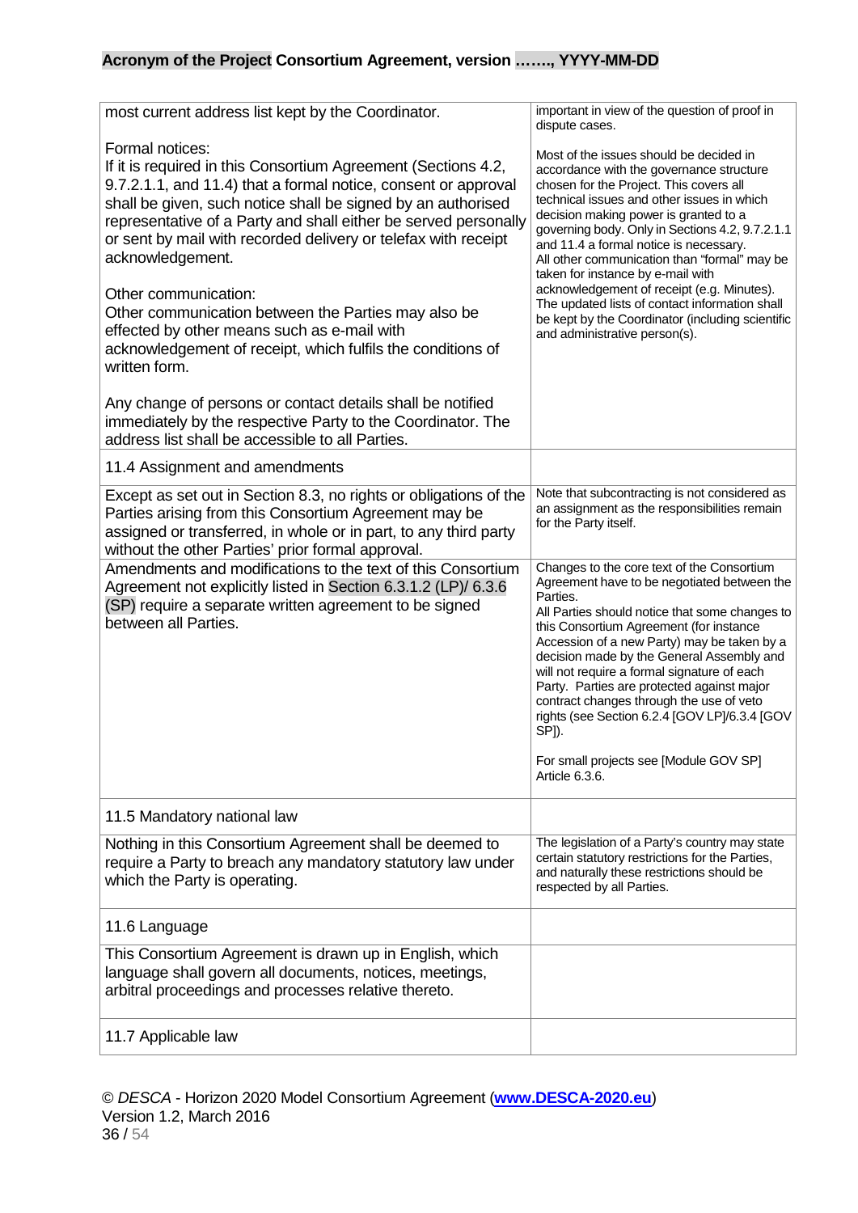| | |
|---|---|
| most current address list kept by the Coordinator.<br><br>Formal notices:<br>If it is required in this Consortium Agreement (Sections 4.2, 9.7.2.1.1, and 11.4) that a formal notice, consent or approval shall be given, such notice shall be signed by an authorised representative of a Party and shall either be served personally or sent by mail with recorded delivery or telefax with receipt acknowledgement.<br><br>Other communication:<br>Other communication between the Parties may also be effected by other means such as e-mail with acknowledgement of receipt, which fulfils the conditions of written form.<br><br>Any change of persons or contact details shall be notified immediately by the respective Party to the Coordinator. The address list shall be accessible to all Parties. | important in view of the question of proof in dispute cases.<br><br>Most of the issues should be decided in accordance with the governance structure chosen for the Project. This covers all technical issues and other issues in which decision making power is granted to a governing body. Only in Sections 4.2, 9.7.2.1.1 and 11.4 a formal notice is necessary.<br>All other communication than "formal" may be taken for instance by e-mail with acknowledgement of receipt (e.g. Minutes).<br>The updated lists of contact information shall be kept by the Coordinator (including scientific and administrative person(s). |
| 11.4 Assignment and amendments | |
| Except as set out in Section 8.3, no rights or obligations of the Parties arising from this Consortium Agreement may be assigned or transferred, in whole or in part, to any third party without the other Parties' prior formal approval. | Note that subcontracting is not considered as an assignment as the responsibilities remain for the Party itself. |
| Amendments and modifications to the text of this Consortium Agreement not explicitly listed in Section 6.3.1.2 (LP)/ 6.3.6 (SP) require a separate written agreement to be signed between all Parties. | Changes to the core text of the Consortium Agreement have to be negotiated between the Parties.<br>All Parties should notice that some changes to this Consortium Agreement (for instance Accession of a new Party) may be taken by a decision made by the General Assembly and will not require a formal signature of each Party. Parties are protected against major contract changes through the use of veto rights (see Section 6.2.4 [GOV LP]/6.3.4 [GOV SP]).<br><br>For small projects see [Module GOV SP] Article 6.3.6. |
| 11.5 Mandatory national law | |
| Nothing in this Consortium Agreement shall be deemed to require a Party to breach any mandatory statutory law under which the Party is operating. | The legislation of a Party's country may state certain statutory restrictions for the Parties, and naturally these restrictions should be respected by all Parties. |
| 11.6 Language | |
| This Consortium Agreement is drawn up in English, which language shall govern all documents, notices, meetings, arbitral proceedings and processes relative thereto. | |
| 11.7 Applicable law | |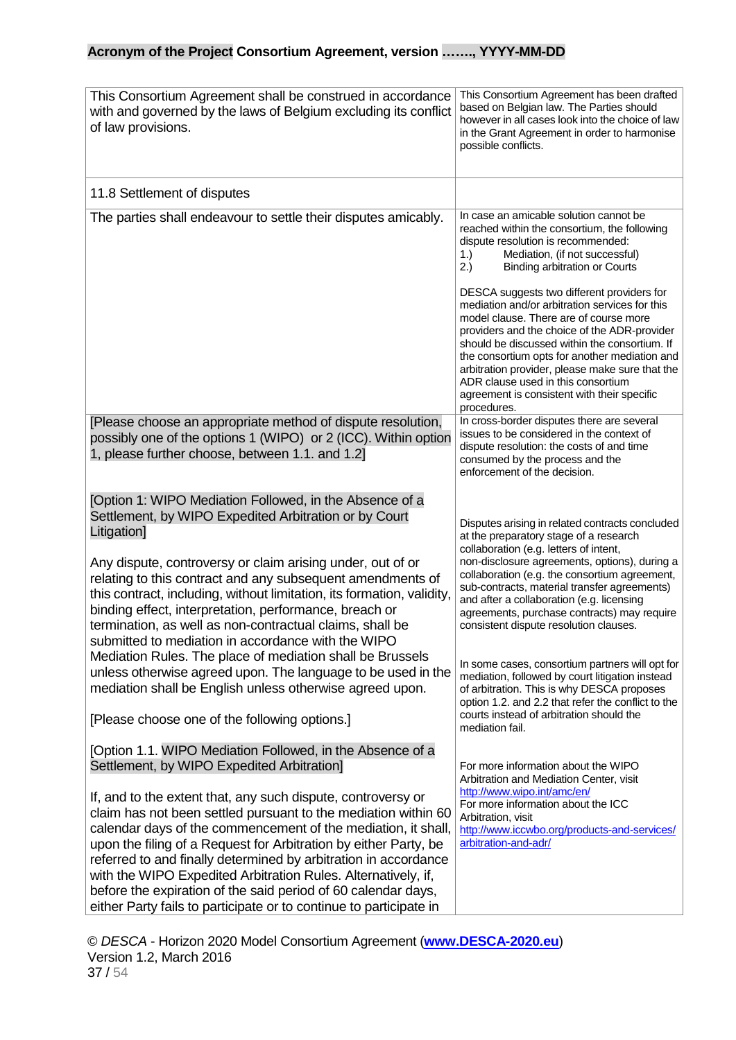| | |
|---|---|
| This Consortium Agreement shall be construed in accordance with and governed by the laws of Belgium excluding its conflict of law provisions. | This Consortium Agreement has been drafted based on Belgian law. The Parties should however in all cases look into the choice of law in the Grant Agreement in order to harmonise possible conflicts. |
| 11.8 Settlement of disputes | |
| The parties shall endeavour to settle their disputes amicably. | In case an amicable solution cannot be reached within the consortium, the following dispute resolution is recommended:<br>1.) Mediation, (if not successful)<br>2.) Binding arbitration or Courts<br><br>DESCA suggests two different providers for mediation and/or arbitration services for this model clause. There are of course more providers and the choice of the ADR-provider should be discussed within the consortium. If the consortium opts for another mediation and arbitration provider, please make sure that the ADR clause used in this consortium agreement is consistent with their specific procedures. |
| [Please choose an appropriate method of dispute resolution, possibly one of the options 1 (WIPO) or 2 (ICC). Within option 1, please further choose, between 1.1. and 1.2]<br><br>[Option 1: WIPO Mediation Followed, in the Absence of a Settlement, by WIPO Expedited Arbitration or by Court Litigation]<br><br>Any dispute, controversy or claim arising under, out of or relating to this contract and any subsequent amendments of this contract, including, without limitation, its formation, validity, binding effect, interpretation, performance, breach or termination, as well as non-contractual claims, shall be submitted to mediation in accordance with the WIPO Mediation Rules. The place of mediation shall be Brussels unless otherwise agreed upon. The language to be used in the mediation shall be English unless otherwise agreed upon.<br><br>[Please choose one of the following options.]<br><br>[Option 1.1. WIPO Mediation Followed, in the Absence of a Settlement, by WIPO Expedited Arbitration]<br><br>If, and to the extent that, any such dispute, controversy or claim has not been settled pursuant to the mediation within 60 calendar days of the commencement of the mediation, it shall, upon the filing of a Request for Arbitration by either Party, be referred to and finally determined by arbitration in accordance with the WIPO Expedited Arbitration Rules. Alternatively, if, before the expiration of the said period of 60 calendar days, either Party fails to participate or to continue to participate in | In cross-border disputes there are several issues to be considered in the context of dispute resolution: the costs of and time consumed by the process and the enforcement of the decision.<br><br>Disputes arising in related contracts concluded at the preparatory stage of a research collaboration (e.g. letters of intent, non-disclosure agreements, options), during a collaboration (e.g. the consortium agreement, sub-contracts, material transfer agreements) and after a collaboration (e.g. licensing agreements, purchase contracts) may require consistent dispute resolution clauses.<br><br>In some cases, consortium partners will opt for mediation, followed by court litigation instead of arbitration. This is why DESCA proposes option 1.2. and 2.2 that refer the conflict to the courts instead of arbitration should the mediation fail.<br><br>For more information about the WIPO Arbitration and Mediation Center, visit http://www.wipo.int/amc/en/<br>For more information about the ICC Arbitration, visit http://www.iccwbo.org/products-and-services/arbitration-and-adr/ |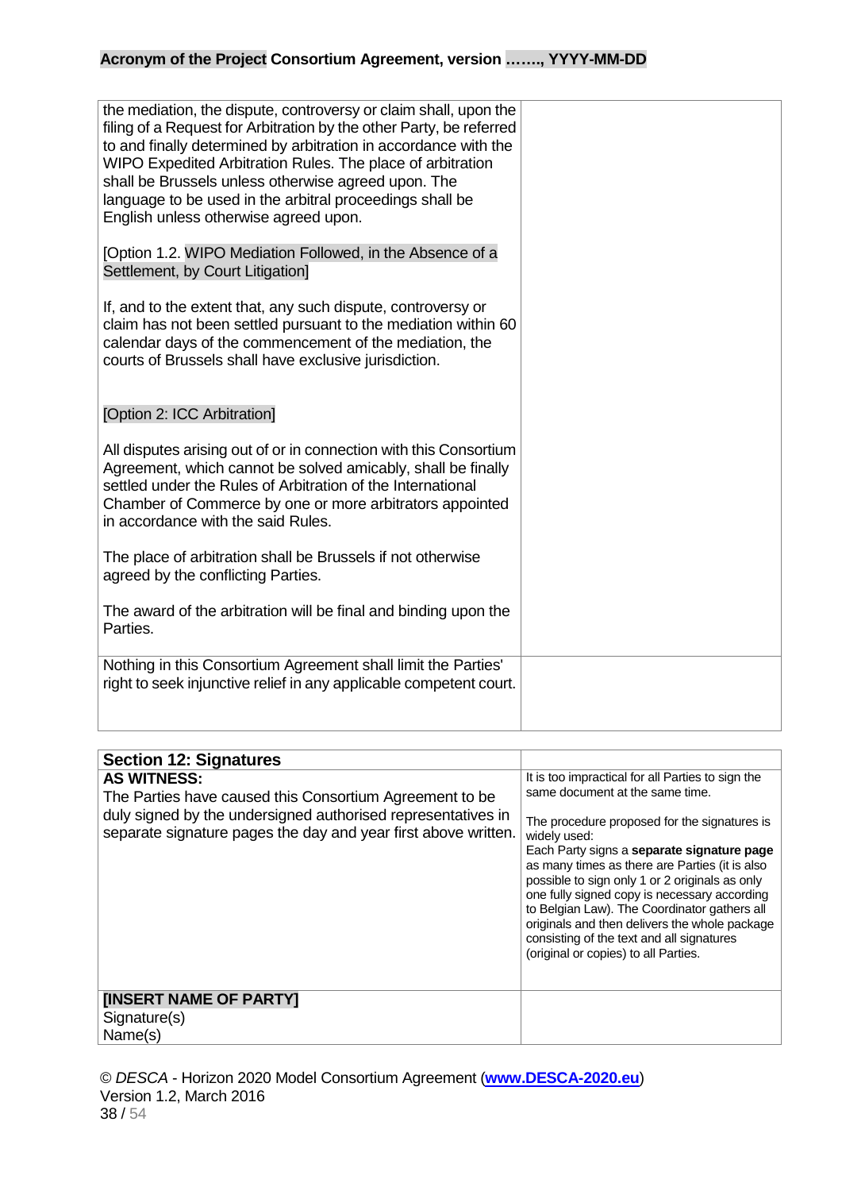| | |
|---|---|
| the mediation, the dispute, controversy or claim shall, upon the filing of a Request for Arbitration by the other Party, be referred to and finally determined by arbitration in accordance with the WIPO Expedited Arbitration Rules. The place of arbitration shall be Brussels unless otherwise agreed upon. The language to be used in the arbitral proceedings shall be English unless otherwise agreed upon.<br><br>[Option 1.2. WIPO Mediation Followed, in the Absence of a Settlement, by Court Litigation]<br><br>If, and to the extent that, any such dispute, controversy or claim has not been settled pursuant to the mediation within 60 calendar days of the commencement of the mediation, the courts of Brussels shall have exclusive jurisdiction.<br><br>[Option 2: ICC Arbitration]<br><br>All disputes arising out of or in connection with this Consortium Agreement, which cannot be solved amicably, shall be finally settled under the Rules of Arbitration of the International Chamber of Commerce by one or more arbitrators appointed in accordance with the said Rules.<br><br>The place of arbitration shall be Brussels if not otherwise agreed by the conflicting Parties.<br><br>The award of the arbitration will be final and binding upon the Parties. | |
| Nothing in this Consortium Agreement shall limit the Parties' right to seek injunctive relief in any applicable competent court. | |

| **Section 12: Signatures** | |
|---|---|
| **AS WITNESS:**<br>The Parties have caused this Consortium Agreement to be duly signed by the undersigned authorised representatives in separate signature pages the day and year first above written. | It is too impractical for all Parties to sign the same document at the same time.<br><br>The procedure proposed for the signatures is widely used:<br>Each Party signs a **separate signature page** as many times as there are Parties (it is also possible to sign only 1 or 2 originals as only one fully signed copy is necessary according to Belgian Law). The Coordinator gathers all originals and then delivers the whole package consisting of the text and all signatures (original or copies) to all Parties. |
| **[INSERT NAME OF PARTY]**<br>Signature(s)<br>Name(s) | |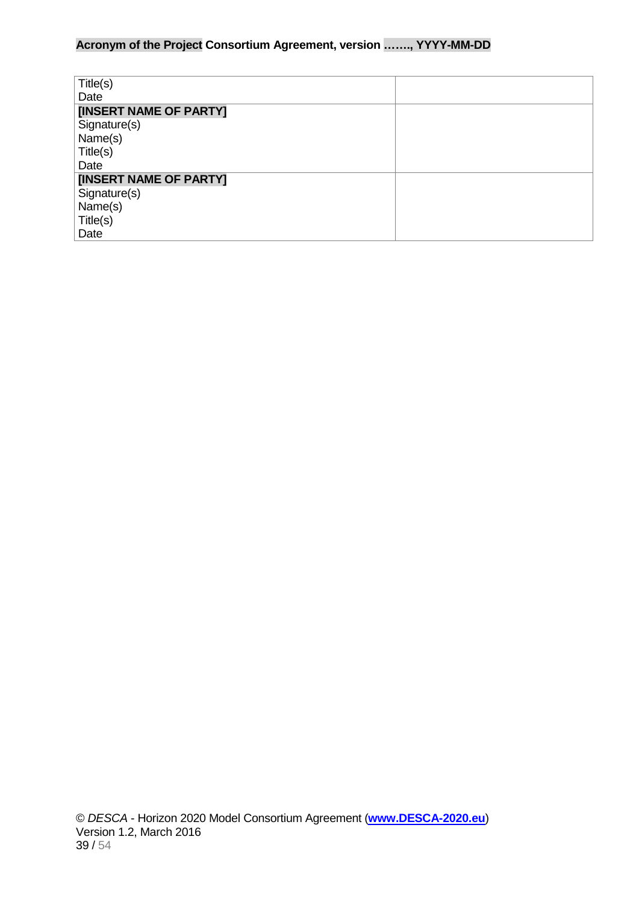| | |
|---|---|
| Title(s)<br>Date | |
| **[INSERT NAME OF PARTY]**<br>Signature(s)<br>Name(s)<br>Title(s)<br>Date | |
| **[INSERT NAME OF PARTY]**<br>Signature(s)<br>Name(s)<br>Title(s)<br>Date | |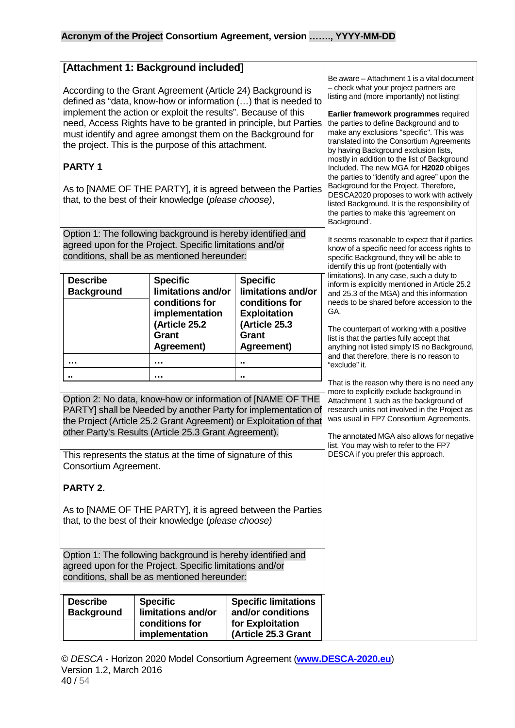## [Attachment 1: Background included]

According to the Grant Agreement (Article 24) Background is defined as "data, know-how or information (…) that is needed to implement the action or exploit the results". Because of this need, Access Rights have to be granted in principle, but Parties must identify and agree amongst them on the Background for the project. This is the purpose of this attachment.

**PARTY 1**

As to [NAME OF THE PARTY], it is agreed between the Parties that, to the best of their knowledge (*please choose)*,

Option 1: The following background is hereby identified and agreed upon for the Project. Specific limitations and/or conditions, shall be as mentioned hereunder:

| Describe Background | Specific limitations and/or conditions for implementation (Article 25.2 Grant Agreement) | Specific limitations and/or conditions for Exploitation (Article 25.3 Grant Agreement) |
|---|---|---|
| … | … | .. |
| .. | … | .. |

Option 2: No data, know-how or information of [NAME OF THE PARTY] shall be Needed by another Party for implementation of the Project (Article 25.2 Grant Agreement) or Exploitation of that other Party's Results (Article 25.3 Grant Agreement).

This represents the status at the time of signature of this Consortium Agreement.

**PARTY 2.**

As to [NAME OF THE PARTY], it is agreed between the Parties that, to the best of their knowledge (*please choose)*

Option 1: The following background is hereby identified and agreed upon for the Project. Specific limitations and/or conditions, shall be as mentioned hereunder:

| Describe Background | Specific limitations and/or conditions for implementation | Specific limitations and/or conditions for Exploitation (Article 25.3 Grant |
|---|---|---|

Be aware – Attachment 1 is a vital document – check what your project partners are listing and (more importantly) not listing!

**Earlier framework programmes** required the parties to define Background and to make any exclusions "specific". This was translated into the Consortium Agreements by having Background exclusion lists, mostly in addition to the list of Background Included. The new MGA for **H2020** obliges the parties to "identify and agree" upon the Background for the Project. Therefore, DESCA2020 proposes to work with actively listed Background. It is the responsibility of the parties to make this 'agreement on Background'.

It seems reasonable to expect that if parties know of a specific need for access rights to specific Background, they will be able to identify this up front (potentially with limitations). In any case, such a duty to inform is explicitly mentioned in Article 25.2 and 25.3 of the MGA) and this information needs to be shared before accession to the GA.

The counterpart of working with a positive list is that the parties fully accept that anything not listed simply IS no Background, and that therefore, there is no reason to "exclude" it.

That is the reason why there is no need any more to explicitly exclude background in Attachment 1 such as the background of research units not involved in the Project as was usual in FP7 Consortium Agreements.

The annotated MGA also allows for negative list. You may wish to refer to the FP7 DESCA if you prefer this approach.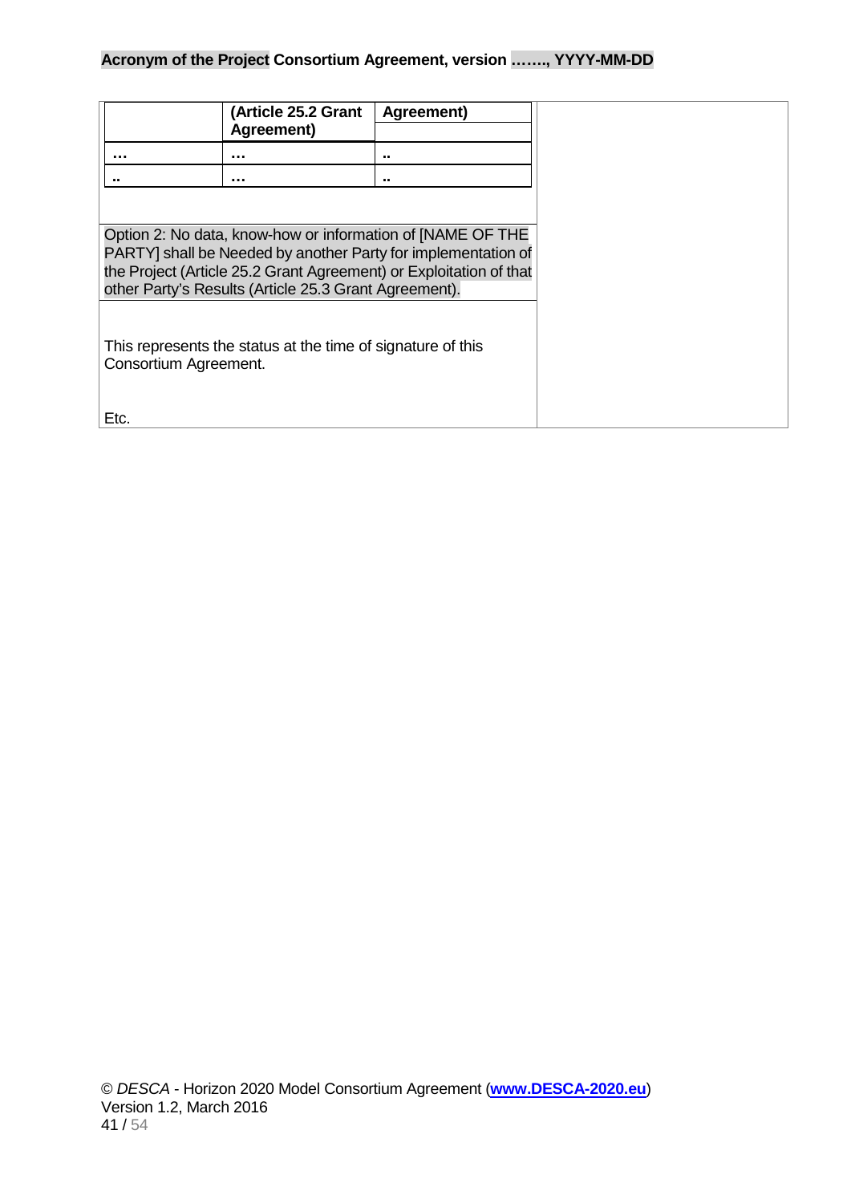| | (Article 25.2 Grant Agreement) | Agreement) |
|---|---|---|
| … | … | .. |
| .. | … | .. |

Option 2: No data, know-how or information of [NAME OF THE PARTY] shall be Needed by another Party for implementation of the Project (Article 25.2 Grant Agreement) or Exploitation of that other Party's Results (Article 25.3 Grant Agreement).

This represents the status at the time of signature of this Consortium Agreement.

Etc.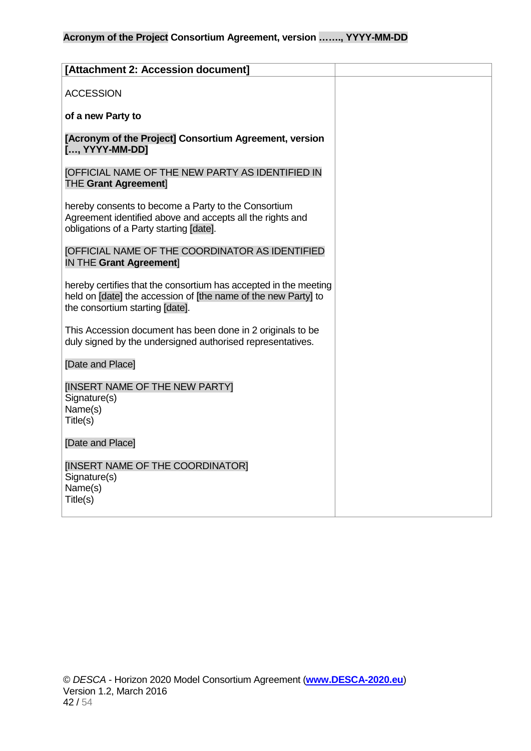**[Attachment 2: Accession document]**

ACCESSION

**of a new Party to**

**[Acronym of the Project] Consortium Agreement, version [..., YYYY-MM-DD]**

[OFFICIAL NAME OF THE NEW PARTY AS IDENTIFIED IN THE **Grant Agreement**]

hereby consents to become a Party to the Consortium Agreement identified above and accepts all the rights and obligations of a Party starting [date].

[OFFICIAL NAME OF THE COORDINATOR AS IDENTIFIED IN THE **Grant Agreement**]

hereby certifies that the consortium has accepted in the meeting held on [date] the accession of [the name of the new Party] to the consortium starting [date].

This Accession document has been done in 2 originals to be duly signed by the undersigned authorised representatives.

[Date and Place]

[INSERT NAME OF THE NEW PARTY]
Signature(s)
Name(s)
Title(s)

[Date and Place]

[INSERT NAME OF THE COORDINATOR]
Signature(s)
Name(s)
Title(s)

© *DESCA* - Horizon 2020 Model Consortium Agreement (**www.DESCA-2020.eu**)
Version 1.2, March 2016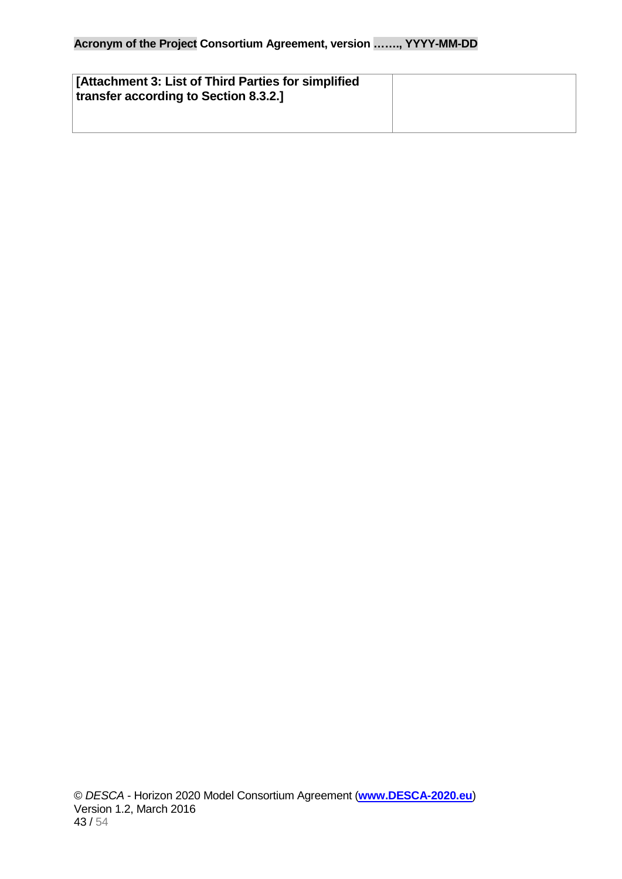| **[Attachment 3: List of Third Parties for simplified transfer according to Section 8.3.2.]** | |
|---|---|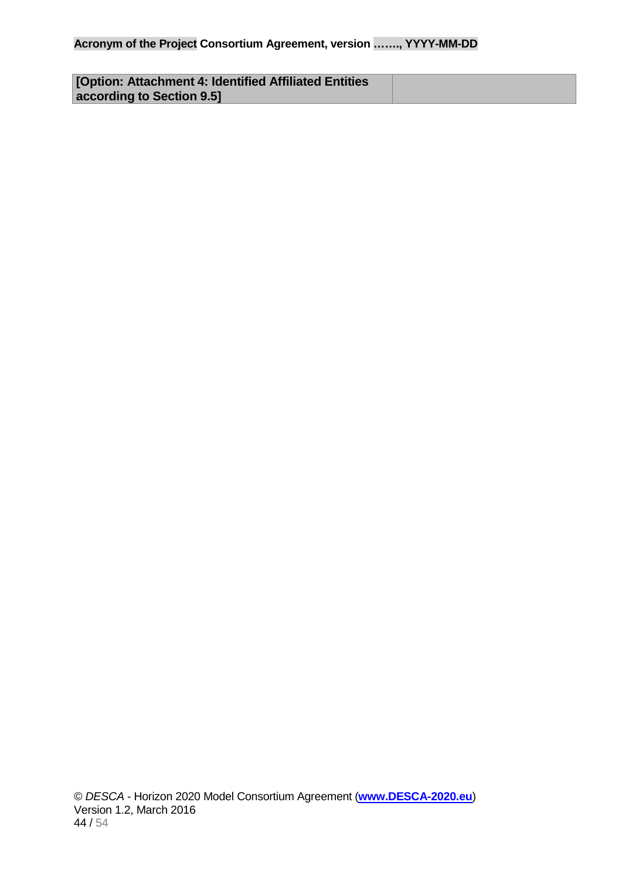| [Option: Attachment 4: Identified Affiliated Entities according to Section 9.5] | |
|---|---|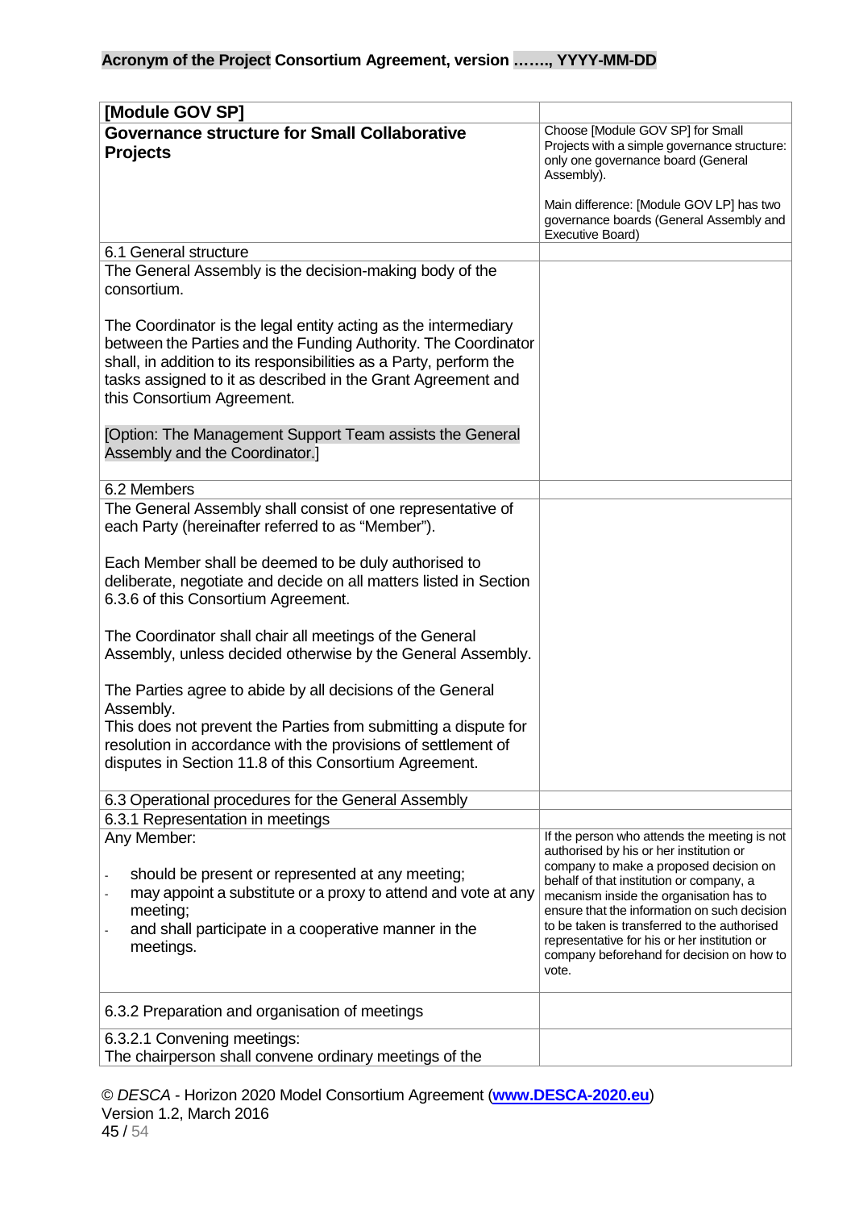| [Module GOV SP] | |
|---|---|
| **Governance structure for Small Collaborative Projects** | Choose [Module GOV SP] for Small Projects with a simple governance structure: only one governance board (General Assembly).<br><br>Main difference: [Module GOV LP] has two governance boards (General Assembly and Executive Board) |
| 6.1 General structure | |
| The General Assembly is the decision-making body of the consortium.<br><br>The Coordinator is the legal entity acting as the intermediary between the Parties and the Funding Authority. The Coordinator shall, in addition to its responsibilities as a Party, perform the tasks assigned to it as described in the Grant Agreement and this Consortium Agreement.<br><br>[Option: The Management Support Team assists the General Assembly and the Coordinator.] | |
| 6.2 Members | |
| The General Assembly shall consist of one representative of each Party (hereinafter referred to as "Member").<br><br>Each Member shall be deemed to be duly authorised to deliberate, negotiate and decide on all matters listed in Section 6.3.6 of this Consortium Agreement.<br><br>The Coordinator shall chair all meetings of the General Assembly, unless decided otherwise by the General Assembly.<br><br>The Parties agree to abide by all decisions of the General Assembly.<br>This does not prevent the Parties from submitting a dispute for resolution in accordance with the provisions of settlement of disputes in Section 11.8 of this Consortium Agreement. | |
| 6.3 Operational procedures for the General Assembly | |
| 6.3.1 Representation in meetings | |
| Any Member:<br><br>- should be present or represented at any meeting;<br>- may appoint a substitute or a proxy to attend and vote at any meeting;<br>- and shall participate in a cooperative manner in the meetings. | If the person who attends the meeting is not authorised by his or her institution or company to make a proposed decision on behalf of that institution or company, a mecanism inside the organisation has to ensure that the information on such decision to be taken is transferred to the authorised representative for his or her institution or company beforehand for decision on how to vote. |
| 6.3.2 Preparation and organisation of meetings | |
| 6.3.2.1 Convening meetings:<br>The chairperson shall convene ordinary meetings of the | |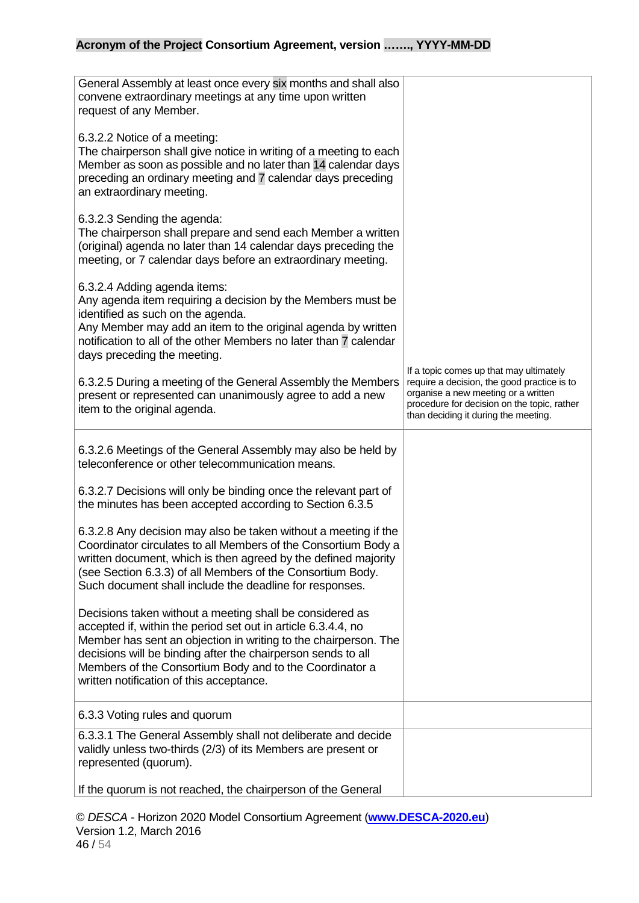| | |
|---|---|
| General Assembly at least once every six months and shall also convene extraordinary meetings at any time upon written request of any Member.<br><br>6.3.2.2 Notice of a meeting:<br>The chairperson shall give notice in writing of a meeting to each Member as soon as possible and no later than 14 calendar days preceding an ordinary meeting and 7 calendar days preceding an extraordinary meeting.<br><br>6.3.2.3 Sending the agenda:<br>The chairperson shall prepare and send each Member a written (original) agenda no later than 14 calendar days preceding the meeting, or 7 calendar days before an extraordinary meeting.<br><br>6.3.2.4 Adding agenda items:<br>Any agenda item requiring a decision by the Members must be identified as such on the agenda.<br>Any Member may add an item to the original agenda by written notification to all of the other Members no later than 7 calendar days preceding the meeting.<br><br>6.3.2.5 During a meeting of the General Assembly the Members present or represented can unanimously agree to add a new item to the original agenda. | If a topic comes up that may ultimately require a decision, the good practice is to organise a new meeting or a written procedure for decision on the topic, rather than deciding it during the meeting. |
| 6.3.2.6 Meetings of the General Assembly may also be held by teleconference or other telecommunication means.<br><br>6.3.2.7 Decisions will only be binding once the relevant part of the minutes has been accepted according to Section 6.3.5<br><br>6.3.2.8 Any decision may also be taken without a meeting if the Coordinator circulates to all Members of the Consortium Body a written document, which is then agreed by the defined majority (see Section 6.3.3) of all Members of the Consortium Body. Such document shall include the deadline for responses.<br><br>Decisions taken without a meeting shall be considered as accepted if, within the period set out in article 6.3.4.4, no Member has sent an objection in writing to the chairperson. The decisions will be binding after the chairperson sends to all Members of the Consortium Body and to the Coordinator a written notification of this acceptance. | |
| 6.3.3 Voting rules and quorum | |
| 6.3.3.1 The General Assembly shall not deliberate and decide validly unless two-thirds (2/3) of its Members are present or represented (quorum).<br><br>If the quorum is not reached, the chairperson of the General | |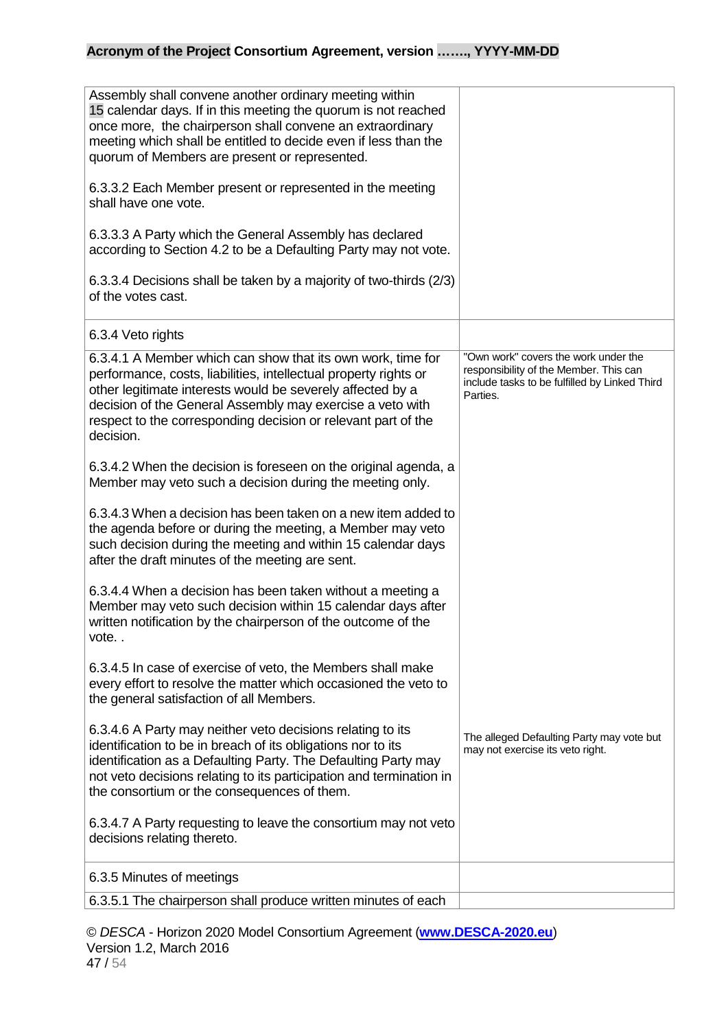| | |
|---|---|
| Assembly shall convene another ordinary meeting within 15 calendar days. If in this meeting the quorum is not reached once more, the chairperson shall convene an extraordinary meeting which shall be entitled to decide even if less than the quorum of Members are present or represented.<br><br>6.3.3.2 Each Member present or represented in the meeting shall have one vote.<br><br>6.3.3.3 A Party which the General Assembly has declared according to Section 4.2 to be a Defaulting Party may not vote.<br><br>6.3.3.4 Decisions shall be taken by a majority of two-thirds (2/3) of the votes cast. | |
| 6.3.4 Veto rights | |
| 6.3.4.1 A Member which can show that its own work, time for performance, costs, liabilities, intellectual property rights or other legitimate interests would be severely affected by a decision of the General Assembly may exercise a veto with respect to the corresponding decision or relevant part of the decision.<br><br>6.3.4.2 When the decision is foreseen on the original agenda, a Member may veto such a decision during the meeting only.<br><br>6.3.4.3 When a decision has been taken on a new item added to the agenda before or during the meeting, a Member may veto such decision during the meeting and within 15 calendar days after the draft minutes of the meeting are sent.<br><br>6.3.4.4 When a decision has been taken without a meeting a Member may veto such decision within 15 calendar days after written notification by the chairperson of the outcome of the vote. .<br><br>6.3.4.5 In case of exercise of veto, the Members shall make every effort to resolve the matter which occasioned the veto to the general satisfaction of all Members.<br><br>6.3.4.6 A Party may neither veto decisions relating to its identification to be in breach of its obligations nor to its identification as a Defaulting Party. The Defaulting Party may not veto decisions relating to its participation and termination in the consortium or the consequences of them.<br><br>6.3.4.7 A Party requesting to leave the consortium may not veto decisions relating thereto. | "Own work" covers the work under the responsibility of the Member. This can include tasks to be fulfilled by Linked Third Parties.<br><br>The alleged Defaulting Party may vote but may not exercise its veto right. |
| 6.3.5 Minutes of meetings | |
| 6.3.5.1 The chairperson shall produce written minutes of each | |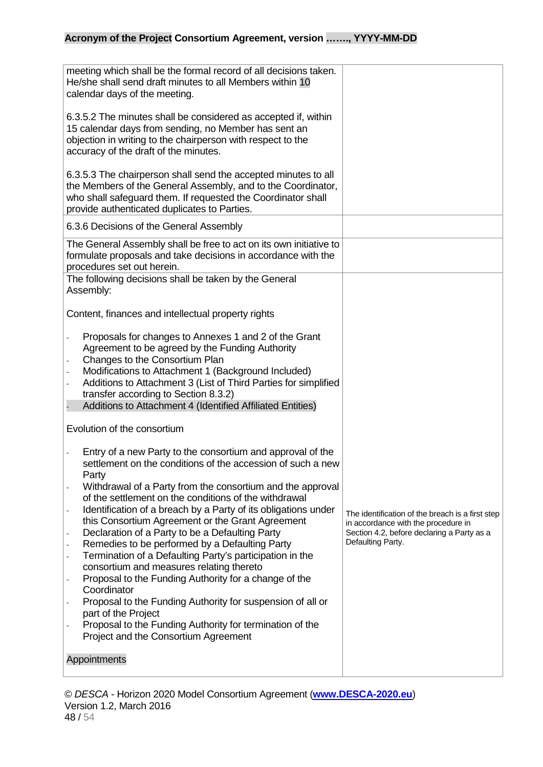| | |
|---|---|
| meeting which shall be the formal record of all decisions taken. He/she shall send draft minutes to all Members within 10 calendar days of the meeting.<br><br>6.3.5.2 The minutes shall be considered as accepted if, within 15 calendar days from sending, no Member has sent an objection in writing to the chairperson with respect to the accuracy of the draft of the minutes.<br><br>6.3.5.3 The chairperson shall send the accepted minutes to all the Members of the General Assembly, and to the Coordinator, who shall safeguard them. If requested the Coordinator shall provide authenticated duplicates to Parties. | |
| 6.3.6 Decisions of the General Assembly | |
| The General Assembly shall be free to act on its own initiative to formulate proposals and take decisions in accordance with the procedures set out herein. | |
| The following decisions shall be taken by the General Assembly:<br><br>Content, finances and intellectual property rights<br><br>- Proposals for changes to Annexes 1 and 2 of the Grant Agreement to be agreed by the Funding Authority<br>- Changes to the Consortium Plan<br>- Modifications to Attachment 1 (Background Included)<br>- Additions to Attachment 3 (List of Third Parties for simplified transfer according to Section 8.3.2)<br>- Additions to Attachment 4 (Identified Affiliated Entities)<br><br>Evolution of the consortium<br><br>- Entry of a new Party to the consortium and approval of the settlement on the conditions of the accession of such a new Party<br>- Withdrawal of a Party from the consortium and the approval of the settlement on the conditions of the withdrawal<br>- Identification of a breach by a Party of its obligations under this Consortium Agreement or the Grant Agreement<br>- Declaration of a Party to be a Defaulting Party<br>- Remedies to be performed by a Defaulting Party<br>- Termination of a Defaulting Party's participation in the consortium and measures relating thereto<br>- Proposal to the Funding Authority for a change of the Coordinator<br>- Proposal to the Funding Authority for suspension of all or part of the Project<br>- Proposal to the Funding Authority for termination of the Project and the Consortium Agreement<br><br>Appointments | The identification of the breach is a first step in accordance with the procedure in Section 4.2, before declaring a Party as a Defaulting Party. |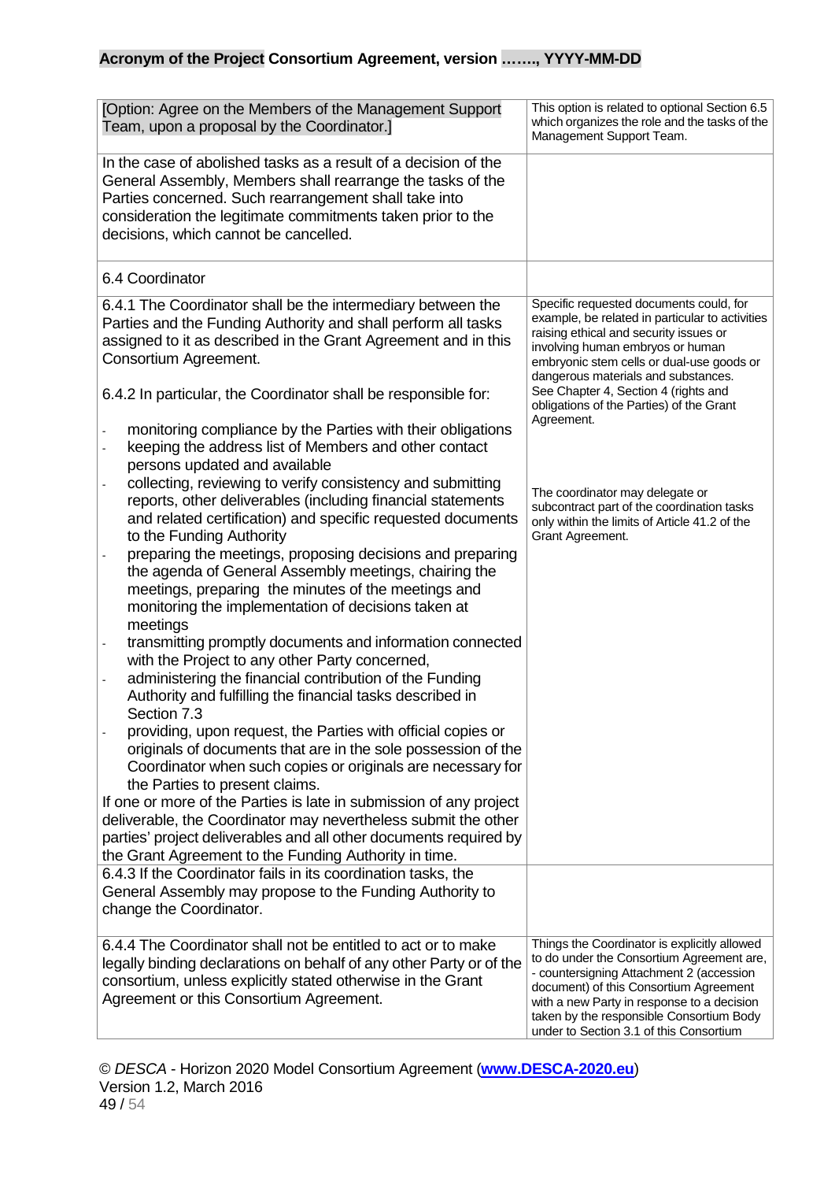| | |
|---|---|
| [Option: Agree on the Members of the Management Support Team, upon a proposal by the Coordinator.] | This option is related to optional Section 6.5 which organizes the role and the tasks of the Management Support Team. |
| In the case of abolished tasks as a result of a decision of the General Assembly, Members shall rearrange the tasks of the Parties concerned. Such rearrangement shall take into consideration the legitimate commitments taken prior to the decisions, which cannot be cancelled. | |
| 6.4 Coordinator | |
| 6.4.1 The Coordinator shall be the intermediary between the Parties and the Funding Authority and shall perform all tasks assigned to it as described in the Grant Agreement and in this Consortium Agreement.<br><br>6.4.2 In particular, the Coordinator shall be responsible for:<br><br>- monitoring compliance by the Parties with their obligations<br>- keeping the address list of Members and other contact persons updated and available<br>- collecting, reviewing to verify consistency and submitting reports, other deliverables (including financial statements and related certification) and specific requested documents to the Funding Authority<br>- preparing the meetings, proposing decisions and preparing the agenda of General Assembly meetings, chairing the meetings, preparing the minutes of the meetings and monitoring the implementation of decisions taken at meetings<br>- transmitting promptly documents and information connected with the Project to any other Party concerned,<br>- administering the financial contribution of the Funding Authority and fulfilling the financial tasks described in Section 7.3<br>- providing, upon request, the Parties with official copies or originals of documents that are in the sole possession of the Coordinator when such copies or originals are necessary for the Parties to present claims.<br><br>If one or more of the Parties is late in submission of any project deliverable, the Coordinator may nevertheless submit the other parties' project deliverables and all other documents required by the Grant Agreement to the Funding Authority in time. | Specific requested documents could, for example, be related in particular to activities raising ethical and security issues or involving human embryos or human embryonic stem cells or dual-use goods or dangerous materials and substances. See Chapter 4, Section 4 (rights and obligations of the Parties) of the Grant Agreement.<br><br>The coordinator may delegate or subcontract part of the coordination tasks only within the limits of Article 41.2 of the Grant Agreement. |
| 6.4.3 If the Coordinator fails in its coordination tasks, the General Assembly may propose to the Funding Authority to change the Coordinator. | |
| 6.4.4 The Coordinator shall not be entitled to act or to make legally binding declarations on behalf of any other Party or of the consortium, unless explicitly stated otherwise in the Grant Agreement or this Consortium Agreement. | Things the Coordinator is explicitly allowed to do under the Consortium Agreement are,<br>- countersigning Attachment 2 (accession document) of this Consortium Agreement with a new Party in response to a decision taken by the responsible Consortium Body under to Section 3.1 of this Consortium |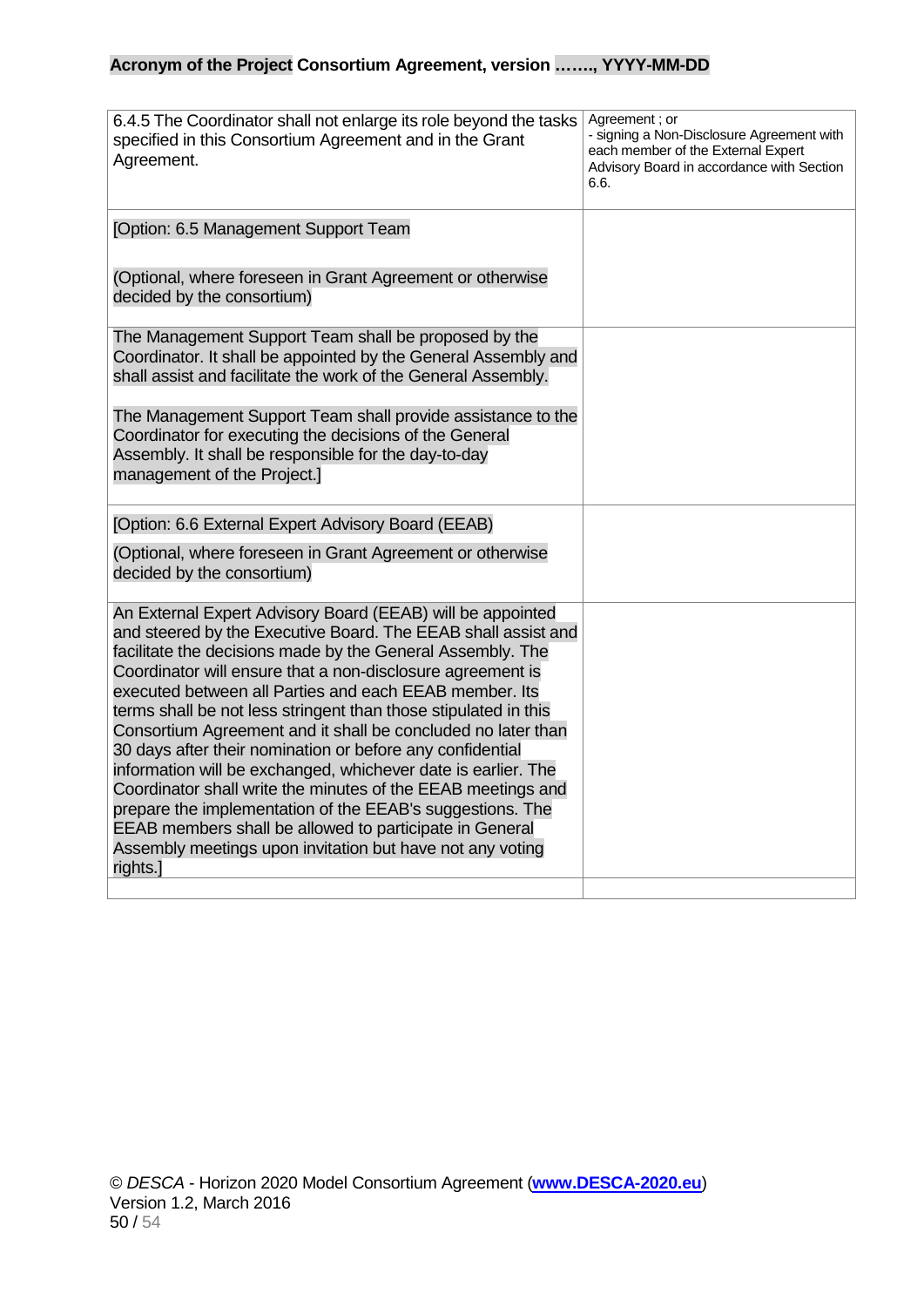| | |
|---|---|
| 6.4.5 The Coordinator shall not enlarge its role beyond the tasks specified in this Consortium Agreement and in the Grant Agreement. | Agreement ; or<br>- signing a Non-Disclosure Agreement with each member of the External Expert Advisory Board in accordance with Section 6.6. |
| [Option: 6.5 Management Support Team<br><br>(Optional, where foreseen in Grant Agreement or otherwise decided by the consortium) | |
| The Management Support Team shall be proposed by the Coordinator. It shall be appointed by the General Assembly and shall assist and facilitate the work of the General Assembly.<br><br>The Management Support Team shall provide assistance to the Coordinator for executing the decisions of the General Assembly. It shall be responsible for the day-to-day management of the Project.] | |
| [Option: 6.6 External Expert Advisory Board (EEAB)<br><br>(Optional, where foreseen in Grant Agreement or otherwise decided by the consortium) | |
| An External Expert Advisory Board (EEAB) will be appointed and steered by the Executive Board. The EEAB shall assist and facilitate the decisions made by the General Assembly. The Coordinator will ensure that a non-disclosure agreement is executed between all Parties and each EEAB member. Its terms shall be not less stringent than those stipulated in this Consortium Agreement and it shall be concluded no later than 30 days after their nomination or before any confidential information will be exchanged, whichever date is earlier. The Coordinator shall write the minutes of the EEAB meetings and prepare the implementation of the EEAB's suggestions. The EEAB members shall be allowed to participate in General Assembly meetings upon invitation but have not any voting rights.] | |
| | |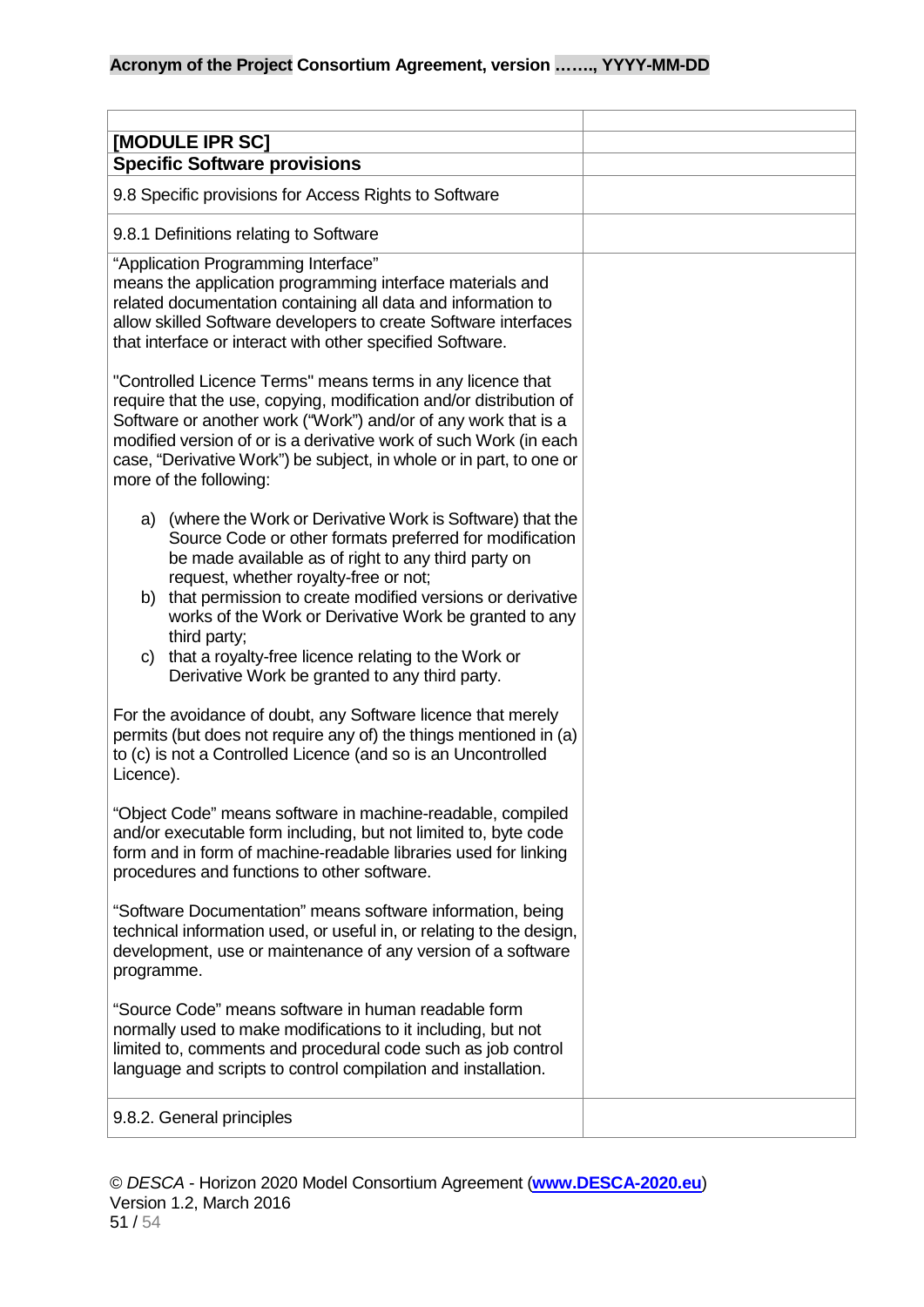| | |
|---|---|
| **[MODULE IPR SC]** | |
| **Specific Software provisions** | |
| 9.8 Specific provisions for Access Rights to Software | |
| 9.8.1 Definitions relating to Software | |
| "Application Programming Interface" means the application programming interface materials and related documentation containing all data and information to allow skilled Software developers to create Software interfaces that interface or interact with other specified Software.<br><br>"Controlled Licence Terms" means terms in any licence that require that the use, copying, modification and/or distribution of Software or another work ("Work") and/or of any work that is a modified version of or is a derivative work of such Work (in each case, "Derivative Work") be subject, in whole or in part, to one or more of the following:<br><br>a) (where the Work or Derivative Work is Software) that the Source Code or other formats preferred for modification be made available as of right to any third party on request, whether royalty-free or not;<br>b) that permission to create modified versions or derivative works of the Work or Derivative Work be granted to any third party;<br>c) that a royalty-free licence relating to the Work or Derivative Work be granted to any third party.<br><br>For the avoidance of doubt, any Software licence that merely permits (but does not require any of) the things mentioned in (a) to (c) is not a Controlled Licence (and so is an Uncontrolled Licence).<br><br>"Object Code" means software in machine-readable, compiled and/or executable form including, but not limited to, byte code form and in form of machine-readable libraries used for linking procedures and functions to other software.<br><br>"Software Documentation" means software information, being technical information used, or useful in, or relating to the design, development, use or maintenance of any version of a software programme.<br><br>"Source Code" means software in human readable form normally used to make modifications to it including, but not limited to, comments and procedural code such as job control language and scripts to control compilation and installation. | |
| 9.8.2. General principles | |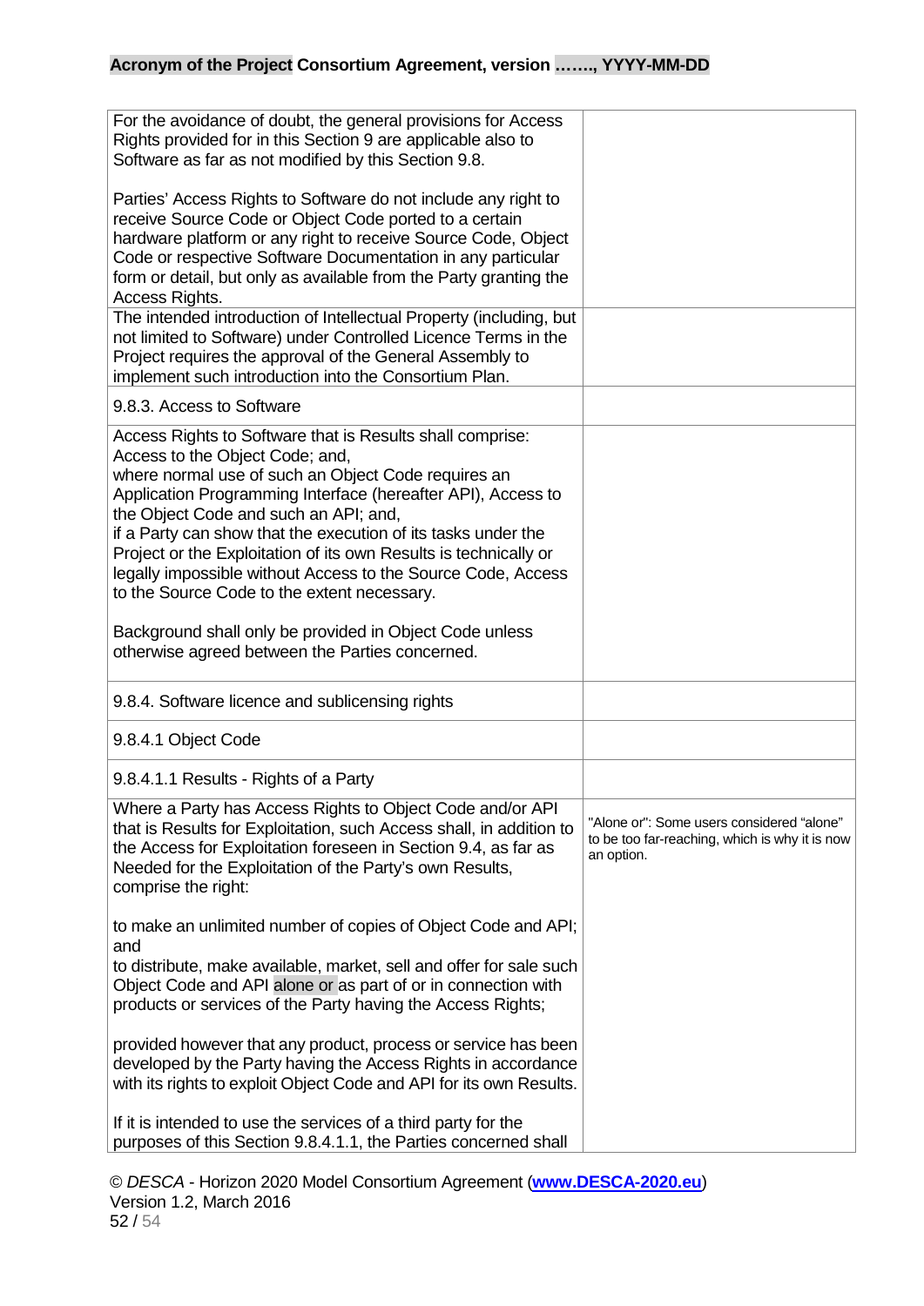| | |
|---|---|
| For the avoidance of doubt, the general provisions for Access Rights provided for in this Section 9 are applicable also to Software as far as not modified by this Section 9.8.<br><br>Parties' Access Rights to Software do not include any right to receive Source Code or Object Code ported to a certain hardware platform or any right to receive Source Code, Object Code or respective Software Documentation in any particular form or detail, but only as available from the Party granting the Access Rights. | |
| The intended introduction of Intellectual Property (including, but not limited to Software) under Controlled Licence Terms in the Project requires the approval of the General Assembly to implement such introduction into the Consortium Plan. | |
| 9.8.3. Access to Software | |
| Access Rights to Software that is Results shall comprise:<br>Access to the Object Code; and,<br>where normal use of such an Object Code requires an Application Programming Interface (hereafter API), Access to the Object Code and such an API; and,<br>if a Party can show that the execution of its tasks under the Project or the Exploitation of its own Results is technically or legally impossible without Access to the Source Code, Access to the Source Code to the extent necessary.<br><br>Background shall only be provided in Object Code unless otherwise agreed between the Parties concerned. | |
| 9.8.4. Software licence and sublicensing rights | |
| 9.8.4.1 Object Code | |
| 9.8.4.1.1 Results - Rights of a Party | |
| Where a Party has Access Rights to Object Code and/or API that is Results for Exploitation, such Access shall, in addition to the Access for Exploitation foreseen in Section 9.4, as far as Needed for the Exploitation of the Party's own Results, comprise the right:<br><br>to make an unlimited number of copies of Object Code and API; and<br>to distribute, make available, market, sell and offer for sale such Object Code and API alone or as part of or in connection with products or services of the Party having the Access Rights;<br><br>provided however that any product, process or service has been developed by the Party having the Access Rights in accordance with its rights to exploit Object Code and API for its own Results.<br><br>If it is intended to use the services of a third party for the purposes of this Section 9.8.4.1.1, the Parties concerned shall | "Alone or": Some users considered "alone" to be too far-reaching, which is why it is now an option. |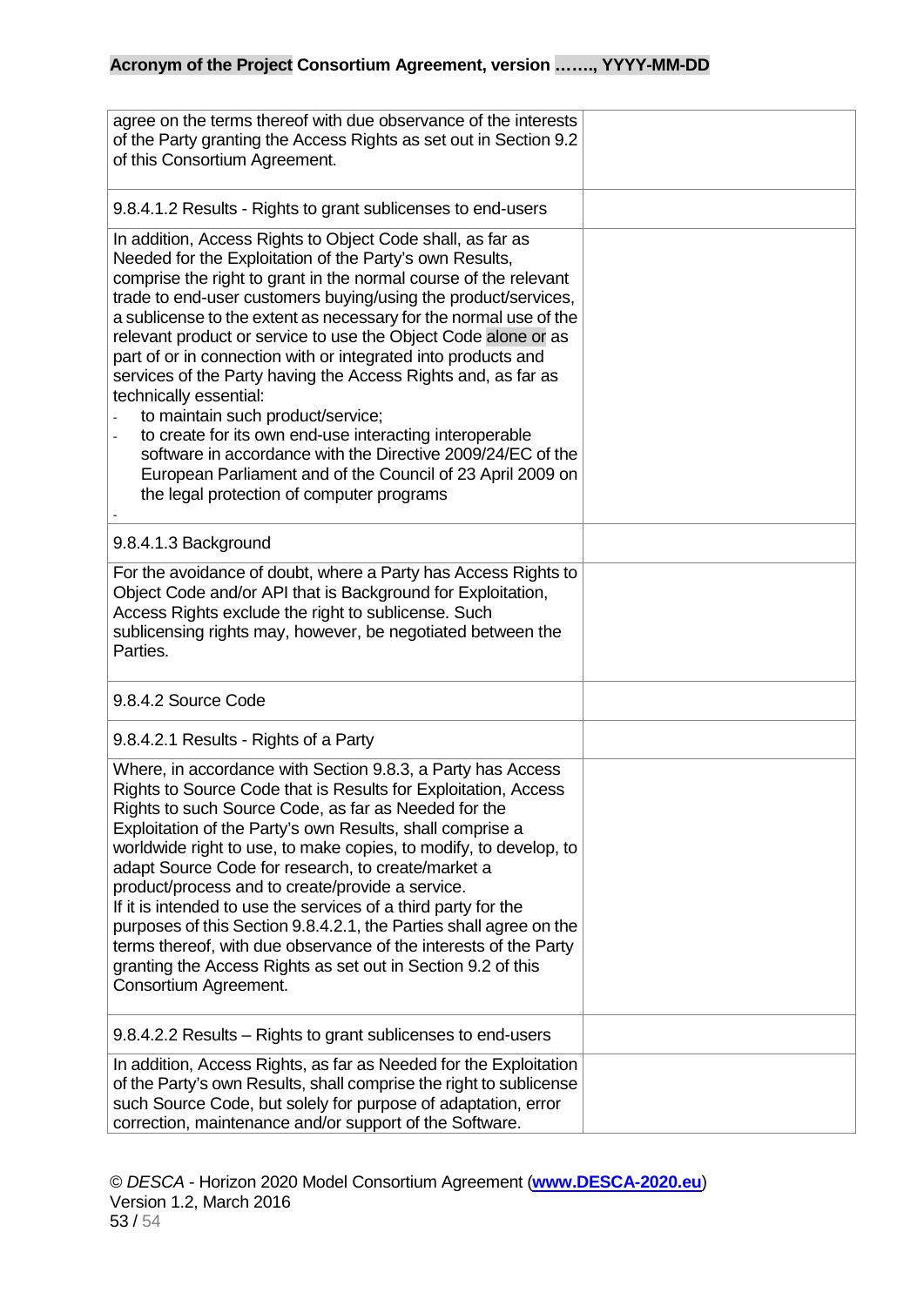| | |
|---|---|
| agree on the terms thereof with due observance of the interests of the Party granting the Access Rights as set out in Section 9.2 of this Consortium Agreement. | |
| 9.8.4.1.2 Results - Rights to grant sublicenses to end-users | |
| In addition, Access Rights to Object Code shall, as far as Needed for the Exploitation of the Party's own Results, comprise the right to grant in the normal course of the relevant trade to end-user customers buying/using the product/services, a sublicense to the extent as necessary for the normal use of the relevant product or service to use the Object Code alone or as part of or in connection with or integrated into products and services of the Party having the Access Rights and, as far as technically essential:<br>- to maintain such product/service;<br>- to create for its own end-use interacting interoperable software in accordance with the Directive 2009/24/EC of the European Parliament and of the Council of 23 April 2009 on the legal protection of computer programs<br>- | |
| 9.8.4.1.3 Background | |
| For the avoidance of doubt, where a Party has Access Rights to Object Code and/or API that is Background for Exploitation, Access Rights exclude the right to sublicense. Such sublicensing rights may, however, be negotiated between the Parties. | |
| 9.8.4.2 Source Code | |
| 9.8.4.2.1 Results - Rights of a Party | |
| Where, in accordance with Section 9.8.3, a Party has Access Rights to Source Code that is Results for Exploitation, Access Rights to such Source Code, as far as Needed for the Exploitation of the Party's own Results, shall comprise a worldwide right to use, to make copies, to modify, to develop, to adapt Source Code for research, to create/market a product/process and to create/provide a service.<br>If it is intended to use the services of a third party for the purposes of this Section 9.8.4.2.1, the Parties shall agree on the terms thereof, with due observance of the interests of the Party granting the Access Rights as set out in Section 9.2 of this Consortium Agreement. | |
| 9.8.4.2.2 Results – Rights to grant sublicenses to end-users | |
| In addition, Access Rights, as far as Needed for the Exploitation of the Party's own Results, shall comprise the right to sublicense such Source Code, but solely for purpose of adaptation, error correction, maintenance and/or support of the Software. | |

© *DESCA* - Horizon 2020 Model Consortium Agreement (**www.DESCA-2020.eu**)
Version 1.2, March 2016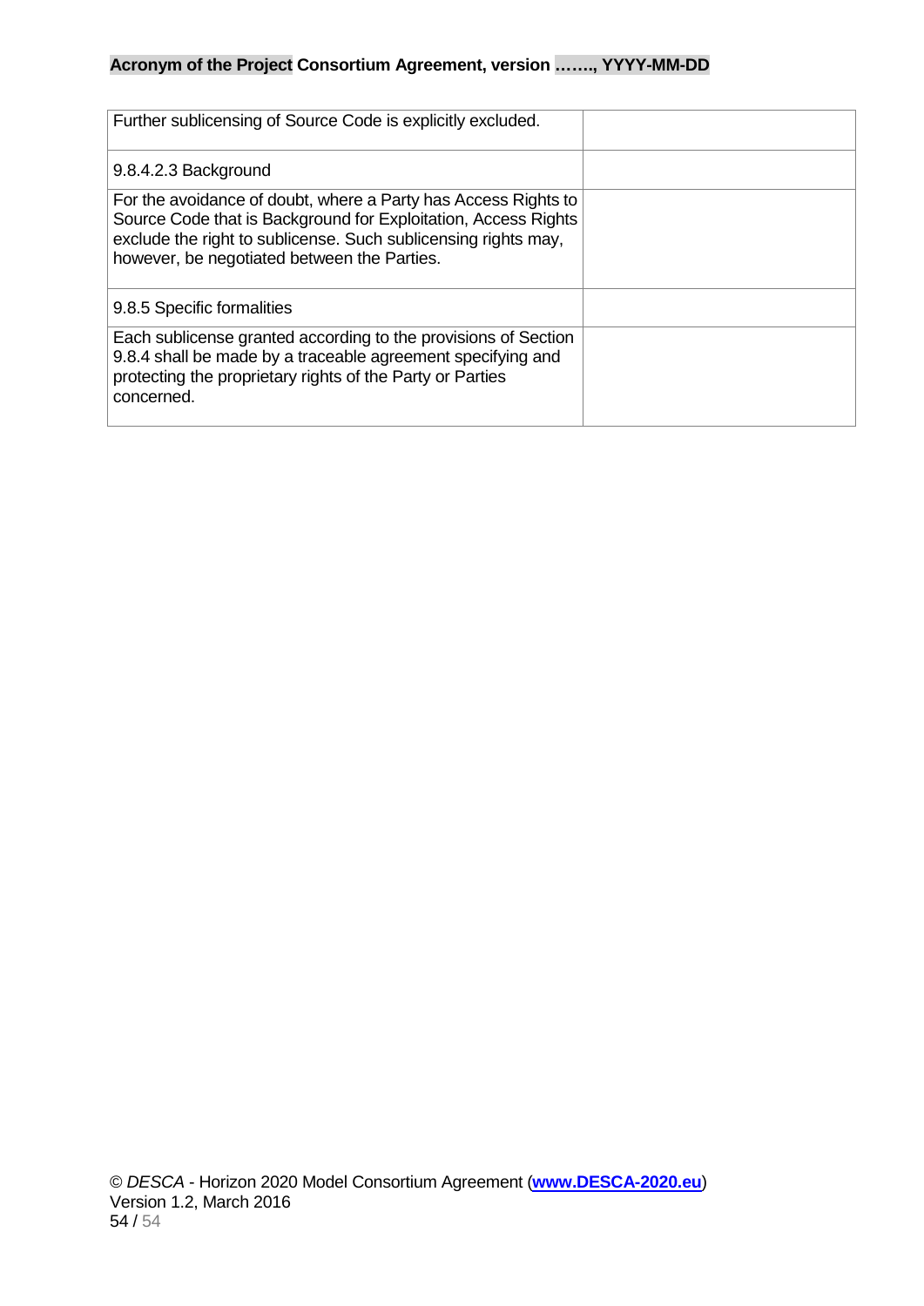| | |
|---|---|
| Further sublicensing of Source Code is explicitly excluded. | |
| 9.8.4.2.3 Background | |
| For the avoidance of doubt, where a Party has Access Rights to Source Code that is Background for Exploitation, Access Rights exclude the right to sublicense. Such sublicensing rights may, however, be negotiated between the Parties. | |
| 9.8.5 Specific formalities | |
| Each sublicense granted according to the provisions of Section 9.8.4 shall be made by a traceable agreement specifying and protecting the proprietary rights of the Party or Parties concerned. | |